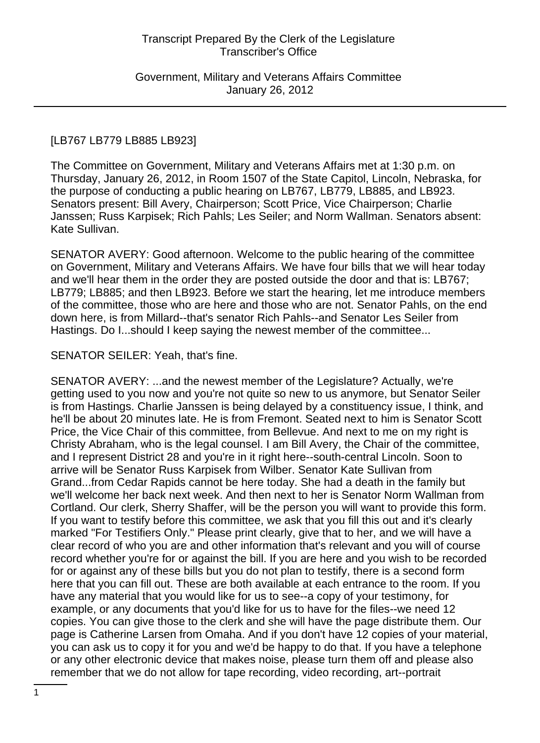[LB767 LB779 LB885 LB923]

The Committee on Government, Military and Veterans Affairs met at 1:30 p.m. on Thursday, January 26, 2012, in Room 1507 of the State Capitol, Lincoln, Nebraska, for the purpose of conducting a public hearing on LB767, LB779, LB885, and LB923. Senators present: Bill Avery, Chairperson; Scott Price, Vice Chairperson; Charlie Janssen; Russ Karpisek; Rich Pahls; Les Seiler; and Norm Wallman. Senators absent: Kate Sullivan.

SENATOR AVERY: Good afternoon. Welcome to the public hearing of the committee on Government, Military and Veterans Affairs. We have four bills that we will hear today and we'll hear them in the order they are posted outside the door and that is: LB767; LB779; LB885; and then LB923. Before we start the hearing, let me introduce members of the committee, those who are here and those who are not. Senator Pahls, on the end down here, is from Millard--that's senator Rich Pahls--and Senator Les Seiler from Hastings. Do I...should I keep saying the newest member of the committee...

SENATOR SEILER: Yeah, that's fine.

SENATOR AVERY: ...and the newest member of the Legislature? Actually, we're getting used to you now and you're not quite so new to us anymore, but Senator Seiler is from Hastings. Charlie Janssen is being delayed by a constituency issue, I think, and he'll be about 20 minutes late. He is from Fremont. Seated next to him is Senator Scott Price, the Vice Chair of this committee, from Bellevue. And next to me on my right is Christy Abraham, who is the legal counsel. I am Bill Avery, the Chair of the committee, and I represent District 28 and you're in it right here--south-central Lincoln. Soon to arrive will be Senator Russ Karpisek from Wilber. Senator Kate Sullivan from Grand...from Cedar Rapids cannot be here today. She had a death in the family but we'll welcome her back next week. And then next to her is Senator Norm Wallman from Cortland. Our clerk, Sherry Shaffer, will be the person you will want to provide this form. If you want to testify before this committee, we ask that you fill this out and it's clearly marked "For Testifiers Only." Please print clearly, give that to her, and we will have a clear record of who you are and other information that's relevant and you will of course record whether you're for or against the bill. If you are here and you wish to be recorded for or against any of these bills but you do not plan to testify, there is a second form here that you can fill out. These are both available at each entrance to the room. If you have any material that you would like for us to see--a copy of your testimony, for example, or any documents that you'd like for us to have for the files--we need 12 copies. You can give those to the clerk and she will have the page distribute them. Our page is Catherine Larsen from Omaha. And if you don't have 12 copies of your material, you can ask us to copy it for you and we'd be happy to do that. If you have a telephone or any other electronic device that makes noise, please turn them off and please also remember that we do not allow for tape recording, video recording, art--portrait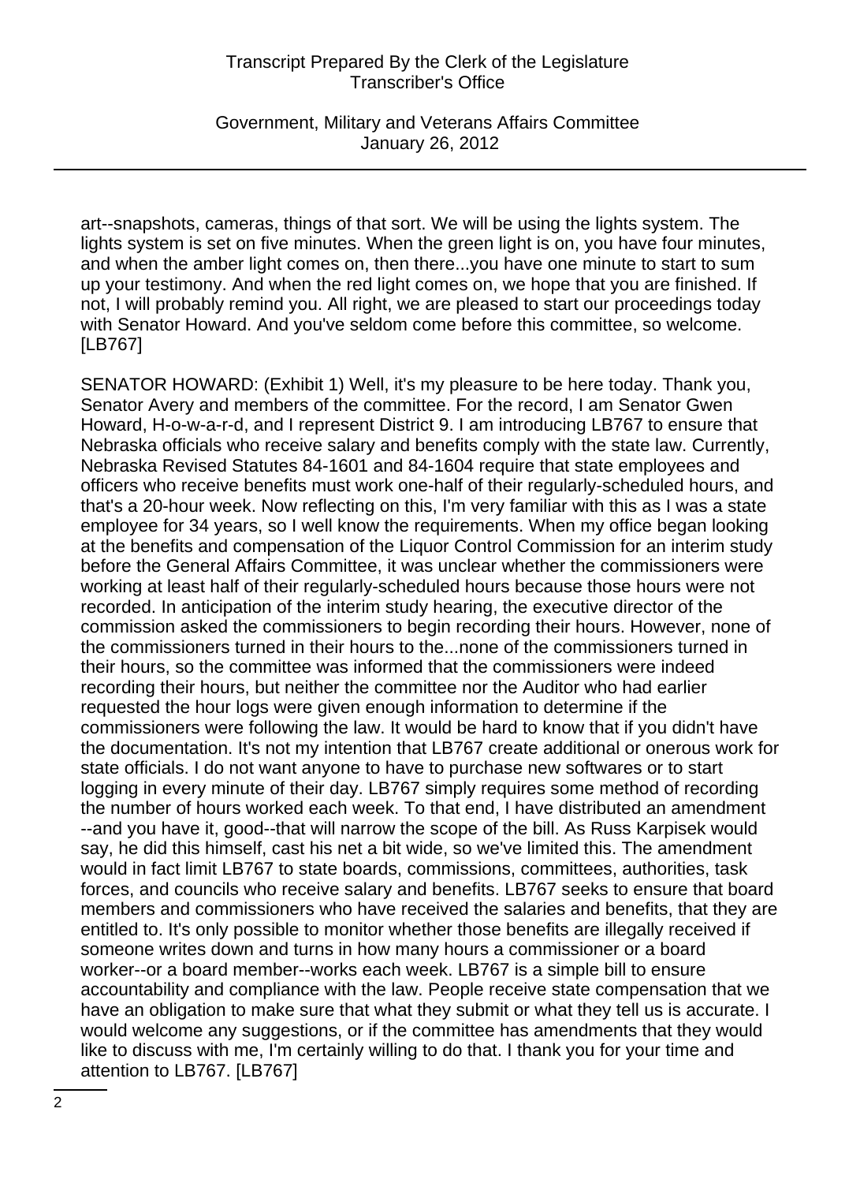art--snapshots, cameras, things of that sort. We will be using the lights system. The lights system is set on five minutes. When the green light is on, you have four minutes, and when the amber light comes on, then there...you have one minute to start to sum up your testimony. And when the red light comes on, we hope that you are finished. If not, I will probably remind you. All right, we are pleased to start our proceedings today with Senator Howard. And you've seldom come before this committee, so welcome. [LB767]

SENATOR HOWARD: (Exhibit 1) Well, it's my pleasure to be here today. Thank you, Senator Avery and members of the committee. For the record, I am Senator Gwen Howard, H-o-w-a-r-d, and I represent District 9. I am introducing LB767 to ensure that Nebraska officials who receive salary and benefits comply with the state law. Currently, Nebraska Revised Statutes 84-1601 and 84-1604 require that state employees and officers who receive benefits must work one-half of their regularly-scheduled hours, and that's a 20-hour week. Now reflecting on this, I'm very familiar with this as I was a state employee for 34 years, so I well know the requirements. When my office began looking at the benefits and compensation of the Liquor Control Commission for an interim study before the General Affairs Committee, it was unclear whether the commissioners were working at least half of their regularly-scheduled hours because those hours were not recorded. In anticipation of the interim study hearing, the executive director of the commission asked the commissioners to begin recording their hours. However, none of the commissioners turned in their hours to the...none of the commissioners turned in their hours, so the committee was informed that the commissioners were indeed recording their hours, but neither the committee nor the Auditor who had earlier requested the hour logs were given enough information to determine if the commissioners were following the law. It would be hard to know that if you didn't have the documentation. It's not my intention that LB767 create additional or onerous work for state officials. I do not want anyone to have to purchase new softwares or to start logging in every minute of their day. LB767 simply requires some method of recording the number of hours worked each week. To that end, I have distributed an amendment --and you have it, good--that will narrow the scope of the bill. As Russ Karpisek would say, he did this himself, cast his net a bit wide, so we've limited this. The amendment would in fact limit LB767 to state boards, commissions, committees, authorities, task forces, and councils who receive salary and benefits. LB767 seeks to ensure that board members and commissioners who have received the salaries and benefits, that they are entitled to. It's only possible to monitor whether those benefits are illegally received if someone writes down and turns in how many hours a commissioner or a board worker--or a board member--works each week. LB767 is a simple bill to ensure accountability and compliance with the law. People receive state compensation that we have an obligation to make sure that what they submit or what they tell us is accurate. I would welcome any suggestions, or if the committee has amendments that they would like to discuss with me, I'm certainly willing to do that. I thank you for your time and attention to LB767. [LB767]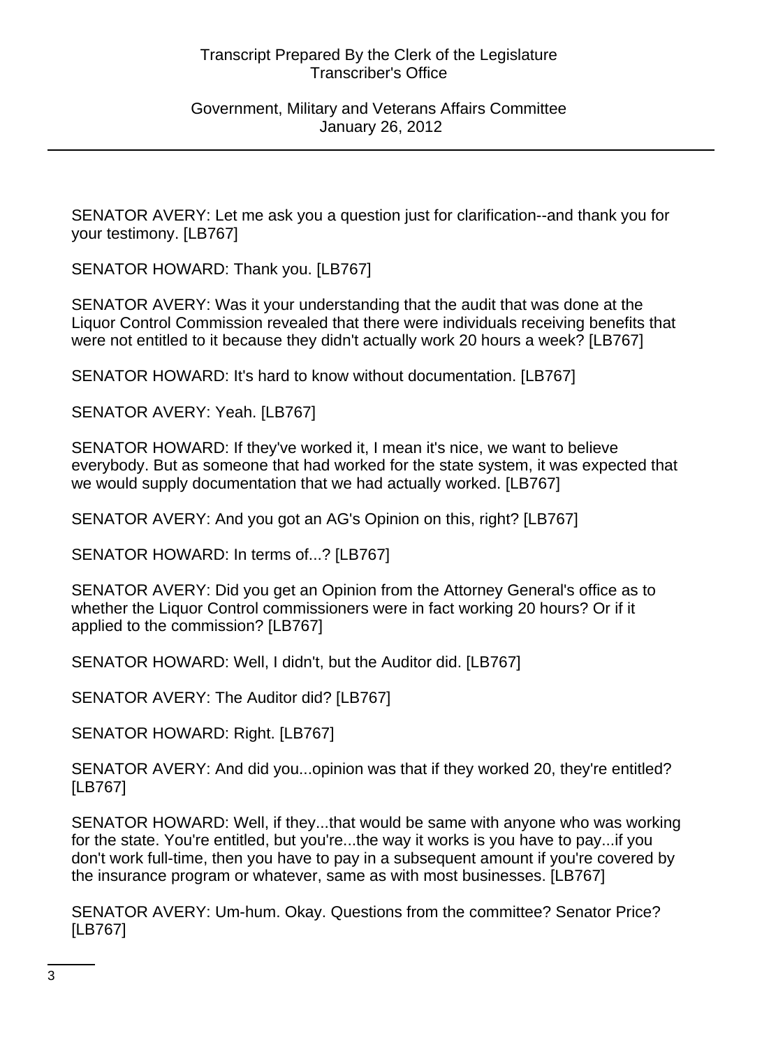SENATOR AVERY: Let me ask you a question just for clarification--and thank you for your testimony. [LB767]

SENATOR HOWARD: Thank you. [LB767]

SENATOR AVERY: Was it your understanding that the audit that was done at the Liquor Control Commission revealed that there were individuals receiving benefits that were not entitled to it because they didn't actually work 20 hours a week? [LB767]

SENATOR HOWARD: It's hard to know without documentation. [LB767]

SENATOR AVERY: Yeah. [LB767]

SENATOR HOWARD: If they've worked it, I mean it's nice, we want to believe everybody. But as someone that had worked for the state system, it was expected that we would supply documentation that we had actually worked. [LB767]

SENATOR AVERY: And you got an AG's Opinion on this, right? [LB767]

SENATOR HOWARD: In terms of...? [LB767]

SENATOR AVERY: Did you get an Opinion from the Attorney General's office as to whether the Liquor Control commissioners were in fact working 20 hours? Or if it applied to the commission? [LB767]

SENATOR HOWARD: Well, I didn't, but the Auditor did. [LB767]

SENATOR AVERY: The Auditor did? [LB767]

SENATOR HOWARD: Right. [LB767]

SENATOR AVERY: And did you...opinion was that if they worked 20, they're entitled? [LB767]

SENATOR HOWARD: Well, if they...that would be same with anyone who was working for the state. You're entitled, but you're...the way it works is you have to pay...if you don't work full-time, then you have to pay in a subsequent amount if you're covered by the insurance program or whatever, same as with most businesses. [LB767]

SENATOR AVERY: Um-hum. Okay. Questions from the committee? Senator Price? [LB767]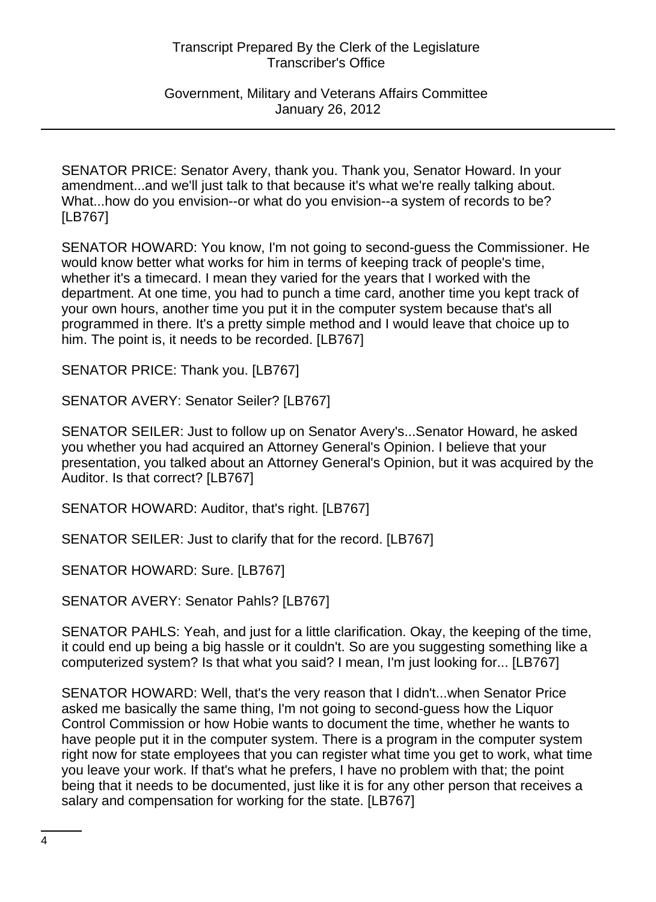SENATOR PRICE: Senator Avery, thank you. Thank you, Senator Howard. In your amendment...and we'll just talk to that because it's what we're really talking about. What...how do you envision--or what do you envision--a system of records to be? [LB767]

SENATOR HOWARD: You know, I'm not going to second-guess the Commissioner. He would know better what works for him in terms of keeping track of people's time, whether it's a timecard. I mean they varied for the years that I worked with the department. At one time, you had to punch a time card, another time you kept track of your own hours, another time you put it in the computer system because that's all programmed in there. It's a pretty simple method and I would leave that choice up to him. The point is, it needs to be recorded. [LB767]

SENATOR PRICE: Thank you. [LB767]

SENATOR AVERY: Senator Seiler? [LB767]

SENATOR SEILER: Just to follow up on Senator Avery's...Senator Howard, he asked you whether you had acquired an Attorney General's Opinion. I believe that your presentation, you talked about an Attorney General's Opinion, but it was acquired by the Auditor. Is that correct? [LB767]

SENATOR HOWARD: Auditor, that's right. [LB767]

SENATOR SEILER: Just to clarify that for the record. [LB767]

SENATOR HOWARD: Sure. [LB767]

SENATOR AVERY: Senator Pahls? [LB767]

SENATOR PAHLS: Yeah, and just for a little clarification. Okay, the keeping of the time, it could end up being a big hassle or it couldn't. So are you suggesting something like a computerized system? Is that what you said? I mean, I'm just looking for... [LB767]

SENATOR HOWARD: Well, that's the very reason that I didn't...when Senator Price asked me basically the same thing, I'm not going to second-guess how the Liquor Control Commission or how Hobie wants to document the time, whether he wants to have people put it in the computer system. There is a program in the computer system right now for state employees that you can register what time you get to work, what time you leave your work. If that's what he prefers, I have no problem with that; the point being that it needs to be documented, just like it is for any other person that receives a salary and compensation for working for the state. [LB767]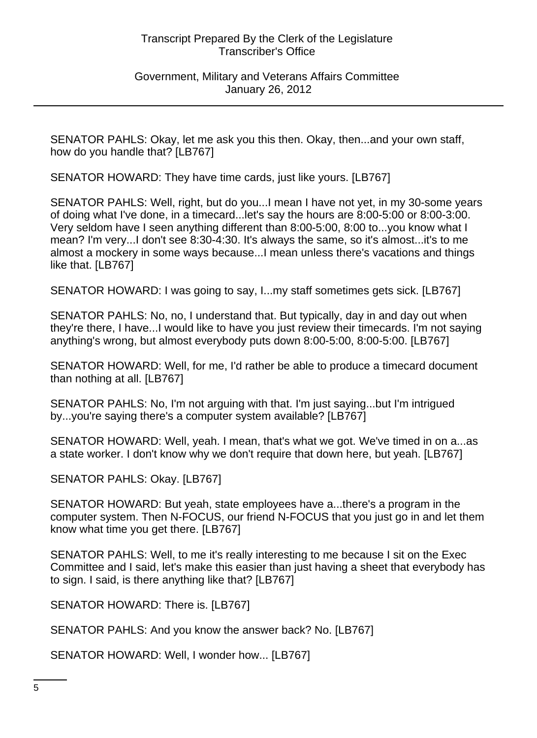SENATOR PAHLS: Okay, let me ask you this then. Okay, then...and your own staff, how do you handle that? [LB767]

SENATOR HOWARD: They have time cards, just like yours. [LB767]

SENATOR PAHLS: Well, right, but do you...I mean I have not yet, in my 30-some years of doing what I've done, in a timecard...let's say the hours are 8:00-5:00 or 8:00-3:00. Very seldom have I seen anything different than 8:00-5:00, 8:00 to...you know what I mean? I'm very...I don't see 8:30-4:30. It's always the same, so it's almost...it's to me almost a mockery in some ways because...I mean unless there's vacations and things like that. [LB767]

SENATOR HOWARD: I was going to say, I...my staff sometimes gets sick. [LB767]

SENATOR PAHLS: No, no, I understand that. But typically, day in and day out when they're there, I have...I would like to have you just review their timecards. I'm not saying anything's wrong, but almost everybody puts down 8:00-5:00, 8:00-5:00. [LB767]

SENATOR HOWARD: Well, for me, I'd rather be able to produce a timecard document than nothing at all. [LB767]

SENATOR PAHLS: No, I'm not arguing with that. I'm just saying...but I'm intrigued by...you're saying there's a computer system available? [LB767]

SENATOR HOWARD: Well, yeah. I mean, that's what we got. We've timed in on a...as a state worker. I don't know why we don't require that down here, but yeah. [LB767]

SENATOR PAHLS: Okay. [LB767]

SENATOR HOWARD: But yeah, state employees have a...there's a program in the computer system. Then N-FOCUS, our friend N-FOCUS that you just go in and let them know what time you get there. [LB767]

SENATOR PAHLS: Well, to me it's really interesting to me because I sit on the Exec Committee and I said, let's make this easier than just having a sheet that everybody has to sign. I said, is there anything like that? [LB767]

SENATOR HOWARD: There is. [LB767]

SENATOR PAHLS: And you know the answer back? No. [LB767]

SENATOR HOWARD: Well, I wonder how... [LB767]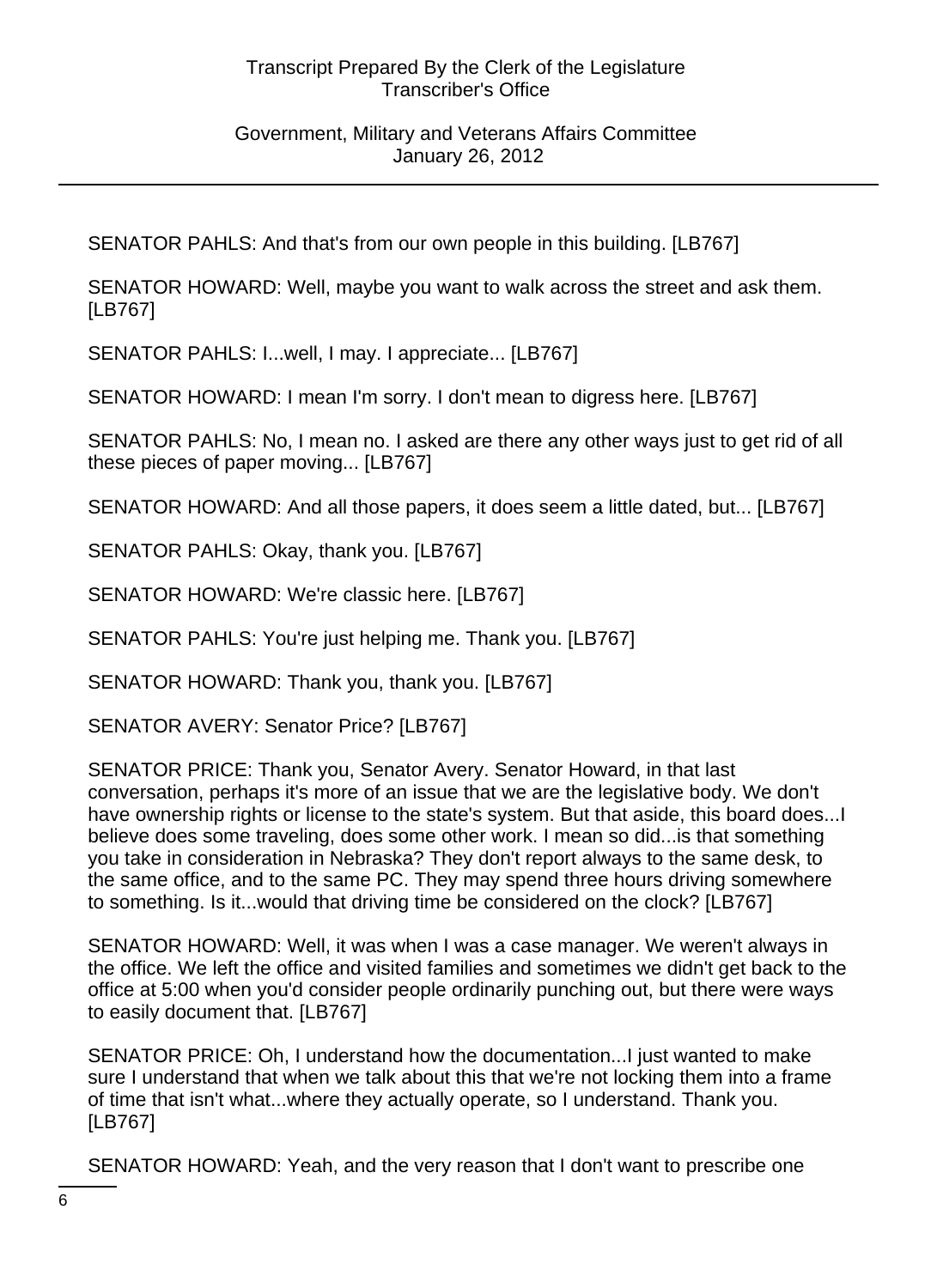SENATOR PAHLS: And that's from our own people in this building. [LB767]

SENATOR HOWARD: Well, maybe you want to walk across the street and ask them. [LB767]

SENATOR PAHLS: I...well, I may. I appreciate... [LB767]

SENATOR HOWARD: I mean I'm sorry. I don't mean to digress here. [LB767]

SENATOR PAHLS: No, I mean no. I asked are there any other ways just to get rid of all these pieces of paper moving... [LB767]

SENATOR HOWARD: And all those papers, it does seem a little dated, but... [LB767]

SENATOR PAHLS: Okay, thank you. [LB767]

SENATOR HOWARD: We're classic here. [LB767]

SENATOR PAHLS: You're just helping me. Thank you. [LB767]

SENATOR HOWARD: Thank you, thank you. [LB767]

SENATOR AVERY: Senator Price? [LB767]

SENATOR PRICE: Thank you, Senator Avery. Senator Howard, in that last conversation, perhaps it's more of an issue that we are the legislative body. We don't have ownership rights or license to the state's system. But that aside, this board does...I believe does some traveling, does some other work. I mean so did...is that something you take in consideration in Nebraska? They don't report always to the same desk, to the same office, and to the same PC. They may spend three hours driving somewhere to something. Is it...would that driving time be considered on the clock? [LB767]

SENATOR HOWARD: Well, it was when I was a case manager. We weren't always in the office. We left the office and visited families and sometimes we didn't get back to the office at 5:00 when you'd consider people ordinarily punching out, but there were ways to easily document that. [LB767]

SENATOR PRICE: Oh, I understand how the documentation...I just wanted to make sure I understand that when we talk about this that we're not locking them into a frame of time that isn't what...where they actually operate, so I understand. Thank you. [LB767]

SENATOR HOWARD: Yeah, and the very reason that I don't want to prescribe one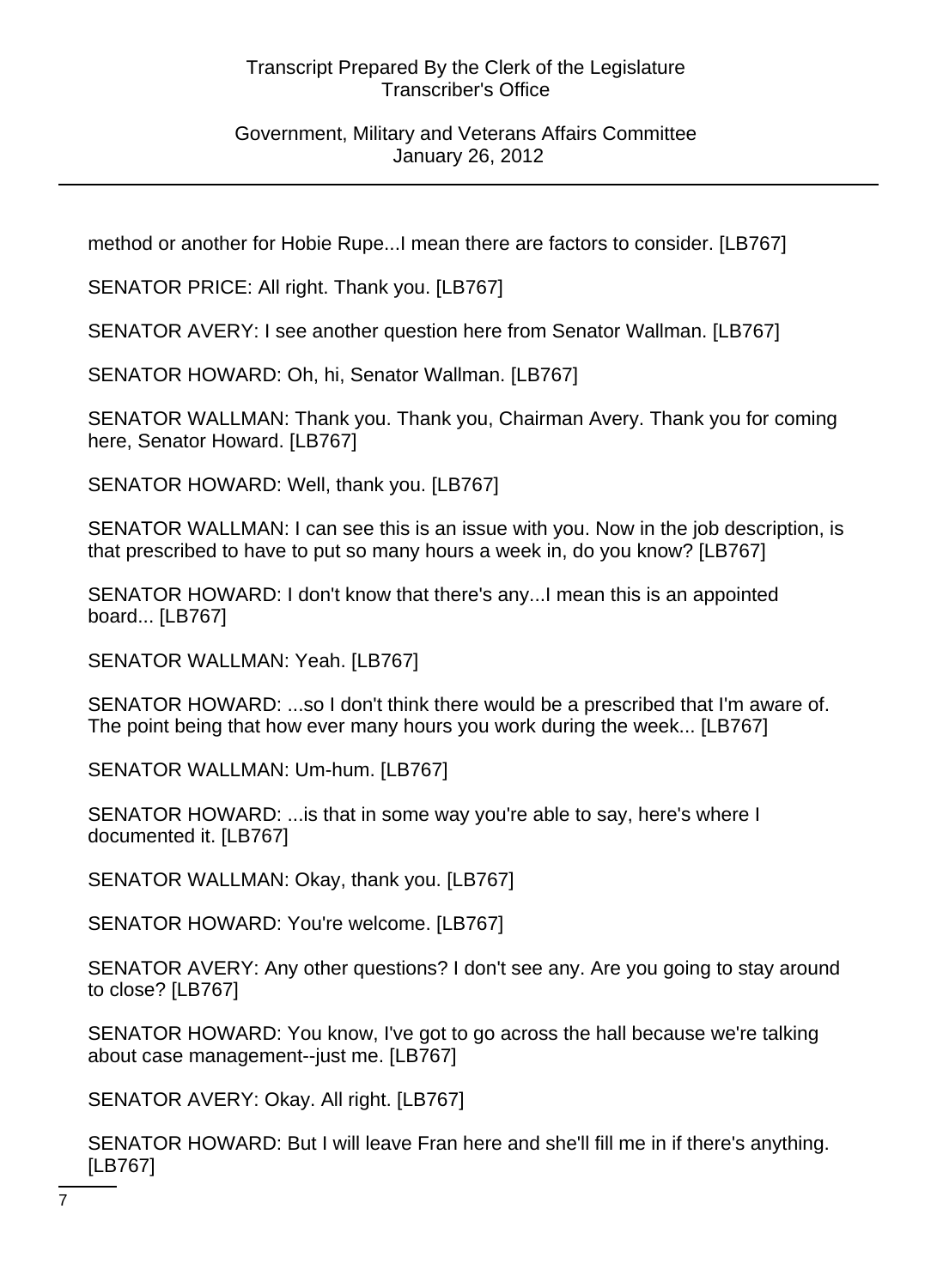method or another for Hobie Rupe...I mean there are factors to consider. [LB767]

SENATOR PRICE: All right. Thank you. [LB767]

SENATOR AVERY: I see another question here from Senator Wallman. [LB767]

SENATOR HOWARD: Oh, hi, Senator Wallman. [LB767]

SENATOR WALLMAN: Thank you. Thank you, Chairman Avery. Thank you for coming here, Senator Howard. [LB767]

SENATOR HOWARD: Well, thank you. [LB767]

SENATOR WALLMAN: I can see this is an issue with you. Now in the job description, is that prescribed to have to put so many hours a week in, do you know? [LB767]

SENATOR HOWARD: I don't know that there's any...I mean this is an appointed board... [LB767]

SENATOR WALLMAN: Yeah. [LB767]

SENATOR HOWARD: ...so I don't think there would be a prescribed that I'm aware of. The point being that how ever many hours you work during the week... [LB767]

SENATOR WALLMAN: Um-hum. [LB767]

SENATOR HOWARD: ...is that in some way you're able to say, here's where I documented it. [LB767]

SENATOR WALLMAN: Okay, thank you. [LB767]

SENATOR HOWARD: You're welcome. [LB767]

SENATOR AVERY: Any other questions? I don't see any. Are you going to stay around to close? [LB767]

SENATOR HOWARD: You know, I've got to go across the hall because we're talking about case management--just me. [LB767]

SENATOR AVERY: Okay. All right. [LB767]

SENATOR HOWARD: But I will leave Fran here and she'll fill me in if there's anything. [LB767]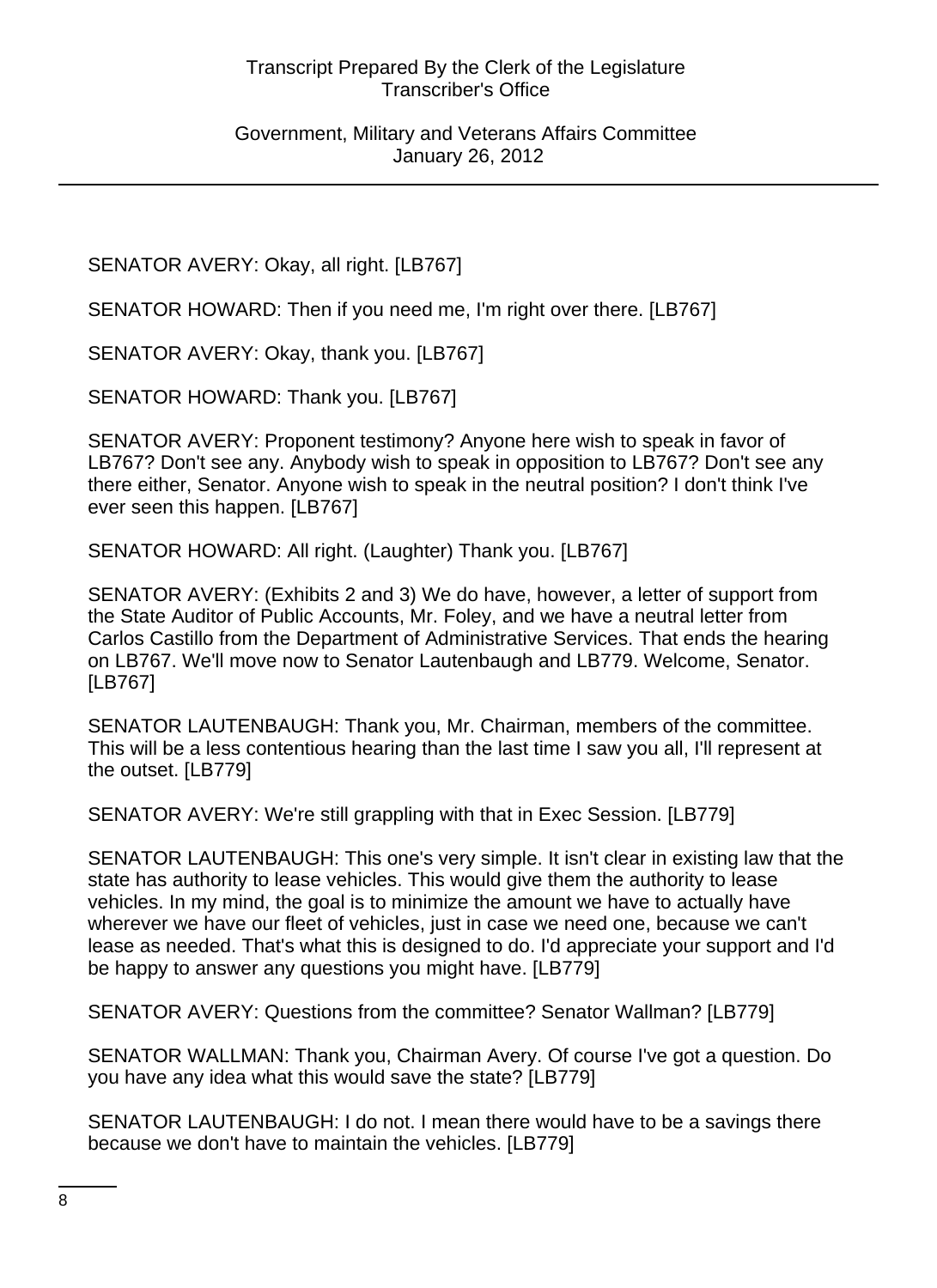SENATOR AVERY: Okay, all right. [LB767]

SENATOR HOWARD: Then if you need me, I'm right over there. [LB767]

SENATOR AVERY: Okay, thank you. [LB767]

SENATOR HOWARD: Thank you. [LB767]

SENATOR AVERY: Proponent testimony? Anyone here wish to speak in favor of LB767? Don't see any. Anybody wish to speak in opposition to LB767? Don't see any there either, Senator. Anyone wish to speak in the neutral position? I don't think I've ever seen this happen. [LB767]

SENATOR HOWARD: All right. (Laughter) Thank you. [LB767]

SENATOR AVERY: (Exhibits 2 and 3) We do have, however, a letter of support from the State Auditor of Public Accounts, Mr. Foley, and we have a neutral letter from Carlos Castillo from the Department of Administrative Services. That ends the hearing on LB767. We'll move now to Senator Lautenbaugh and LB779. Welcome, Senator. [LB767]

SENATOR LAUTENBAUGH: Thank you, Mr. Chairman, members of the committee. This will be a less contentious hearing than the last time I saw you all, I'll represent at the outset. [LB779]

SENATOR AVERY: We're still grappling with that in Exec Session. [LB779]

SENATOR LAUTENBAUGH: This one's very simple. It isn't clear in existing law that the state has authority to lease vehicles. This would give them the authority to lease vehicles. In my mind, the goal is to minimize the amount we have to actually have wherever we have our fleet of vehicles, just in case we need one, because we can't lease as needed. That's what this is designed to do. I'd appreciate your support and I'd be happy to answer any questions you might have. [LB779]

SENATOR AVERY: Questions from the committee? Senator Wallman? [LB779]

SENATOR WALLMAN: Thank you, Chairman Avery. Of course I've got a question. Do you have any idea what this would save the state? [LB779]

SENATOR LAUTENBAUGH: I do not. I mean there would have to be a savings there because we don't have to maintain the vehicles. [LB779]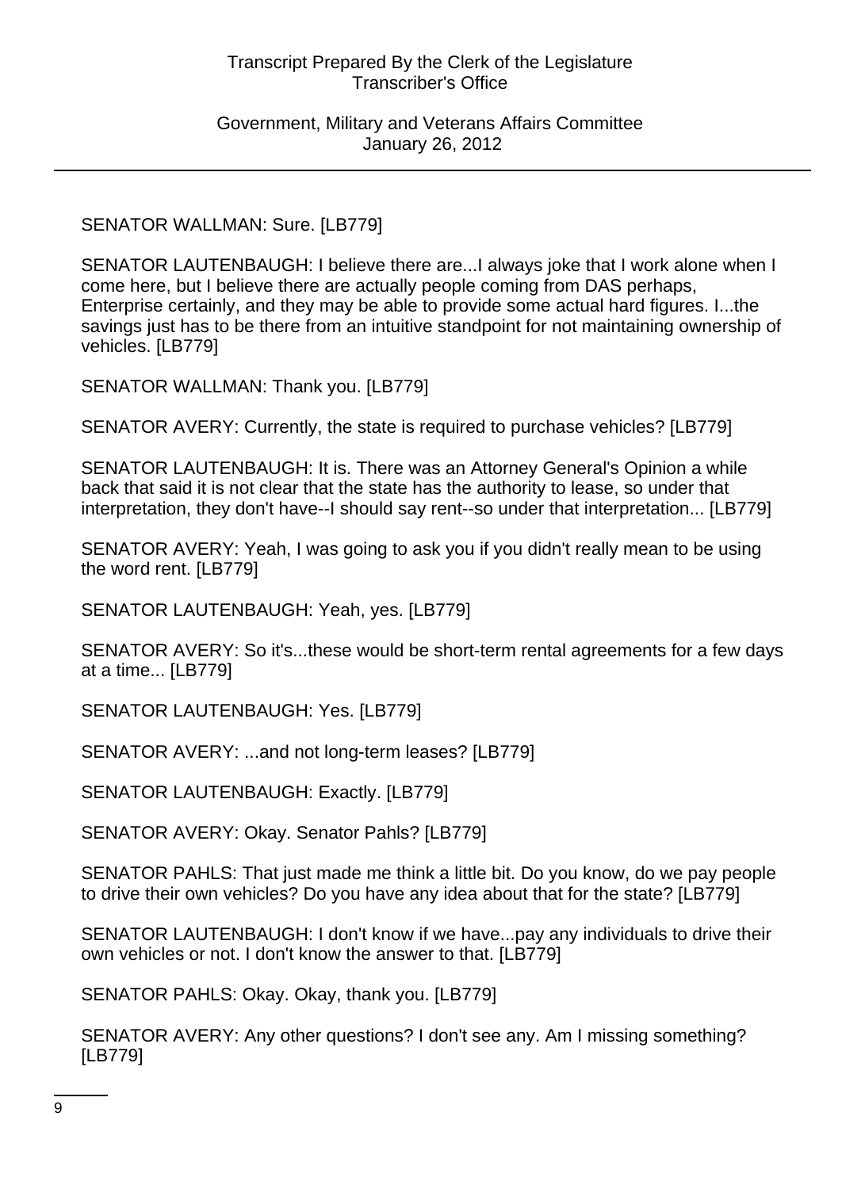SENATOR WALLMAN: Sure. [LB779]

SENATOR LAUTENBAUGH: I believe there are...I always joke that I work alone when I come here, but I believe there are actually people coming from DAS perhaps, Enterprise certainly, and they may be able to provide some actual hard figures. I...the savings just has to be there from an intuitive standpoint for not maintaining ownership of vehicles. [LB779]

SENATOR WALLMAN: Thank you. [LB779]

SENATOR AVERY: Currently, the state is required to purchase vehicles? [LB779]

SENATOR LAUTENBAUGH: It is. There was an Attorney General's Opinion a while back that said it is not clear that the state has the authority to lease, so under that interpretation, they don't have--I should say rent--so under that interpretation... [LB779]

SENATOR AVERY: Yeah, I was going to ask you if you didn't really mean to be using the word rent. [LB779]

SENATOR LAUTENBAUGH: Yeah, yes. [LB779]

SENATOR AVERY: So it's...these would be short-term rental agreements for a few days at a time... [LB779]

SENATOR LAUTENBAUGH: Yes. [LB779]

SENATOR AVERY: ...and not long-term leases? [LB779]

SENATOR LAUTENBAUGH: Exactly. [LB779]

SENATOR AVERY: Okay. Senator Pahls? [LB779]

SENATOR PAHLS: That just made me think a little bit. Do you know, do we pay people to drive their own vehicles? Do you have any idea about that for the state? [LB779]

SENATOR LAUTENBAUGH: I don't know if we have...pay any individuals to drive their own vehicles or not. I don't know the answer to that. [LB779]

SENATOR PAHLS: Okay. Okay, thank you. [LB779]

SENATOR AVERY: Any other questions? I don't see any. Am I missing something? [LB779]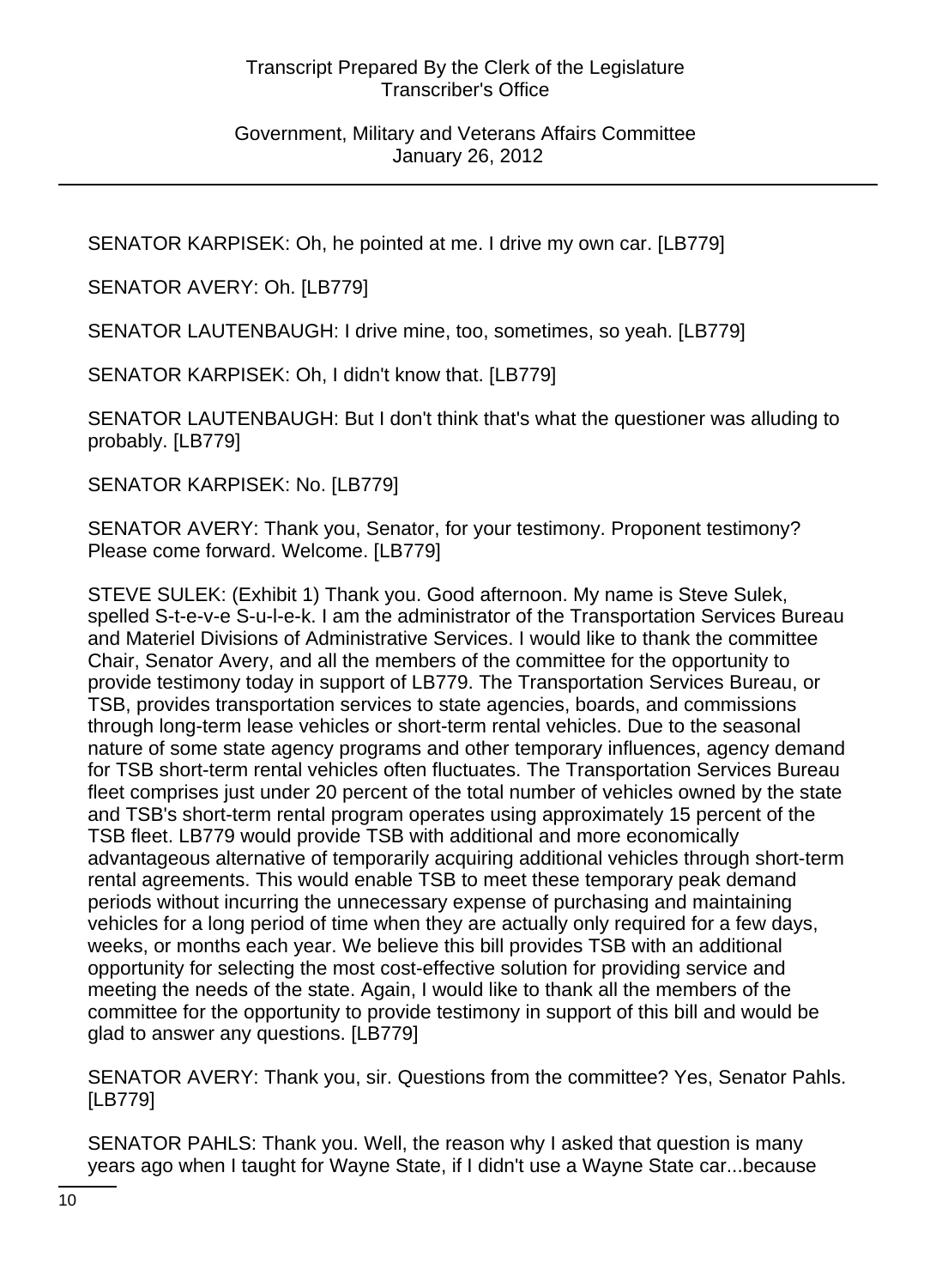SENATOR KARPISEK: Oh, he pointed at me. I drive my own car. [LB779]

SENATOR AVERY: Oh. [LB779]

SENATOR LAUTENBAUGH: I drive mine, too, sometimes, so yeah. [LB779]

SENATOR KARPISEK: Oh, I didn't know that. [LB779]

SENATOR LAUTENBAUGH: But I don't think that's what the questioner was alluding to probably. [LB779]

SENATOR KARPISEK: No. [LB779]

SENATOR AVERY: Thank you, Senator, for your testimony. Proponent testimony? Please come forward. Welcome. [LB779]

STEVE SULEK: (Exhibit 1) Thank you. Good afternoon. My name is Steve Sulek, spelled S-t-e-v-e S-u-l-e-k. I am the administrator of the Transportation Services Bureau and Materiel Divisions of Administrative Services. I would like to thank the committee Chair, Senator Avery, and all the members of the committee for the opportunity to provide testimony today in support of LB779. The Transportation Services Bureau, or TSB, provides transportation services to state agencies, boards, and commissions through long-term lease vehicles or short-term rental vehicles. Due to the seasonal nature of some state agency programs and other temporary influences, agency demand for TSB short-term rental vehicles often fluctuates. The Transportation Services Bureau fleet comprises just under 20 percent of the total number of vehicles owned by the state and TSB's short-term rental program operates using approximately 15 percent of the TSB fleet. LB779 would provide TSB with additional and more economically advantageous alternative of temporarily acquiring additional vehicles through short-term rental agreements. This would enable TSB to meet these temporary peak demand periods without incurring the unnecessary expense of purchasing and maintaining vehicles for a long period of time when they are actually only required for a few days, weeks, or months each year. We believe this bill provides TSB with an additional opportunity for selecting the most cost-effective solution for providing service and meeting the needs of the state. Again, I would like to thank all the members of the committee for the opportunity to provide testimony in support of this bill and would be glad to answer any questions. [LB779]

SENATOR AVERY: Thank you, sir. Questions from the committee? Yes, Senator Pahls. [LB779]

SENATOR PAHLS: Thank you. Well, the reason why I asked that question is many years ago when I taught for Wayne State, if I didn't use a Wayne State car...because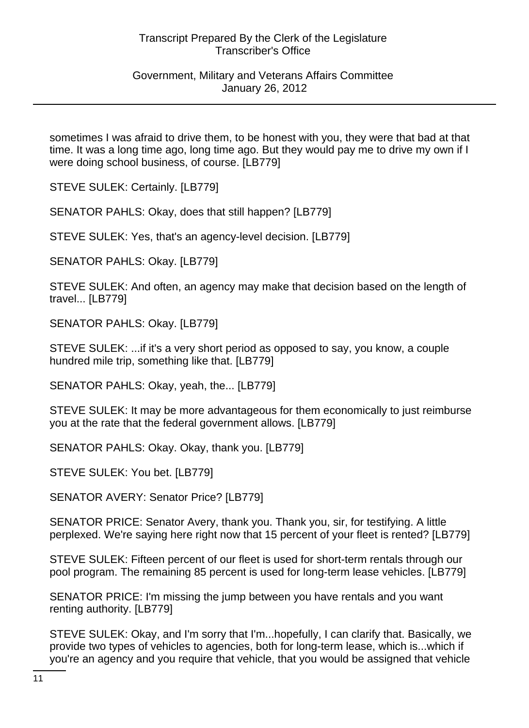sometimes I was afraid to drive them, to be honest with you, they were that bad at that time. It was a long time ago, long time ago. But they would pay me to drive my own if I were doing school business, of course. [LB779]

STEVE SULEK: Certainly. [LB779]

SENATOR PAHLS: Okay, does that still happen? [LB779]

STEVE SULEK: Yes, that's an agency-level decision. [LB779]

SENATOR PAHLS: Okay. [LB779]

STEVE SULEK: And often, an agency may make that decision based on the length of travel... [LB779]

SENATOR PAHLS: Okay. [LB779]

STEVE SULEK: ...if it's a very short period as opposed to say, you know, a couple hundred mile trip, something like that. [LB779]

SENATOR PAHLS: Okay, yeah, the... [LB779]

STEVE SULEK: It may be more advantageous for them economically to just reimburse you at the rate that the federal government allows. [LB779]

SENATOR PAHLS: Okay. Okay, thank you. [LB779]

STEVE SULEK: You bet. [LB779]

SENATOR AVERY: Senator Price? [LB779]

SENATOR PRICE: Senator Avery, thank you. Thank you, sir, for testifying. A little perplexed. We're saying here right now that 15 percent of your fleet is rented? [LB779]

STEVE SULEK: Fifteen percent of our fleet is used for short-term rentals through our pool program. The remaining 85 percent is used for long-term lease vehicles. [LB779]

SENATOR PRICE: I'm missing the jump between you have rentals and you want renting authority. [LB779]

STEVE SULEK: Okay, and I'm sorry that I'm...hopefully, I can clarify that. Basically, we provide two types of vehicles to agencies, both for long-term lease, which is...which if you're an agency and you require that vehicle, that you would be assigned that vehicle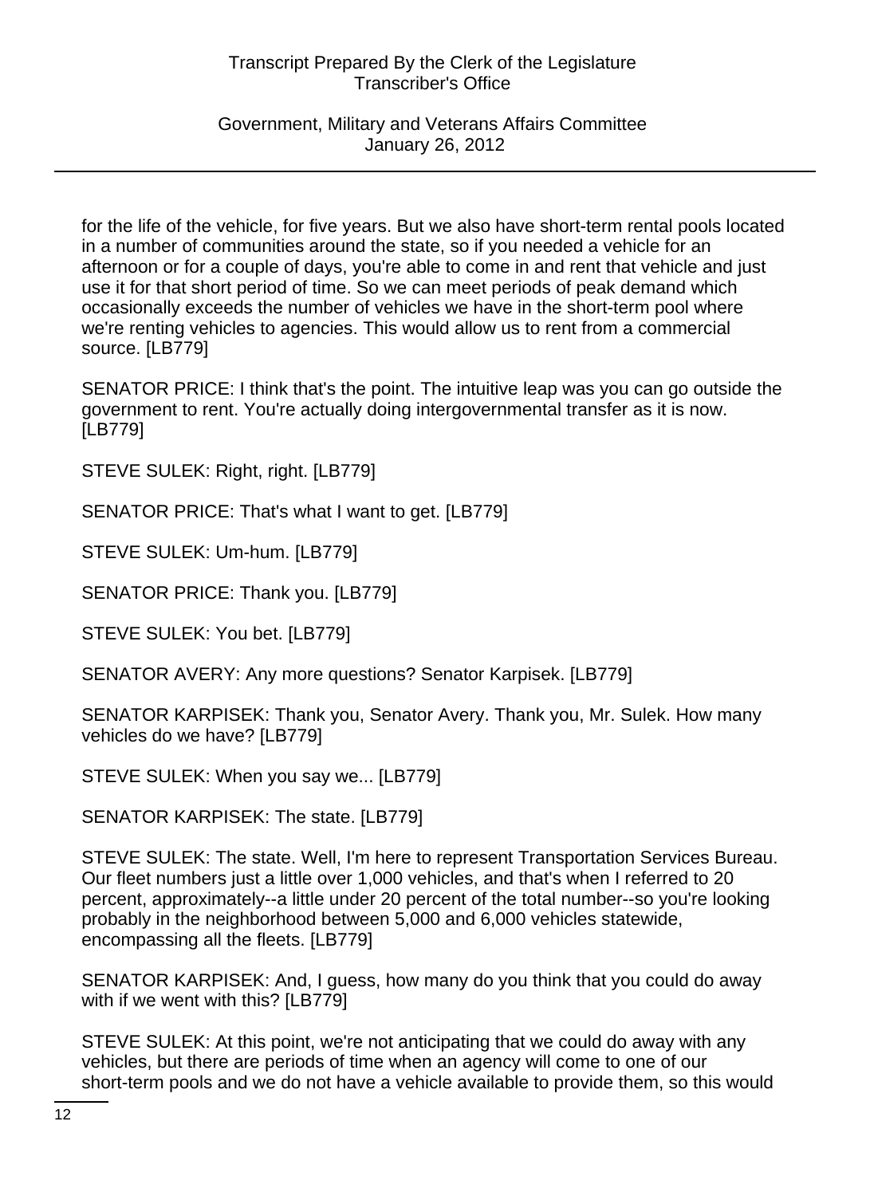for the life of the vehicle, for five years. But we also have short-term rental pools located in a number of communities around the state, so if you needed a vehicle for an afternoon or for a couple of days, you're able to come in and rent that vehicle and just use it for that short period of time. So we can meet periods of peak demand which occasionally exceeds the number of vehicles we have in the short-term pool where we're renting vehicles to agencies. This would allow us to rent from a commercial source. [LB779]

SENATOR PRICE: I think that's the point. The intuitive leap was you can go outside the government to rent. You're actually doing intergovernmental transfer as it is now. [LB779]

STEVE SULEK: Right, right. [LB779]

SENATOR PRICE: That's what I want to get. [LB779]

STEVE SULEK: Um-hum. [LB779]

SENATOR PRICE: Thank you. [LB779]

STEVE SULEK: You bet. [LB779]

SENATOR AVERY: Any more questions? Senator Karpisek. [LB779]

SENATOR KARPISEK: Thank you, Senator Avery. Thank you, Mr. Sulek. How many vehicles do we have? [LB779]

STEVE SULEK: When you say we... [LB779]

SENATOR KARPISEK: The state. [LB779]

STEVE SULEK: The state. Well, I'm here to represent Transportation Services Bureau. Our fleet numbers just a little over 1,000 vehicles, and that's when I referred to 20 percent, approximately--a little under 20 percent of the total number--so you're looking probably in the neighborhood between 5,000 and 6,000 vehicles statewide, encompassing all the fleets. [LB779]

SENATOR KARPISEK: And, I guess, how many do you think that you could do away with if we went with this? [LB779]

STEVE SULEK: At this point, we're not anticipating that we could do away with any vehicles, but there are periods of time when an agency will come to one of our short-term pools and we do not have a vehicle available to provide them, so this would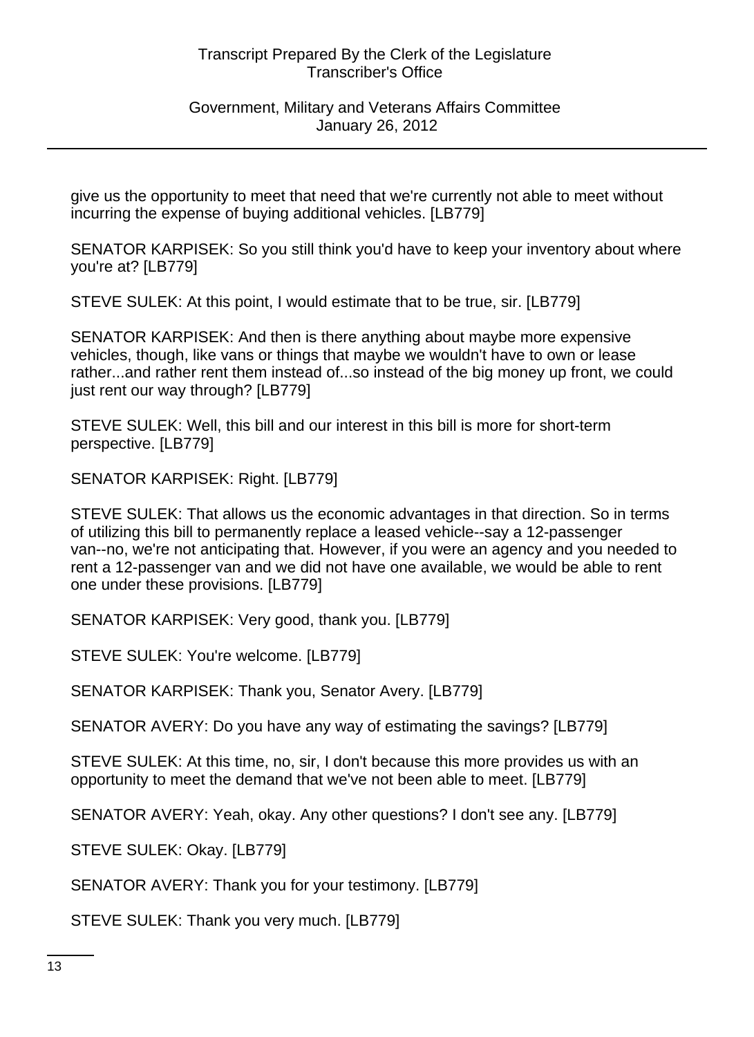give us the opportunity to meet that need that we're currently not able to meet without incurring the expense of buying additional vehicles. [LB779]

SENATOR KARPISEK: So you still think you'd have to keep your inventory about where you're at? [LB779]

STEVE SULEK: At this point, I would estimate that to be true, sir. [LB779]

SENATOR KARPISEK: And then is there anything about maybe more expensive vehicles, though, like vans or things that maybe we wouldn't have to own or lease rather...and rather rent them instead of...so instead of the big money up front, we could just rent our way through? [LB779]

STEVE SULEK: Well, this bill and our interest in this bill is more for short-term perspective. [LB779]

SENATOR KARPISEK: Right. [LB779]

STEVE SULEK: That allows us the economic advantages in that direction. So in terms of utilizing this bill to permanently replace a leased vehicle--say a 12-passenger van--no, we're not anticipating that. However, if you were an agency and you needed to rent a 12-passenger van and we did not have one available, we would be able to rent one under these provisions. [LB779]

SENATOR KARPISEK: Very good, thank you. [LB779]

STEVE SULEK: You're welcome. [LB779]

SENATOR KARPISEK: Thank you, Senator Avery. [LB779]

SENATOR AVERY: Do you have any way of estimating the savings? [LB779]

STEVE SULEK: At this time, no, sir, I don't because this more provides us with an opportunity to meet the demand that we've not been able to meet. [LB779]

SENATOR AVERY: Yeah, okay. Any other questions? I don't see any. [LB779]

STEVE SULEK: Okay. [LB779]

SENATOR AVERY: Thank you for your testimony. [LB779]

STEVE SULEK: Thank you very much. [LB779]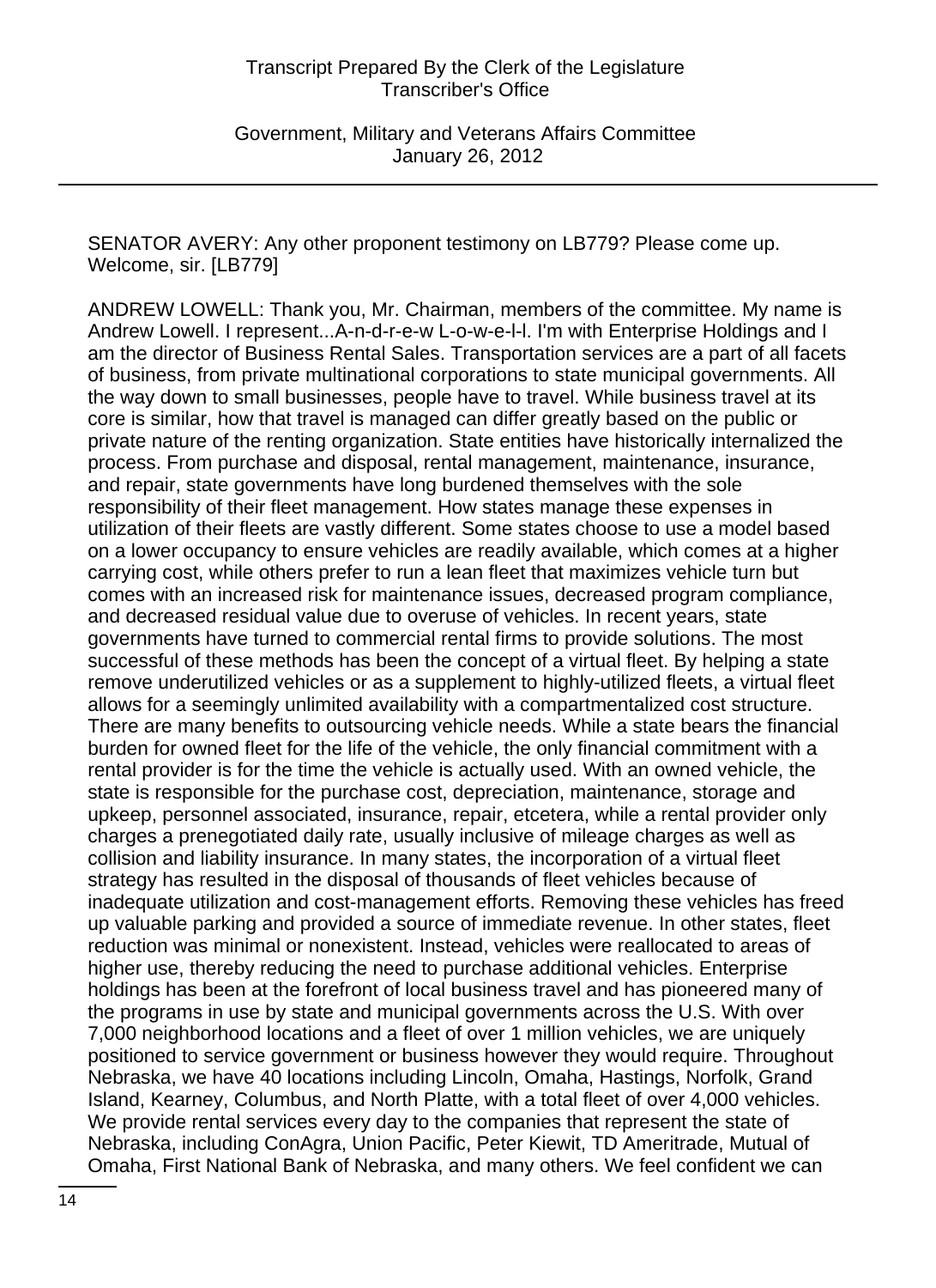SENATOR AVERY: Any other proponent testimony on LB779? Please come up. Welcome, sir. [LB779]

ANDREW LOWELL: Thank you, Mr. Chairman, members of the committee. My name is Andrew Lowell. I represent...A-n-d-r-e-w L-o-w-e-l-l. I'm with Enterprise Holdings and I am the director of Business Rental Sales. Transportation services are a part of all facets of business, from private multinational corporations to state municipal governments. All the way down to small businesses, people have to travel. While business travel at its core is similar, how that travel is managed can differ greatly based on the public or private nature of the renting organization. State entities have historically internalized the process. From purchase and disposal, rental management, maintenance, insurance, and repair, state governments have long burdened themselves with the sole responsibility of their fleet management. How states manage these expenses in utilization of their fleets are vastly different. Some states choose to use a model based on a lower occupancy to ensure vehicles are readily available, which comes at a higher carrying cost, while others prefer to run a lean fleet that maximizes vehicle turn but comes with an increased risk for maintenance issues, decreased program compliance, and decreased residual value due to overuse of vehicles. In recent years, state governments have turned to commercial rental firms to provide solutions. The most successful of these methods has been the concept of a virtual fleet. By helping a state remove underutilized vehicles or as a supplement to highly-utilized fleets, a virtual fleet allows for a seemingly unlimited availability with a compartmentalized cost structure. There are many benefits to outsourcing vehicle needs. While a state bears the financial burden for owned fleet for the life of the vehicle, the only financial commitment with a rental provider is for the time the vehicle is actually used. With an owned vehicle, the state is responsible for the purchase cost, depreciation, maintenance, storage and upkeep, personnel associated, insurance, repair, etcetera, while a rental provider only charges a prenegotiated daily rate, usually inclusive of mileage charges as well as collision and liability insurance. In many states, the incorporation of a virtual fleet strategy has resulted in the disposal of thousands of fleet vehicles because of inadequate utilization and cost-management efforts. Removing these vehicles has freed up valuable parking and provided a source of immediate revenue. In other states, fleet reduction was minimal or nonexistent. Instead, vehicles were reallocated to areas of higher use, thereby reducing the need to purchase additional vehicles. Enterprise holdings has been at the forefront of local business travel and has pioneered many of the programs in use by state and municipal governments across the U.S. With over 7,000 neighborhood locations and a fleet of over 1 million vehicles, we are uniquely positioned to service government or business however they would require. Throughout Nebraska, we have 40 locations including Lincoln, Omaha, Hastings, Norfolk, Grand Island, Kearney, Columbus, and North Platte, with a total fleet of over 4,000 vehicles. We provide rental services every day to the companies that represent the state of Nebraska, including ConAgra, Union Pacific, Peter Kiewit, TD Ameritrade, Mutual of Omaha, First National Bank of Nebraska, and many others. We feel confident we can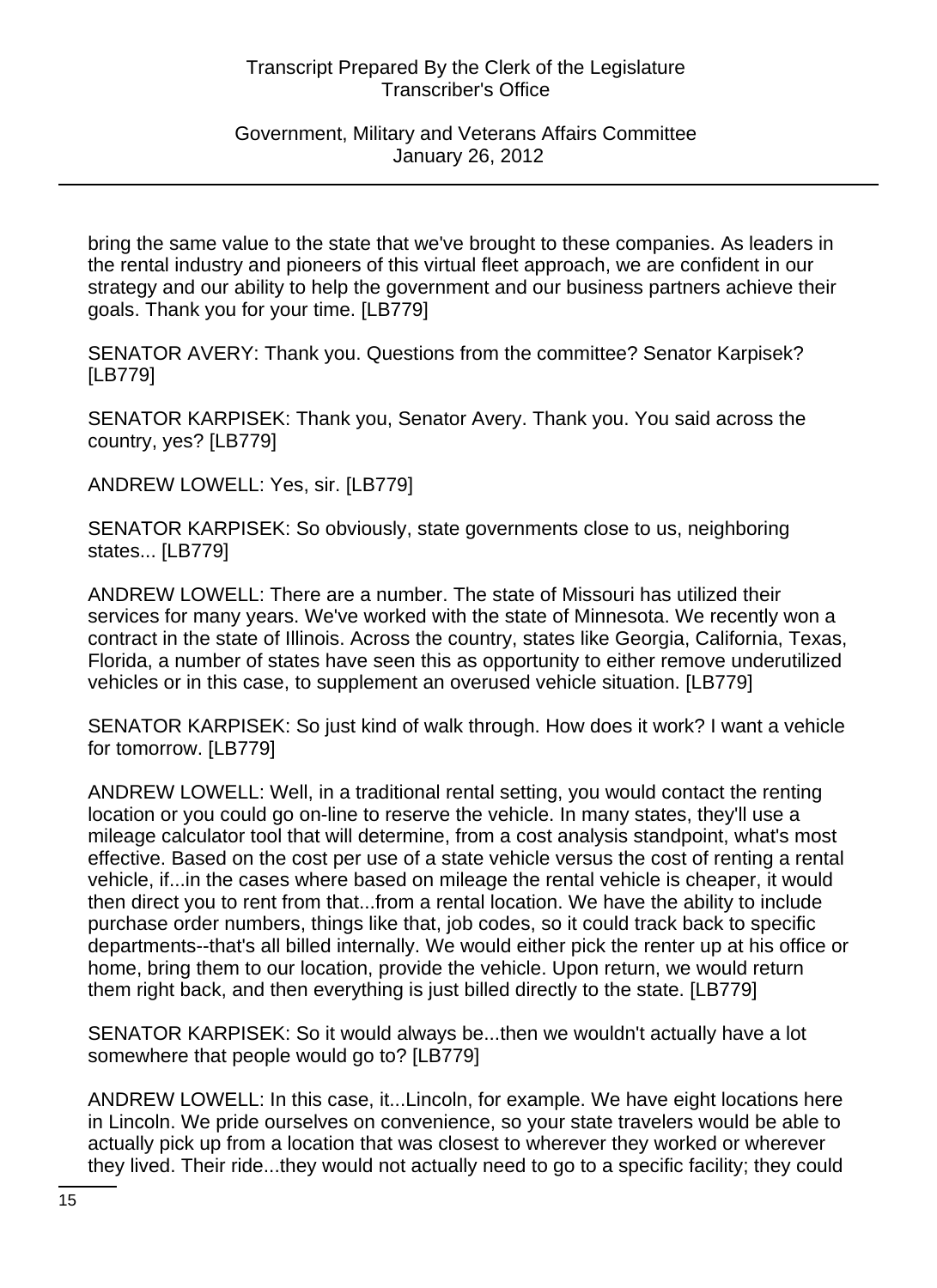bring the same value to the state that we've brought to these companies. As leaders in the rental industry and pioneers of this virtual fleet approach, we are confident in our strategy and our ability to help the government and our business partners achieve their goals. Thank you for your time. [LB779]

SENATOR AVERY: Thank you. Questions from the committee? Senator Karpisek? [LB779]

SENATOR KARPISEK: Thank you, Senator Avery. Thank you. You said across the country, yes? [LB779]

ANDREW LOWELL: Yes, sir. [LB779]

SENATOR KARPISEK: So obviously, state governments close to us, neighboring states... [LB779]

ANDREW LOWELL: There are a number. The state of Missouri has utilized their services for many years. We've worked with the state of Minnesota. We recently won a contract in the state of Illinois. Across the country, states like Georgia, California, Texas, Florida, a number of states have seen this as opportunity to either remove underutilized vehicles or in this case, to supplement an overused vehicle situation. [LB779]

SENATOR KARPISEK: So just kind of walk through. How does it work? I want a vehicle for tomorrow. [LB779]

ANDREW LOWELL: Well, in a traditional rental setting, you would contact the renting location or you could go on-line to reserve the vehicle. In many states, they'll use a mileage calculator tool that will determine, from a cost analysis standpoint, what's most effective. Based on the cost per use of a state vehicle versus the cost of renting a rental vehicle, if...in the cases where based on mileage the rental vehicle is cheaper, it would then direct you to rent from that...from a rental location. We have the ability to include purchase order numbers, things like that, job codes, so it could track back to specific departments--that's all billed internally. We would either pick the renter up at his office or home, bring them to our location, provide the vehicle. Upon return, we would return them right back, and then everything is just billed directly to the state. [LB779]

SENATOR KARPISEK: So it would always be...then we wouldn't actually have a lot somewhere that people would go to? [LB779]

ANDREW LOWELL: In this case, it...Lincoln, for example. We have eight locations here in Lincoln. We pride ourselves on convenience, so your state travelers would be able to actually pick up from a location that was closest to wherever they worked or wherever they lived. Their ride...they would not actually need to go to a specific facility; they could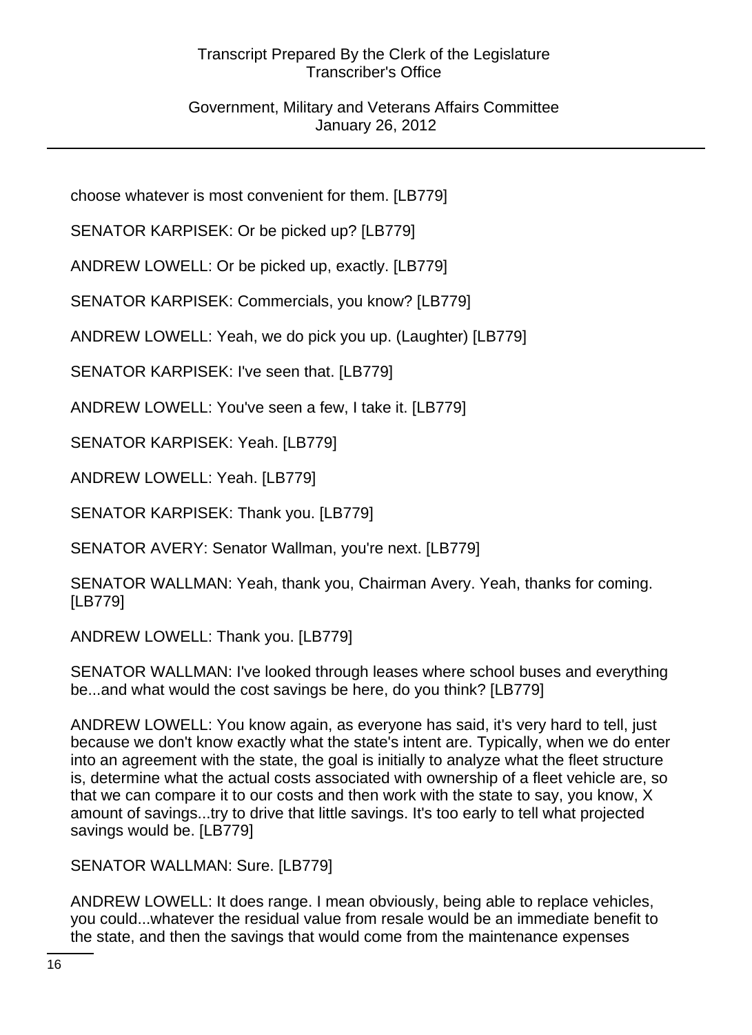choose whatever is most convenient for them. [LB779]

SENATOR KARPISEK: Or be picked up? [LB779]

ANDREW LOWELL: Or be picked up, exactly. [LB779]

SENATOR KARPISEK: Commercials, you know? [LB779]

ANDREW LOWELL: Yeah, we do pick you up. (Laughter) [LB779]

SENATOR KARPISEK: I've seen that. [LB779]

ANDREW LOWELL: You've seen a few, I take it. [LB779]

SENATOR KARPISEK: Yeah. [LB779]

ANDREW LOWELL: Yeah. [LB779]

SENATOR KARPISEK: Thank you. [LB779]

SENATOR AVERY: Senator Wallman, you're next. [LB779]

SENATOR WALLMAN: Yeah, thank you, Chairman Avery. Yeah, thanks for coming. [LB779]

ANDREW LOWELL: Thank you. [LB779]

SENATOR WALLMAN: I've looked through leases where school buses and everything be...and what would the cost savings be here, do you think? [LB779]

ANDREW LOWELL: You know again, as everyone has said, it's very hard to tell, just because we don't know exactly what the state's intent are. Typically, when we do enter into an agreement with the state, the goal is initially to analyze what the fleet structure is, determine what the actual costs associated with ownership of a fleet vehicle are, so that we can compare it to our costs and then work with the state to say, you know, X amount of savings...try to drive that little savings. It's too early to tell what projected savings would be. [LB779]

SENATOR WALLMAN: Sure. [LB779]

ANDREW LOWELL: It does range. I mean obviously, being able to replace vehicles, you could...whatever the residual value from resale would be an immediate benefit to the state, and then the savings that would come from the maintenance expenses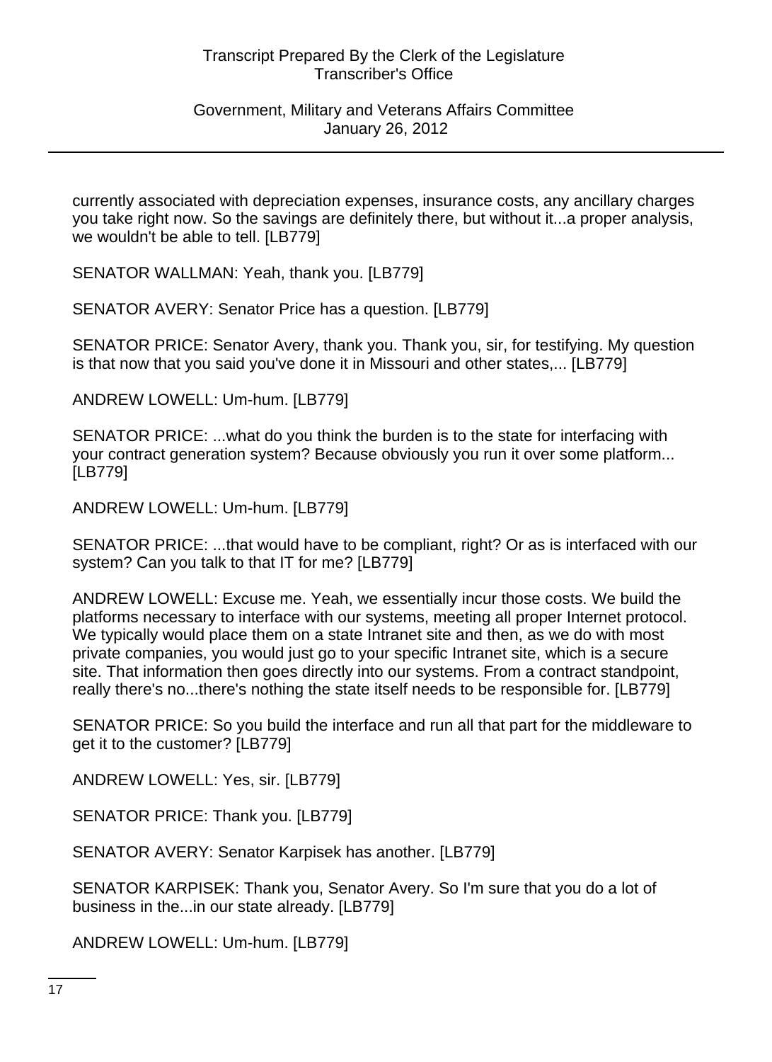currently associated with depreciation expenses, insurance costs, any ancillary charges you take right now. So the savings are definitely there, but without it...a proper analysis, we wouldn't be able to tell. [LB779]

SENATOR WALLMAN: Yeah, thank you. [LB779]

SENATOR AVERY: Senator Price has a question. [LB779]

SENATOR PRICE: Senator Avery, thank you. Thank you, sir, for testifying. My question is that now that you said you've done it in Missouri and other states,... [LB779]

ANDREW LOWELL: Um-hum. [LB779]

SENATOR PRICE: ...what do you think the burden is to the state for interfacing with your contract generation system? Because obviously you run it over some platform... [LB779]

ANDREW LOWELL: Um-hum. [LB779]

SENATOR PRICE: ...that would have to be compliant, right? Or as is interfaced with our system? Can you talk to that IT for me? [LB779]

ANDREW LOWELL: Excuse me. Yeah, we essentially incur those costs. We build the platforms necessary to interface with our systems, meeting all proper Internet protocol. We typically would place them on a state Intranet site and then, as we do with most private companies, you would just go to your specific Intranet site, which is a secure site. That information then goes directly into our systems. From a contract standpoint, really there's no...there's nothing the state itself needs to be responsible for. [LB779]

SENATOR PRICE: So you build the interface and run all that part for the middleware to get it to the customer? [LB779]

ANDREW LOWELL: Yes, sir. [LB779]

SENATOR PRICE: Thank you. [LB779]

SENATOR AVERY: Senator Karpisek has another. [LB779]

SENATOR KARPISEK: Thank you, Senator Avery. So I'm sure that you do a lot of business in the...in our state already. [LB779]

ANDREW LOWELL: Um-hum. [LB779]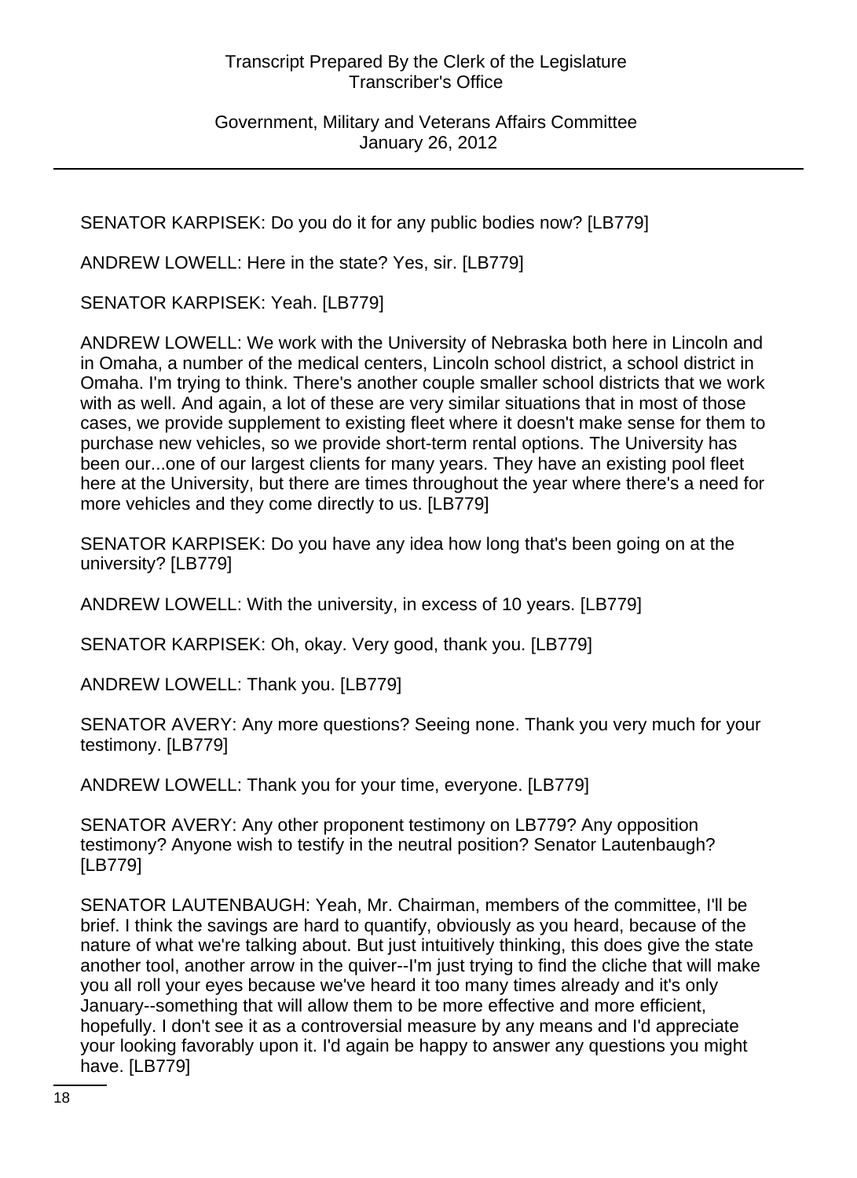SENATOR KARPISEK: Do you do it for any public bodies now? [LB779]

ANDREW LOWELL: Here in the state? Yes, sir. [LB779]

SENATOR KARPISEK: Yeah. [LB779]

ANDREW LOWELL: We work with the University of Nebraska both here in Lincoln and in Omaha, a number of the medical centers, Lincoln school district, a school district in Omaha. I'm trying to think. There's another couple smaller school districts that we work with as well. And again, a lot of these are very similar situations that in most of those cases, we provide supplement to existing fleet where it doesn't make sense for them to purchase new vehicles, so we provide short-term rental options. The University has been our...one of our largest clients for many years. They have an existing pool fleet here at the University, but there are times throughout the year where there's a need for more vehicles and they come directly to us. [LB779]

SENATOR KARPISEK: Do you have any idea how long that's been going on at the university? [LB779]

ANDREW LOWELL: With the university, in excess of 10 years. [LB779]

SENATOR KARPISEK: Oh, okay. Very good, thank you. [LB779]

ANDREW LOWELL: Thank you. [LB779]

SENATOR AVERY: Any more questions? Seeing none. Thank you very much for your testimony. [LB779]

ANDREW LOWELL: Thank you for your time, everyone. [LB779]

SENATOR AVERY: Any other proponent testimony on LB779? Any opposition testimony? Anyone wish to testify in the neutral position? Senator Lautenbaugh? [LB779]

SENATOR LAUTENBAUGH: Yeah, Mr. Chairman, members of the committee, I'll be brief. I think the savings are hard to quantify, obviously as you heard, because of the nature of what we're talking about. But just intuitively thinking, this does give the state another tool, another arrow in the quiver--I'm just trying to find the cliche that will make you all roll your eyes because we've heard it too many times already and it's only January--something that will allow them to be more effective and more efficient, hopefully. I don't see it as a controversial measure by any means and I'd appreciate your looking favorably upon it. I'd again be happy to answer any questions you might have. [LB779]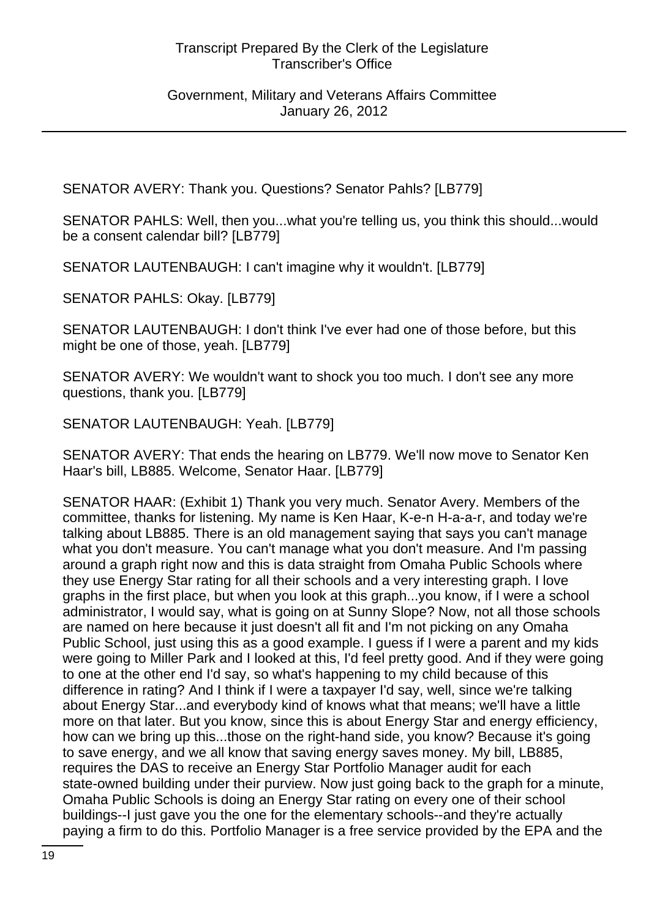SENATOR AVERY: Thank you. Questions? Senator Pahls? [LB779]

SENATOR PAHLS: Well, then you...what you're telling us, you think this should...would be a consent calendar bill? [LB779]

SENATOR LAUTENBAUGH: I can't imagine why it wouldn't. [LB779]

SENATOR PAHLS: Okay. [LB779]

SENATOR LAUTENBAUGH: I don't think I've ever had one of those before, but this might be one of those, yeah. [LB779]

SENATOR AVERY: We wouldn't want to shock you too much. I don't see any more questions, thank you. [LB779]

SENATOR LAUTENBAUGH: Yeah. [LB779]

SENATOR AVERY: That ends the hearing on LB779. We'll now move to Senator Ken Haar's bill, LB885. Welcome, Senator Haar. [LB779]

SENATOR HAAR: (Exhibit 1) Thank you very much. Senator Avery. Members of the committee, thanks for listening. My name is Ken Haar, K-e-n H-a-a-r, and today we're talking about LB885. There is an old management saying that says you can't manage what you don't measure. You can't manage what you don't measure. And I'm passing around a graph right now and this is data straight from Omaha Public Schools where they use Energy Star rating for all their schools and a very interesting graph. I love graphs in the first place, but when you look at this graph...you know, if I were a school administrator, I would say, what is going on at Sunny Slope? Now, not all those schools are named on here because it just doesn't all fit and I'm not picking on any Omaha Public School, just using this as a good example. I guess if I were a parent and my kids were going to Miller Park and I looked at this, I'd feel pretty good. And if they were going to one at the other end I'd say, so what's happening to my child because of this difference in rating? And I think if I were a taxpayer I'd say, well, since we're talking about Energy Star...and everybody kind of knows what that means; we'll have a little more on that later. But you know, since this is about Energy Star and energy efficiency, how can we bring up this...those on the right-hand side, you know? Because it's going to save energy, and we all know that saving energy saves money. My bill, LB885, requires the DAS to receive an Energy Star Portfolio Manager audit for each state-owned building under their purview. Now just going back to the graph for a minute, Omaha Public Schools is doing an Energy Star rating on every one of their school buildings--I just gave you the one for the elementary schools--and they're actually paying a firm to do this. Portfolio Manager is a free service provided by the EPA and the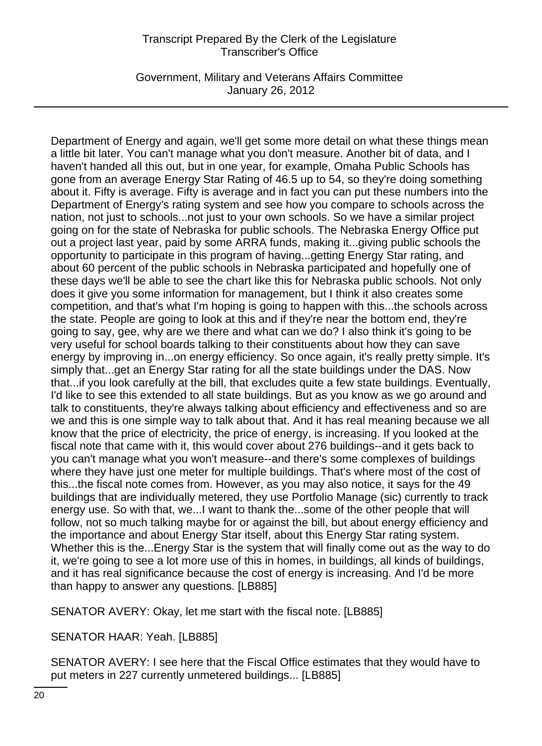Department of Energy and again, we'll get some more detail on what these things mean a little bit later. You can't manage what you don't measure. Another bit of data, and I haven't handed all this out, but in one year, for example, Omaha Public Schools has gone from an average Energy Star Rating of 46.5 up to 54, so they're doing something about it. Fifty is average. Fifty is average and in fact you can put these numbers into the Department of Energy's rating system and see how you compare to schools across the nation, not just to schools...not just to your own schools. So we have a similar project going on for the state of Nebraska for public schools. The Nebraska Energy Office put out a project last year, paid by some ARRA funds, making it...giving public schools the opportunity to participate in this program of having...getting Energy Star rating, and about 60 percent of the public schools in Nebraska participated and hopefully one of these days we'll be able to see the chart like this for Nebraska public schools. Not only does it give you some information for management, but I think it also creates some competition, and that's what I'm hoping is going to happen with this...the schools across the state. People are going to look at this and if they're near the bottom end, they're going to say, gee, why are we there and what can we do? I also think it's going to be very useful for school boards talking to their constituents about how they can save energy by improving in...on energy efficiency. So once again, it's really pretty simple. It's simply that...get an Energy Star rating for all the state buildings under the DAS. Now that...if you look carefully at the bill, that excludes quite a few state buildings. Eventually, I'd like to see this extended to all state buildings. But as you know as we go around and talk to constituents, they're always talking about efficiency and effectiveness and so are we and this is one simple way to talk about that. And it has real meaning because we all know that the price of electricity, the price of energy, is increasing. If you looked at the fiscal note that came with it, this would cover about 276 buildings--and it gets back to you can't manage what you won't measure--and there's some complexes of buildings where they have just one meter for multiple buildings. That's where most of the cost of this...the fiscal note comes from. However, as you may also notice, it says for the 49 buildings that are individually metered, they use Portfolio Manage (sic) currently to track energy use. So with that, we...I want to thank the...some of the other people that will follow, not so much talking maybe for or against the bill, but about energy efficiency and the importance and about Energy Star itself, about this Energy Star rating system. Whether this is the...Energy Star is the system that will finally come out as the way to do it, we're going to see a lot more use of this in homes, in buildings, all kinds of buildings, and it has real significance because the cost of energy is increasing. And I'd be more than happy to answer any questions. [LB885]

SENATOR AVERY: Okay, let me start with the fiscal note. [LB885]

SENATOR HAAR: Yeah. [LB885]

SENATOR AVERY: I see here that the Fiscal Office estimates that they would have to put meters in 227 currently unmetered buildings... [LB885]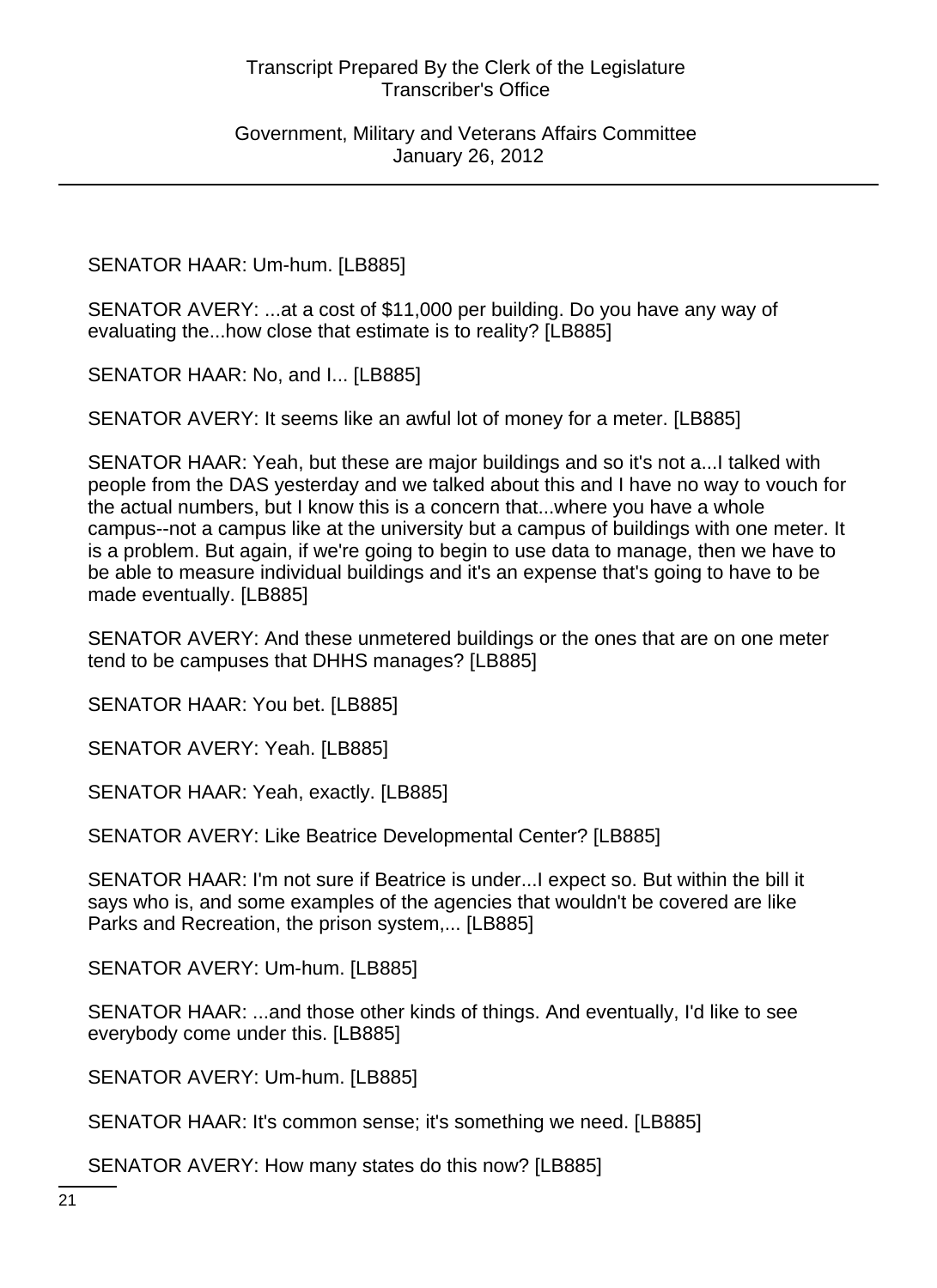SENATOR HAAR: Um-hum. [LB885]

SENATOR AVERY: ...at a cost of $11,000 per building. Do you have any way of evaluating the...how close that estimate is to reality? [LB885]

SENATOR HAAR: No, and I... [LB885]

SENATOR AVERY: It seems like an awful lot of money for a meter. [LB885]

SENATOR HAAR: Yeah, but these are major buildings and so it's not a...I talked with people from the DAS yesterday and we talked about this and I have no way to vouch for the actual numbers, but I know this is a concern that...where you have a whole campus--not a campus like at the university but a campus of buildings with one meter. It is a problem. But again, if we're going to begin to use data to manage, then we have to be able to measure individual buildings and it's an expense that's going to have to be made eventually. [LB885]

SENATOR AVERY: And these unmetered buildings or the ones that are on one meter tend to be campuses that DHHS manages? [LB885]

SENATOR HAAR: You bet. [LB885]

SENATOR AVERY: Yeah. [LB885]

SENATOR HAAR: Yeah, exactly. [LB885]

SENATOR AVERY: Like Beatrice Developmental Center? [LB885]

SENATOR HAAR: I'm not sure if Beatrice is under...I expect so. But within the bill it says who is, and some examples of the agencies that wouldn't be covered are like Parks and Recreation, the prison system,... [LB885]

SENATOR AVERY: Um-hum. [LB885]

SENATOR HAAR: ...and those other kinds of things. And eventually, I'd like to see everybody come under this. [LB885]

SENATOR AVERY: Um-hum. [LB885]

SENATOR HAAR: It's common sense; it's something we need. [LB885]

SENATOR AVERY: How many states do this now? [LB885]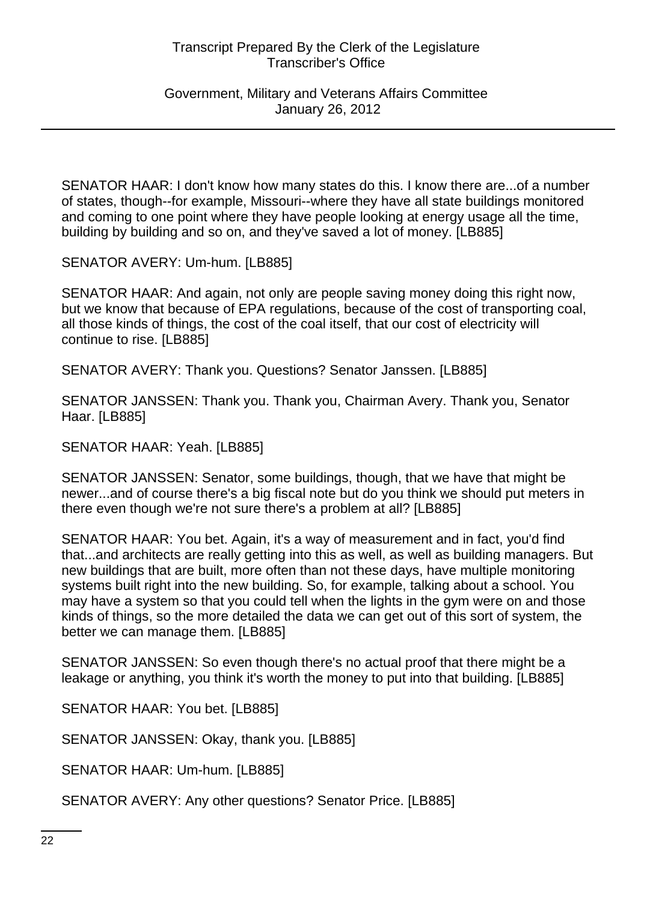SENATOR HAAR: I don't know how many states do this. I know there are...of a number of states, though--for example, Missouri--where they have all state buildings monitored and coming to one point where they have people looking at energy usage all the time, building by building and so on, and they've saved a lot of money. [LB885]

SENATOR AVERY: Um-hum. [LB885]

SENATOR HAAR: And again, not only are people saving money doing this right now, but we know that because of EPA regulations, because of the cost of transporting coal, all those kinds of things, the cost of the coal itself, that our cost of electricity will continue to rise. [LB885]

SENATOR AVERY: Thank you. Questions? Senator Janssen. [LB885]

SENATOR JANSSEN: Thank you. Thank you, Chairman Avery. Thank you, Senator Haar. [LB885]

SENATOR HAAR: Yeah. [LB885]

SENATOR JANSSEN: Senator, some buildings, though, that we have that might be newer...and of course there's a big fiscal note but do you think we should put meters in there even though we're not sure there's a problem at all? [LB885]

SENATOR HAAR: You bet. Again, it's a way of measurement and in fact, you'd find that...and architects are really getting into this as well, as well as building managers. But new buildings that are built, more often than not these days, have multiple monitoring systems built right into the new building. So, for example, talking about a school. You may have a system so that you could tell when the lights in the gym were on and those kinds of things, so the more detailed the data we can get out of this sort of system, the better we can manage them. [LB885]

SENATOR JANSSEN: So even though there's no actual proof that there might be a leakage or anything, you think it's worth the money to put into that building. [LB885]

SENATOR HAAR: You bet. [LB885]

SENATOR JANSSEN: Okay, thank you. [LB885]

SENATOR HAAR: Um-hum. [LB885]

SENATOR AVERY: Any other questions? Senator Price. [LB885]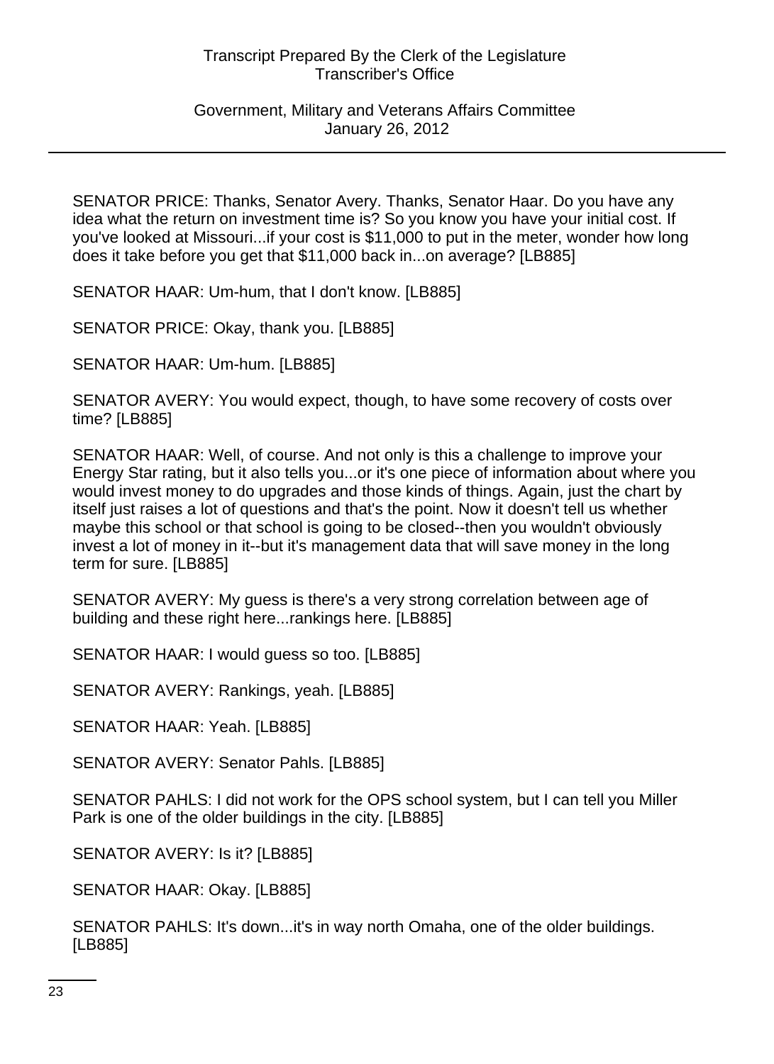SENATOR PRICE: Thanks, Senator Avery. Thanks, Senator Haar. Do you have any idea what the return on investment time is? So you know you have your initial cost. If you've looked at Missouri...if your cost is $11,000 to put in the meter, wonder how long does it take before you get that $11,000 back in...on average? [LB885]

SENATOR HAAR: Um-hum, that I don't know. [LB885]

SENATOR PRICE: Okay, thank you. [LB885]

SENATOR HAAR: Um-hum. [LB885]

SENATOR AVERY: You would expect, though, to have some recovery of costs over time? [LB885]

SENATOR HAAR: Well, of course. And not only is this a challenge to improve your Energy Star rating, but it also tells you...or it's one piece of information about where you would invest money to do upgrades and those kinds of things. Again, just the chart by itself just raises a lot of questions and that's the point. Now it doesn't tell us whether maybe this school or that school is going to be closed--then you wouldn't obviously invest a lot of money in it--but it's management data that will save money in the long term for sure. [LB885]

SENATOR AVERY: My guess is there's a very strong correlation between age of building and these right here...rankings here. [LB885]

SENATOR HAAR: I would guess so too. [LB885]

SENATOR AVERY: Rankings, yeah. [LB885]

SENATOR HAAR: Yeah. [LB885]

SENATOR AVERY: Senator Pahls. [LB885]

SENATOR PAHLS: I did not work for the OPS school system, but I can tell you Miller Park is one of the older buildings in the city. [LB885]

SENATOR AVERY: Is it? [LB885]

SENATOR HAAR: Okay. [LB885]

SENATOR PAHLS: It's down...it's in way north Omaha, one of the older buildings. [LB885]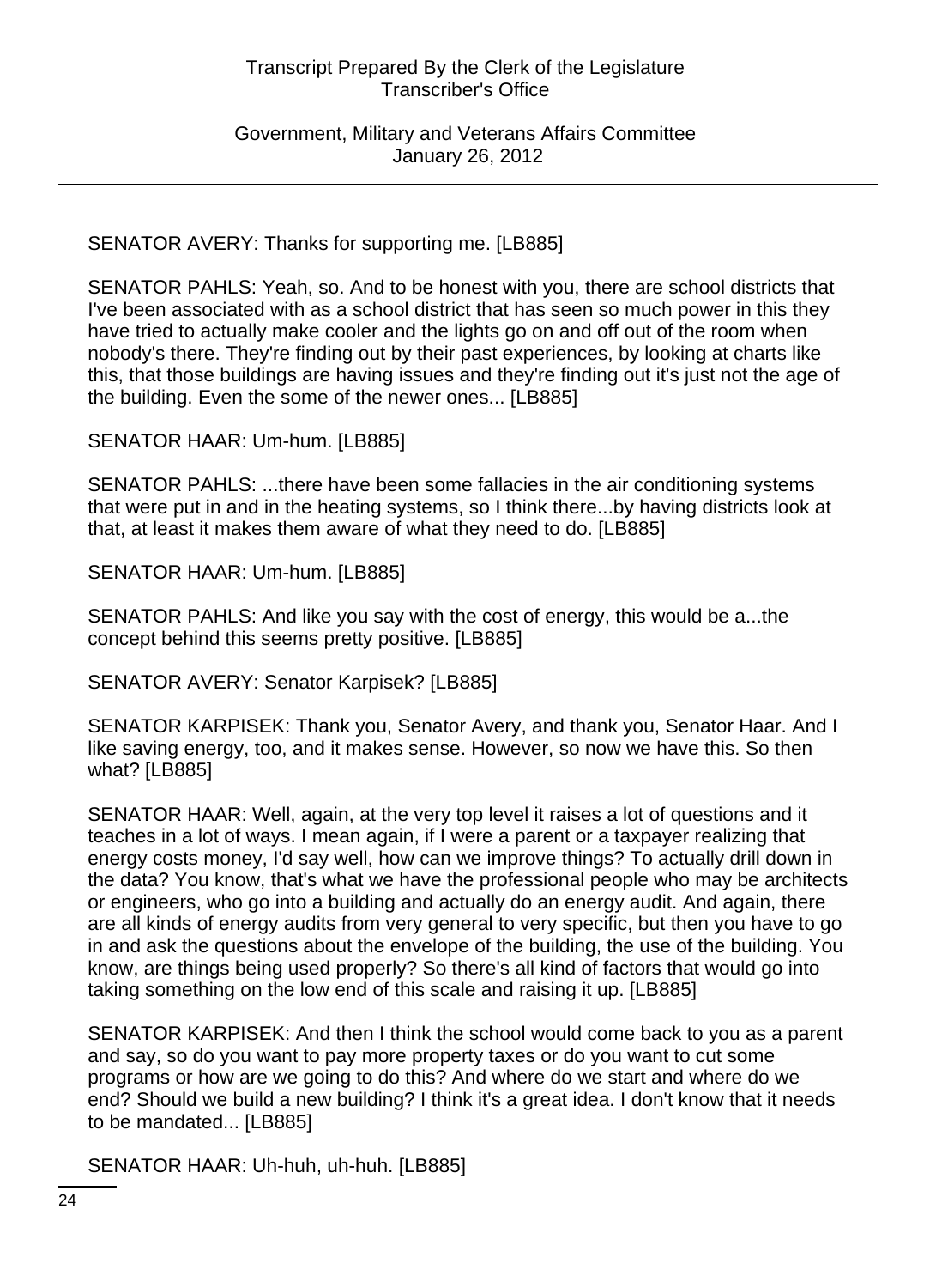SENATOR AVERY: Thanks for supporting me. [LB885]

SENATOR PAHLS: Yeah, so. And to be honest with you, there are school districts that I've been associated with as a school district that has seen so much power in this they have tried to actually make cooler and the lights go on and off out of the room when nobody's there. They're finding out by their past experiences, by looking at charts like this, that those buildings are having issues and they're finding out it's just not the age of the building. Even the some of the newer ones... [LB885]

SENATOR HAAR: Um-hum. [LB885]

SENATOR PAHLS: ...there have been some fallacies in the air conditioning systems that were put in and in the heating systems, so I think there...by having districts look at that, at least it makes them aware of what they need to do. [LB885]

SENATOR HAAR: Um-hum. [LB885]

SENATOR PAHLS: And like you say with the cost of energy, this would be a...the concept behind this seems pretty positive. [LB885]

SENATOR AVERY: Senator Karpisek? [LB885]

SENATOR KARPISEK: Thank you, Senator Avery, and thank you, Senator Haar. And I like saving energy, too, and it makes sense. However, so now we have this. So then what? [LB885]

SENATOR HAAR: Well, again, at the very top level it raises a lot of questions and it teaches in a lot of ways. I mean again, if I were a parent or a taxpayer realizing that energy costs money, I'd say well, how can we improve things? To actually drill down in the data? You know, that's what we have the professional people who may be architects or engineers, who go into a building and actually do an energy audit. And again, there are all kinds of energy audits from very general to very specific, but then you have to go in and ask the questions about the envelope of the building, the use of the building. You know, are things being used properly? So there's all kind of factors that would go into taking something on the low end of this scale and raising it up. [LB885]

SENATOR KARPISEK: And then I think the school would come back to you as a parent and say, so do you want to pay more property taxes or do you want to cut some programs or how are we going to do this? And where do we start and where do we end? Should we build a new building? I think it's a great idea. I don't know that it needs to be mandated... [LB885]

SENATOR HAAR: Uh-huh, uh-huh. [LB885]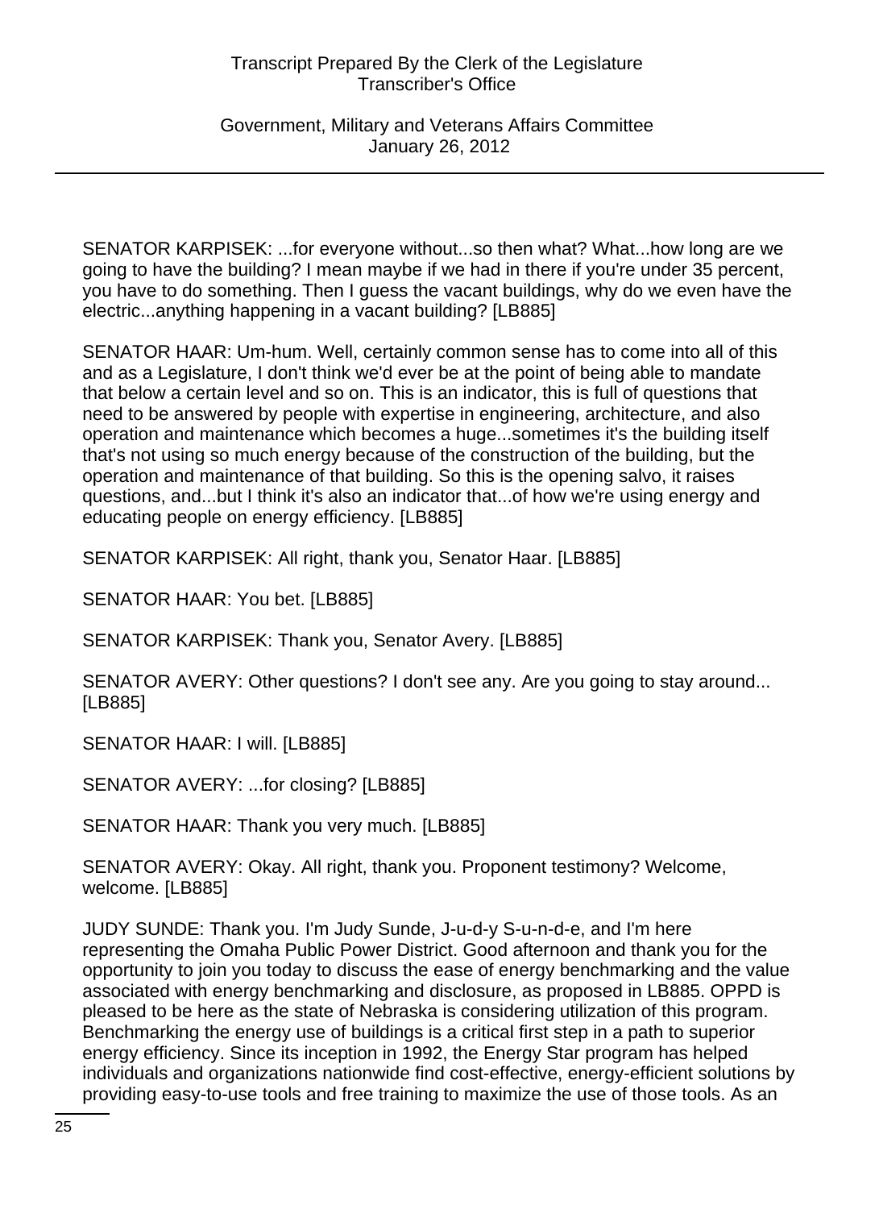SENATOR KARPISEK: ...for everyone without...so then what? What...how long are we going to have the building? I mean maybe if we had in there if you're under 35 percent, you have to do something. Then I guess the vacant buildings, why do we even have the electric...anything happening in a vacant building? [LB885]

SENATOR HAAR: Um-hum. Well, certainly common sense has to come into all of this and as a Legislature, I don't think we'd ever be at the point of being able to mandate that below a certain level and so on. This is an indicator, this is full of questions that need to be answered by people with expertise in engineering, architecture, and also operation and maintenance which becomes a huge...sometimes it's the building itself that's not using so much energy because of the construction of the building, but the operation and maintenance of that building. So this is the opening salvo, it raises questions, and...but I think it's also an indicator that...of how we're using energy and educating people on energy efficiency. [LB885]

SENATOR KARPISEK: All right, thank you, Senator Haar. [LB885]

SENATOR HAAR: You bet. [LB885]

SENATOR KARPISEK: Thank you, Senator Avery. [LB885]

SENATOR AVERY: Other questions? I don't see any. Are you going to stay around... [LB885]

SENATOR HAAR: I will. [LB885]

SENATOR AVERY: ...for closing? [LB885]

SENATOR HAAR: Thank you very much. [LB885]

SENATOR AVERY: Okay. All right, thank you. Proponent testimony? Welcome, welcome. [LB885]

JUDY SUNDE: Thank you. I'm Judy Sunde, J-u-d-y S-u-n-d-e, and I'm here representing the Omaha Public Power District. Good afternoon and thank you for the opportunity to join you today to discuss the ease of energy benchmarking and the value associated with energy benchmarking and disclosure, as proposed in LB885. OPPD is pleased to be here as the state of Nebraska is considering utilization of this program. Benchmarking the energy use of buildings is a critical first step in a path to superior energy efficiency. Since its inception in 1992, the Energy Star program has helped individuals and organizations nationwide find cost-effective, energy-efficient solutions by providing easy-to-use tools and free training to maximize the use of those tools. As an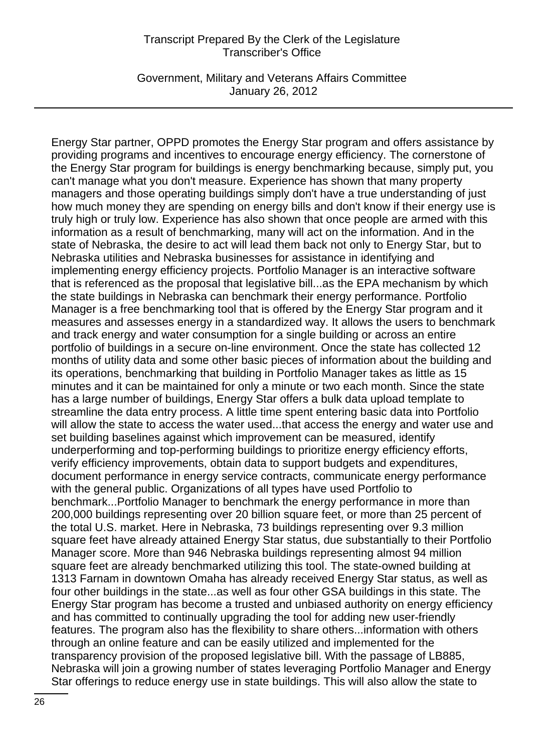Energy Star partner, OPPD promotes the Energy Star program and offers assistance by providing programs and incentives to encourage energy efficiency. The cornerstone of the Energy Star program for buildings is energy benchmarking because, simply put, you can't manage what you don't measure. Experience has shown that many property managers and those operating buildings simply don't have a true understanding of just how much money they are spending on energy bills and don't know if their energy use is truly high or truly low. Experience has also shown that once people are armed with this information as a result of benchmarking, many will act on the information. And in the state of Nebraska, the desire to act will lead them back not only to Energy Star, but to Nebraska utilities and Nebraska businesses for assistance in identifying and implementing energy efficiency projects. Portfolio Manager is an interactive software that is referenced as the proposal that legislative bill...as the EPA mechanism by which the state buildings in Nebraska can benchmark their energy performance. Portfolio Manager is a free benchmarking tool that is offered by the Energy Star program and it measures and assesses energy in a standardized way. It allows the users to benchmark and track energy and water consumption for a single building or across an entire portfolio of buildings in a secure on-line environment. Once the state has collected 12 months of utility data and some other basic pieces of information about the building and its operations, benchmarking that building in Portfolio Manager takes as little as 15 minutes and it can be maintained for only a minute or two each month. Since the state has a large number of buildings, Energy Star offers a bulk data upload template to streamline the data entry process. A little time spent entering basic data into Portfolio will allow the state to access the water used...that access the energy and water use and set building baselines against which improvement can be measured, identify underperforming and top-performing buildings to prioritize energy efficiency efforts, verify efficiency improvements, obtain data to support budgets and expenditures, document performance in energy service contracts, communicate energy performance with the general public. Organizations of all types have used Portfolio to benchmark...Portfolio Manager to benchmark the energy performance in more than 200,000 buildings representing over 20 billion square feet, or more than 25 percent of the total U.S. market. Here in Nebraska, 73 buildings representing over 9.3 million square feet have already attained Energy Star status, due substantially to their Portfolio Manager score. More than 946 Nebraska buildings representing almost 94 million square feet are already benchmarked utilizing this tool. The state-owned building at 1313 Farnam in downtown Omaha has already received Energy Star status, as well as four other buildings in the state...as well as four other GSA buildings in this state. The Energy Star program has become a trusted and unbiased authority on energy efficiency and has committed to continually upgrading the tool for adding new user-friendly features. The program also has the flexibility to share others...information with others through an online feature and can be easily utilized and implemented for the transparency provision of the proposed legislative bill. With the passage of LB885, Nebraska will join a growing number of states leveraging Portfolio Manager and Energy Star offerings to reduce energy use in state buildings. This will also allow the state to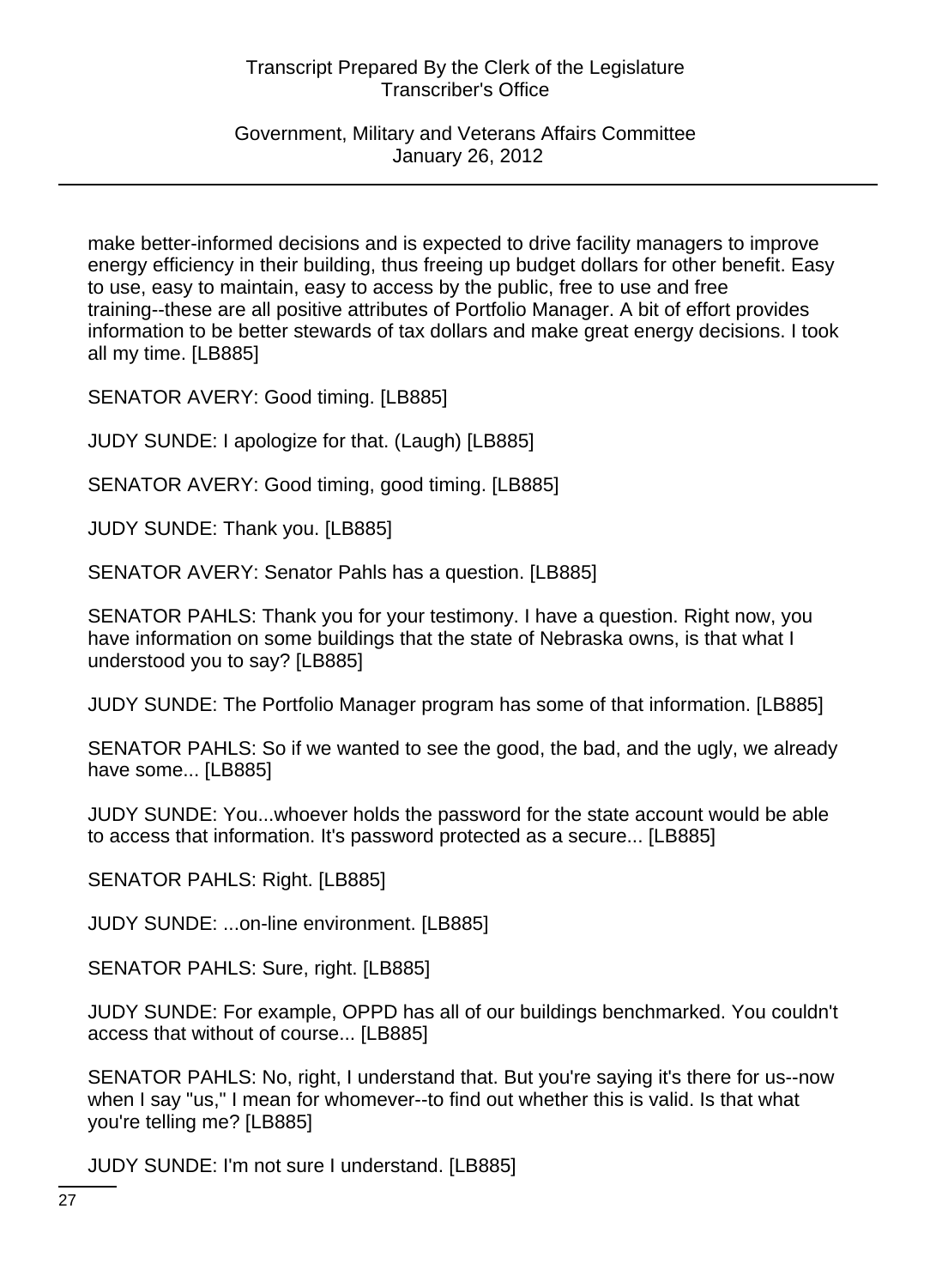make better-informed decisions and is expected to drive facility managers to improve energy efficiency in their building, thus freeing up budget dollars for other benefit. Easy to use, easy to maintain, easy to access by the public, free to use and free training--these are all positive attributes of Portfolio Manager. A bit of effort provides information to be better stewards of tax dollars and make great energy decisions. I took all my time. [LB885]

SENATOR AVERY: Good timing. [LB885]

JUDY SUNDE: I apologize for that. (Laugh) [LB885]

SENATOR AVERY: Good timing, good timing. [LB885]

JUDY SUNDE: Thank you. [LB885]

SENATOR AVERY: Senator Pahls has a question. [LB885]

SENATOR PAHLS: Thank you for your testimony. I have a question. Right now, you have information on some buildings that the state of Nebraska owns, is that what I understood you to say? [LB885]

JUDY SUNDE: The Portfolio Manager program has some of that information. [LB885]

SENATOR PAHLS: So if we wanted to see the good, the bad, and the ugly, we already have some... [LB885]

JUDY SUNDE: You...whoever holds the password for the state account would be able to access that information. It's password protected as a secure... [LB885]

SENATOR PAHLS: Right. [LB885]

JUDY SUNDE: ...on-line environment. [LB885]

SENATOR PAHLS: Sure, right. [LB885]

JUDY SUNDE: For example, OPPD has all of our buildings benchmarked. You couldn't access that without of course... [LB885]

SENATOR PAHLS: No, right, I understand that. But you're saying it's there for us--now when I say "us," I mean for whomever--to find out whether this is valid. Is that what you're telling me? [LB885]

JUDY SUNDE: I'm not sure I understand. [LB885]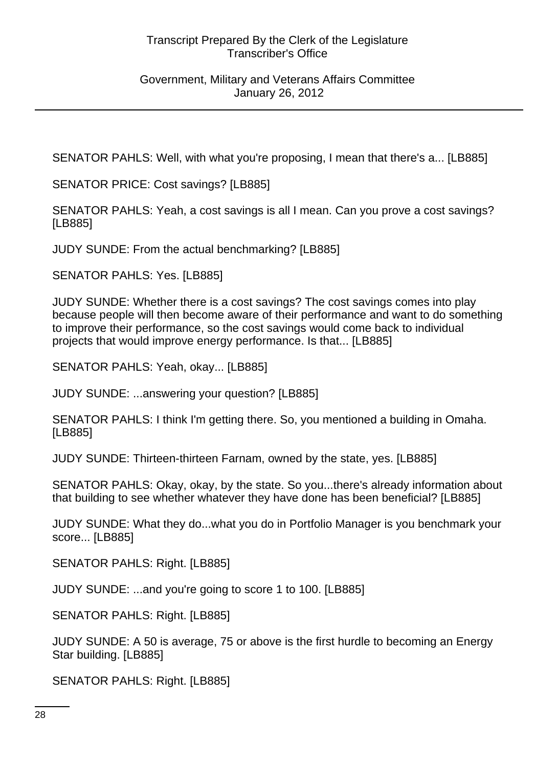SENATOR PAHLS: Well, with what you're proposing, I mean that there's a... [LB885]

SENATOR PRICE: Cost savings? [LB885]

SENATOR PAHLS: Yeah, a cost savings is all I mean. Can you prove a cost savings? [LB885]

JUDY SUNDE: From the actual benchmarking? [LB885]

SENATOR PAHLS: Yes. [LB885]

JUDY SUNDE: Whether there is a cost savings? The cost savings comes into play because people will then become aware of their performance and want to do something to improve their performance, so the cost savings would come back to individual projects that would improve energy performance. Is that... [LB885]

SENATOR PAHLS: Yeah, okay... [LB885]

JUDY SUNDE: ...answering your question? [LB885]

SENATOR PAHLS: I think I'm getting there. So, you mentioned a building in Omaha. [LB885]

JUDY SUNDE: Thirteen-thirteen Farnam, owned by the state, yes. [LB885]

SENATOR PAHLS: Okay, okay, by the state. So you...there's already information about that building to see whether whatever they have done has been beneficial? [LB885]

JUDY SUNDE: What they do...what you do in Portfolio Manager is you benchmark your score... [LB885]

SENATOR PAHLS: Right. [LB885]

JUDY SUNDE: ...and you're going to score 1 to 100. [LB885]

SENATOR PAHLS: Right. [LB885]

JUDY SUNDE: A 50 is average, 75 or above is the first hurdle to becoming an Energy Star building. [LB885]

SENATOR PAHLS: Right. [LB885]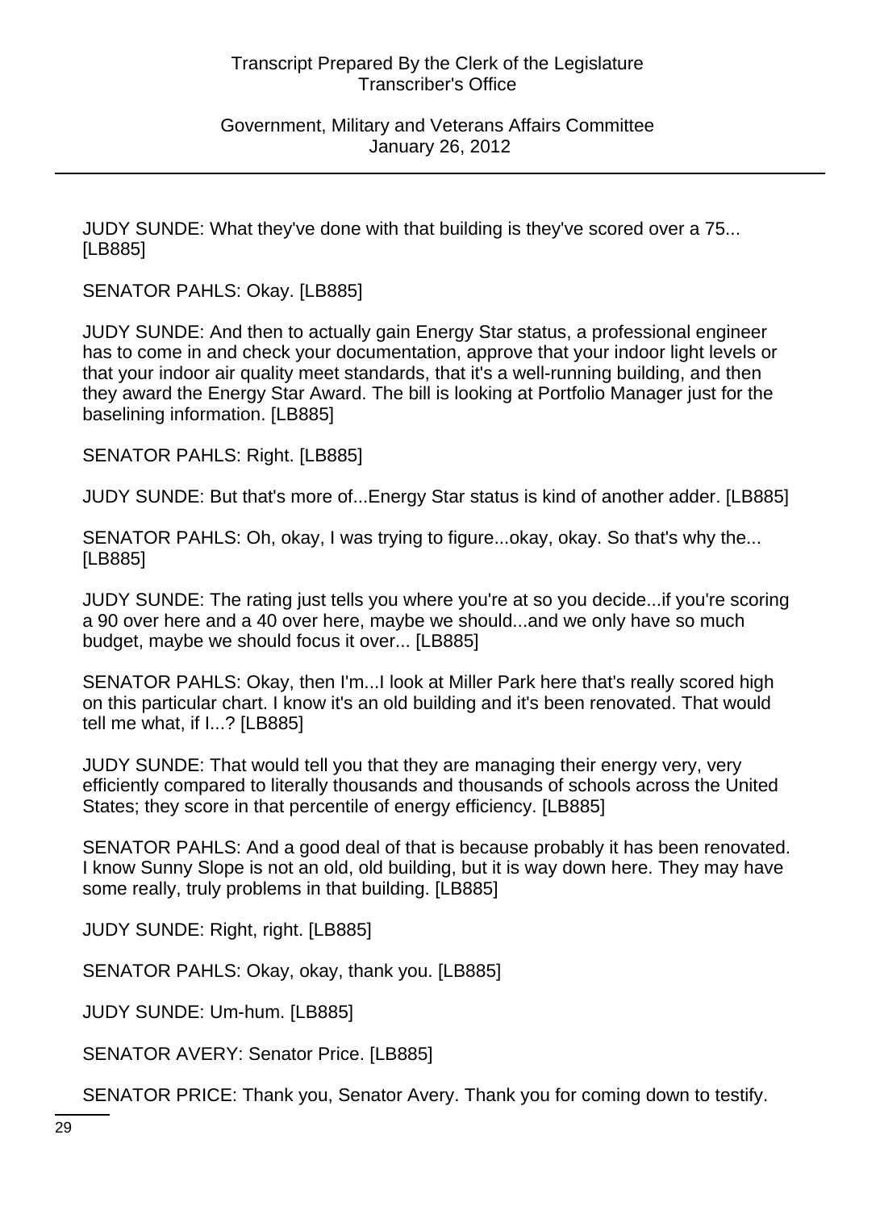JUDY SUNDE: What they've done with that building is they've scored over a 75... [LB885]

SENATOR PAHLS: Okay. [LB885]

JUDY SUNDE: And then to actually gain Energy Star status, a professional engineer has to come in and check your documentation, approve that your indoor light levels or that your indoor air quality meet standards, that it's a well-running building, and then they award the Energy Star Award. The bill is looking at Portfolio Manager just for the baselining information. [LB885]

SENATOR PAHLS: Right. [LB885]

JUDY SUNDE: But that's more of...Energy Star status is kind of another adder. [LB885]

SENATOR PAHLS: Oh, okay, I was trying to figure...okay, okay. So that's why the... [LB885]

JUDY SUNDE: The rating just tells you where you're at so you decide...if you're scoring a 90 over here and a 40 over here, maybe we should...and we only have so much budget, maybe we should focus it over... [LB885]

SENATOR PAHLS: Okay, then I'm...I look at Miller Park here that's really scored high on this particular chart. I know it's an old building and it's been renovated. That would tell me what, if I...? [LB885]

JUDY SUNDE: That would tell you that they are managing their energy very, very efficiently compared to literally thousands and thousands of schools across the United States; they score in that percentile of energy efficiency. [LB885]

SENATOR PAHLS: And a good deal of that is because probably it has been renovated. I know Sunny Slope is not an old, old building, but it is way down here. They may have some really, truly problems in that building. [LB885]

JUDY SUNDE: Right, right. [LB885]

SENATOR PAHLS: Okay, okay, thank you. [LB885]

JUDY SUNDE: Um-hum. [LB885]

SENATOR AVERY: Senator Price. [LB885]

SENATOR PRICE: Thank you, Senator Avery. Thank you for coming down to testify.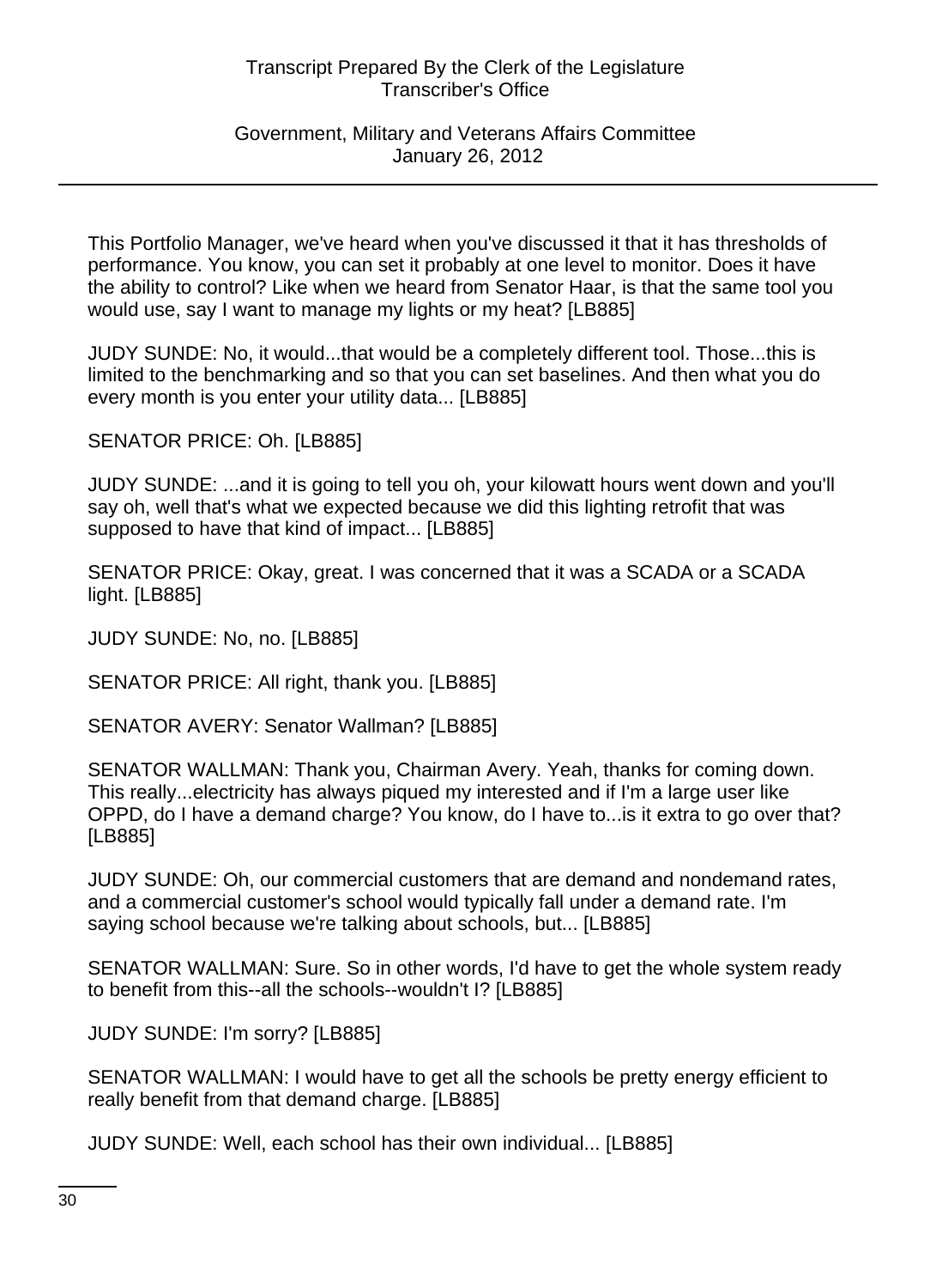This Portfolio Manager, we've heard when you've discussed it that it has thresholds of performance. You know, you can set it probably at one level to monitor. Does it have the ability to control? Like when we heard from Senator Haar, is that the same tool you would use, say I want to manage my lights or my heat? [LB885]

JUDY SUNDE: No, it would...that would be a completely different tool. Those...this is limited to the benchmarking and so that you can set baselines. And then what you do every month is you enter your utility data... [LB885]

SENATOR PRICE: Oh. [LB885]

JUDY SUNDE: ...and it is going to tell you oh, your kilowatt hours went down and you'll say oh, well that's what we expected because we did this lighting retrofit that was supposed to have that kind of impact... [LB885]

SENATOR PRICE: Okay, great. I was concerned that it was a SCADA or a SCADA light. [LB885]

JUDY SUNDE: No, no. [LB885]

SENATOR PRICE: All right, thank you. [LB885]

SENATOR AVERY: Senator Wallman? [LB885]

SENATOR WALLMAN: Thank you, Chairman Avery. Yeah, thanks for coming down. This really...electricity has always piqued my interested and if I'm a large user like OPPD, do I have a demand charge? You know, do I have to...is it extra to go over that? [LB885]

JUDY SUNDE: Oh, our commercial customers that are demand and nondemand rates, and a commercial customer's school would typically fall under a demand rate. I'm saying school because we're talking about schools, but... [LB885]

SENATOR WALLMAN: Sure. So in other words, I'd have to get the whole system ready to benefit from this--all the schools--wouldn't I? [LB885]

JUDY SUNDE: I'm sorry? [LB885]

SENATOR WALLMAN: I would have to get all the schools be pretty energy efficient to really benefit from that demand charge. [LB885]

JUDY SUNDE: Well, each school has their own individual... [LB885]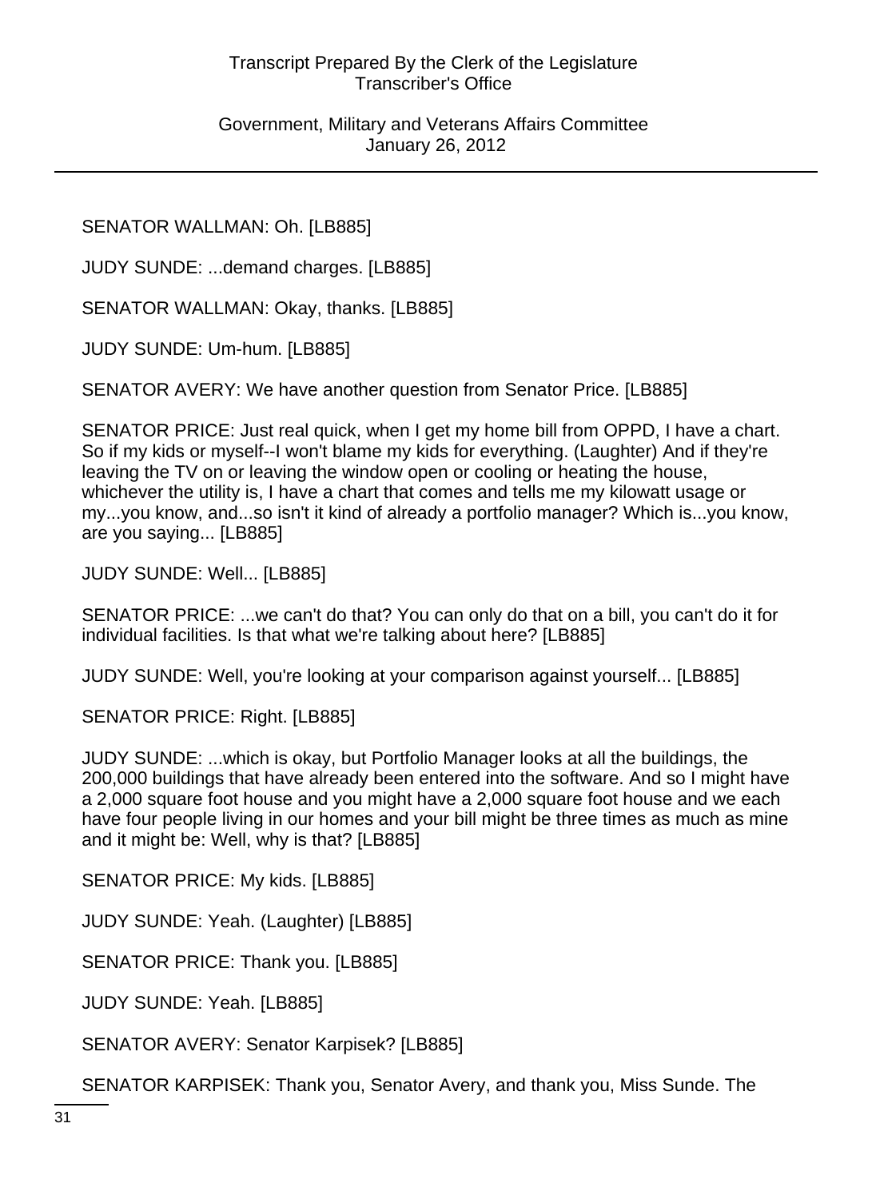SENATOR WALLMAN: Oh. [LB885]

JUDY SUNDE: ...demand charges. [LB885]

SENATOR WALLMAN: Okay, thanks. [LB885]

JUDY SUNDE: Um-hum. [LB885]

SENATOR AVERY: We have another question from Senator Price. [LB885]

SENATOR PRICE: Just real quick, when I get my home bill from OPPD, I have a chart. So if my kids or myself--I won't blame my kids for everything. (Laughter) And if they're leaving the TV on or leaving the window open or cooling or heating the house, whichever the utility is, I have a chart that comes and tells me my kilowatt usage or my...you know, and...so isn't it kind of already a portfolio manager? Which is...you know, are you saying... [LB885]

JUDY SUNDE: Well... [LB885]

SENATOR PRICE: ...we can't do that? You can only do that on a bill, you can't do it for individual facilities. Is that what we're talking about here? [LB885]

JUDY SUNDE: Well, you're looking at your comparison against yourself... [LB885]

SENATOR PRICE: Right. [LB885]

JUDY SUNDE: ...which is okay, but Portfolio Manager looks at all the buildings, the 200,000 buildings that have already been entered into the software. And so I might have a 2,000 square foot house and you might have a 2,000 square foot house and we each have four people living in our homes and your bill might be three times as much as mine and it might be: Well, why is that? [LB885]

SENATOR PRICE: My kids. [LB885]

JUDY SUNDE: Yeah. (Laughter) [LB885]

SENATOR PRICE: Thank you. [LB885]

JUDY SUNDE: Yeah. [LB885]

SENATOR AVERY: Senator Karpisek? [LB885]

SENATOR KARPISEK: Thank you, Senator Avery, and thank you, Miss Sunde. The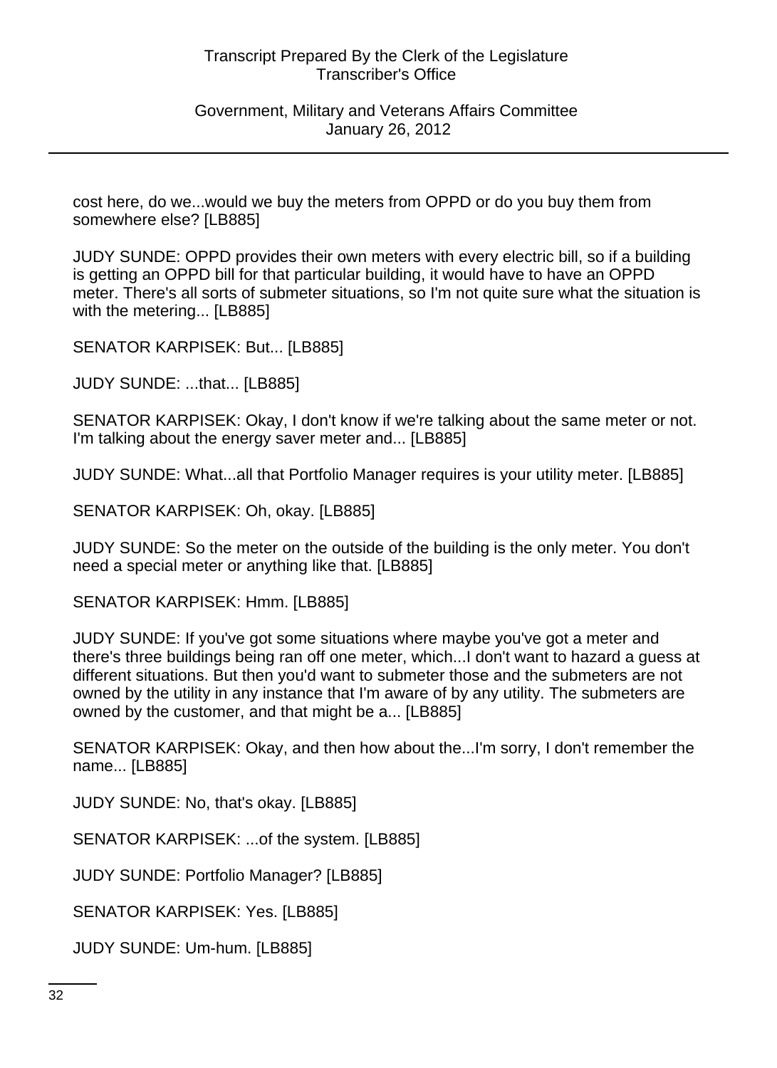cost here, do we...would we buy the meters from OPPD or do you buy them from somewhere else? [LB885]

JUDY SUNDE: OPPD provides their own meters with every electric bill, so if a building is getting an OPPD bill for that particular building, it would have to have an OPPD meter. There's all sorts of submeter situations, so I'm not quite sure what the situation is with the metering... [LB885]

SENATOR KARPISEK: But... [LB885]

JUDY SUNDE: ...that... [LB885]

SENATOR KARPISEK: Okay, I don't know if we're talking about the same meter or not. I'm talking about the energy saver meter and... [LB885]

JUDY SUNDE: What...all that Portfolio Manager requires is your utility meter. [LB885]

SENATOR KARPISEK: Oh, okay. [LB885]

JUDY SUNDE: So the meter on the outside of the building is the only meter. You don't need a special meter or anything like that. [LB885]

SENATOR KARPISEK: Hmm. [LB885]

JUDY SUNDE: If you've got some situations where maybe you've got a meter and there's three buildings being ran off one meter, which...I don't want to hazard a guess at different situations. But then you'd want to submeter those and the submeters are not owned by the utility in any instance that I'm aware of by any utility. The submeters are owned by the customer, and that might be a... [LB885]

SENATOR KARPISEK: Okay, and then how about the...I'm sorry, I don't remember the name... [LB885]

JUDY SUNDE: No, that's okay. [LB885]

SENATOR KARPISEK: ...of the system. [LB885]

JUDY SUNDE: Portfolio Manager? [LB885]

SENATOR KARPISEK: Yes. [LB885]

JUDY SUNDE: Um-hum. [LB885]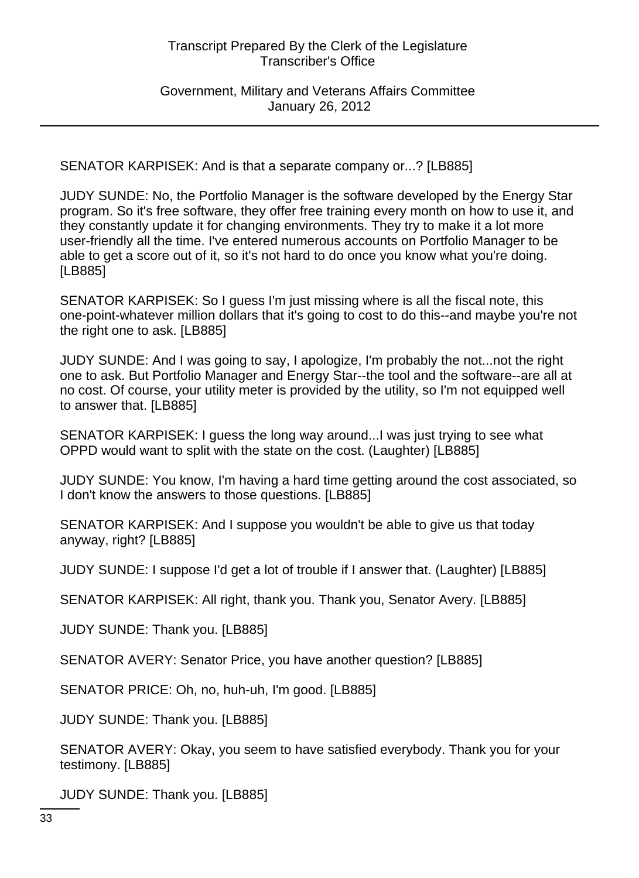SENATOR KARPISEK: And is that a separate company or...? [LB885]

JUDY SUNDE: No, the Portfolio Manager is the software developed by the Energy Star program. So it's free software, they offer free training every month on how to use it, and they constantly update it for changing environments. They try to make it a lot more user-friendly all the time. I've entered numerous accounts on Portfolio Manager to be able to get a score out of it, so it's not hard to do once you know what you're doing. [LB885]

SENATOR KARPISEK: So I guess I'm just missing where is all the fiscal note, this one-point-whatever million dollars that it's going to cost to do this--and maybe you're not the right one to ask. [LB885]

JUDY SUNDE: And I was going to say, I apologize, I'm probably the not...not the right one to ask. But Portfolio Manager and Energy Star--the tool and the software--are all at no cost. Of course, your utility meter is provided by the utility, so I'm not equipped well to answer that. [LB885]

SENATOR KARPISEK: I guess the long way around...I was just trying to see what OPPD would want to split with the state on the cost. (Laughter) [LB885]

JUDY SUNDE: You know, I'm having a hard time getting around the cost associated, so I don't know the answers to those questions. [LB885]

SENATOR KARPISEK: And I suppose you wouldn't be able to give us that today anyway, right? [LB885]

JUDY SUNDE: I suppose I'd get a lot of trouble if I answer that. (Laughter) [LB885]

SENATOR KARPISEK: All right, thank you. Thank you, Senator Avery. [LB885]

JUDY SUNDE: Thank you. [LB885]

SENATOR AVERY: Senator Price, you have another question? [LB885]

SENATOR PRICE: Oh, no, huh-uh, I'm good. [LB885]

JUDY SUNDE: Thank you. [LB885]

SENATOR AVERY: Okay, you seem to have satisfied everybody. Thank you for your testimony. [LB885]

JUDY SUNDE: Thank you. [LB885]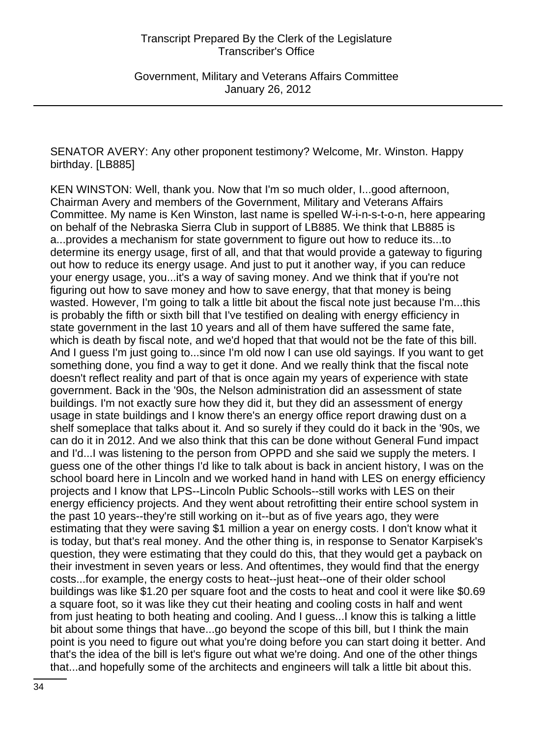SENATOR AVERY: Any other proponent testimony? Welcome, Mr. Winston. Happy birthday. [LB885]

KEN WINSTON: Well, thank you. Now that I'm so much older, I...good afternoon, Chairman Avery and members of the Government, Military and Veterans Affairs Committee. My name is Ken Winston, last name is spelled W-i-n-s-t-o-n, here appearing on behalf of the Nebraska Sierra Club in support of LB885. We think that LB885 is a...provides a mechanism for state government to figure out how to reduce its...to determine its energy usage, first of all, and that that would provide a gateway to figuring out how to reduce its energy usage. And just to put it another way, if you can reduce your energy usage, you...it's a way of saving money. And we think that if you're not figuring out how to save money and how to save energy, that that money is being wasted. However, I'm going to talk a little bit about the fiscal note just because I'm...this is probably the fifth or sixth bill that I've testified on dealing with energy efficiency in state government in the last 10 years and all of them have suffered the same fate, which is death by fiscal note, and we'd hoped that that would not be the fate of this bill. And I guess I'm just going to...since I'm old now I can use old sayings. If you want to get something done, you find a way to get it done. And we really think that the fiscal note doesn't reflect reality and part of that is once again my years of experience with state government. Back in the '90s, the Nelson administration did an assessment of state buildings. I'm not exactly sure how they did it, but they did an assessment of energy usage in state buildings and I know there's an energy office report drawing dust on a shelf someplace that talks about it. And so surely if they could do it back in the '90s, we can do it in 2012. And we also think that this can be done without General Fund impact and I'd...I was listening to the person from OPPD and she said we supply the meters. I guess one of the other things I'd like to talk about is back in ancient history, I was on the school board here in Lincoln and we worked hand in hand with LES on energy efficiency projects and I know that LPS--Lincoln Public Schools--still works with LES on their energy efficiency projects. And they went about retrofitting their entire school system in the past 10 years--they're still working on it--but as of five years ago, they were estimating that they were saving $1 million a year on energy costs. I don't know what it is today, but that's real money. And the other thing is, in response to Senator Karpisek's question, they were estimating that they could do this, that they would get a payback on their investment in seven years or less. And oftentimes, they would find that the energy costs...for example, the energy costs to heat--just heat--one of their older school buildings was like $1.20 per square foot and the costs to heat and cool it were like $0.69 a square foot, so it was like they cut their heating and cooling costs in half and went from just heating to both heating and cooling. And I guess...I know this is talking a little bit about some things that have...go beyond the scope of this bill, but I think the main point is you need to figure out what you're doing before you can start doing it better. And that's the idea of the bill is let's figure out what we're doing. And one of the other things that...and hopefully some of the architects and engineers will talk a little bit about this.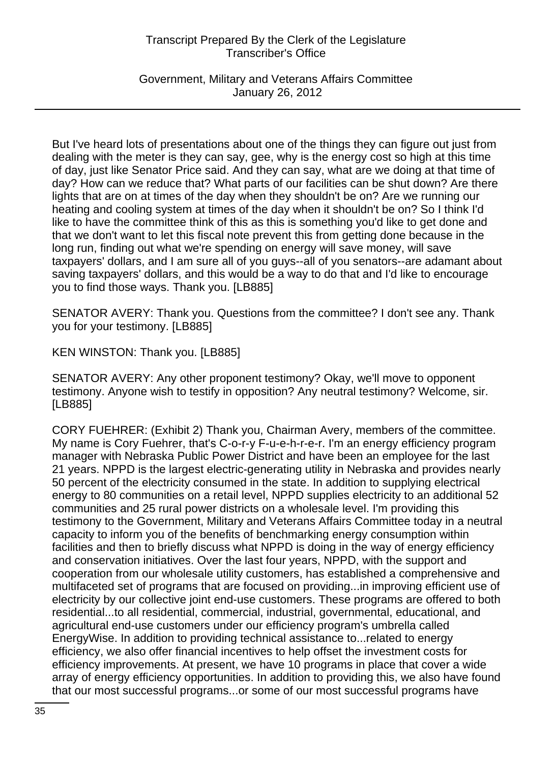But I've heard lots of presentations about one of the things they can figure out just from dealing with the meter is they can say, gee, why is the energy cost so high at this time of day, just like Senator Price said. And they can say, what are we doing at that time of day? How can we reduce that? What parts of our facilities can be shut down? Are there lights that are on at times of the day when they shouldn't be on? Are we running our heating and cooling system at times of the day when it shouldn't be on? So I think I'd like to have the committee think of this as this is something you'd like to get done and that we don't want to let this fiscal note prevent this from getting done because in the long run, finding out what we're spending on energy will save money, will save taxpayers' dollars, and I am sure all of you guys--all of you senators--are adamant about saving taxpayers' dollars, and this would be a way to do that and I'd like to encourage you to find those ways. Thank you. [LB885]

SENATOR AVERY: Thank you. Questions from the committee? I don't see any. Thank you for your testimony. [LB885]

KEN WINSTON: Thank you. [LB885]

SENATOR AVERY: Any other proponent testimony? Okay, we'll move to opponent testimony. Anyone wish to testify in opposition? Any neutral testimony? Welcome, sir. [LB885]

CORY FUEHRER: (Exhibit 2) Thank you, Chairman Avery, members of the committee. My name is Cory Fuehrer, that's C-o-r-y F-u-e-h-r-e-r. I'm an energy efficiency program manager with Nebraska Public Power District and have been an employee for the last 21 years. NPPD is the largest electric-generating utility in Nebraska and provides nearly 50 percent of the electricity consumed in the state. In addition to supplying electrical energy to 80 communities on a retail level, NPPD supplies electricity to an additional 52 communities and 25 rural power districts on a wholesale level. I'm providing this testimony to the Government, Military and Veterans Affairs Committee today in a neutral capacity to inform you of the benefits of benchmarking energy consumption within facilities and then to briefly discuss what NPPD is doing in the way of energy efficiency and conservation initiatives. Over the last four years, NPPD, with the support and cooperation from our wholesale utility customers, has established a comprehensive and multifaceted set of programs that are focused on providing...in improving efficient use of electricity by our collective joint end-use customers. These programs are offered to both residential...to all residential, commercial, industrial, governmental, educational, and agricultural end-use customers under our efficiency program's umbrella called EnergyWise. In addition to providing technical assistance to...related to energy efficiency, we also offer financial incentives to help offset the investment costs for efficiency improvements. At present, we have 10 programs in place that cover a wide array of energy efficiency opportunities. In addition to providing this, we also have found that our most successful programs...or some of our most successful programs have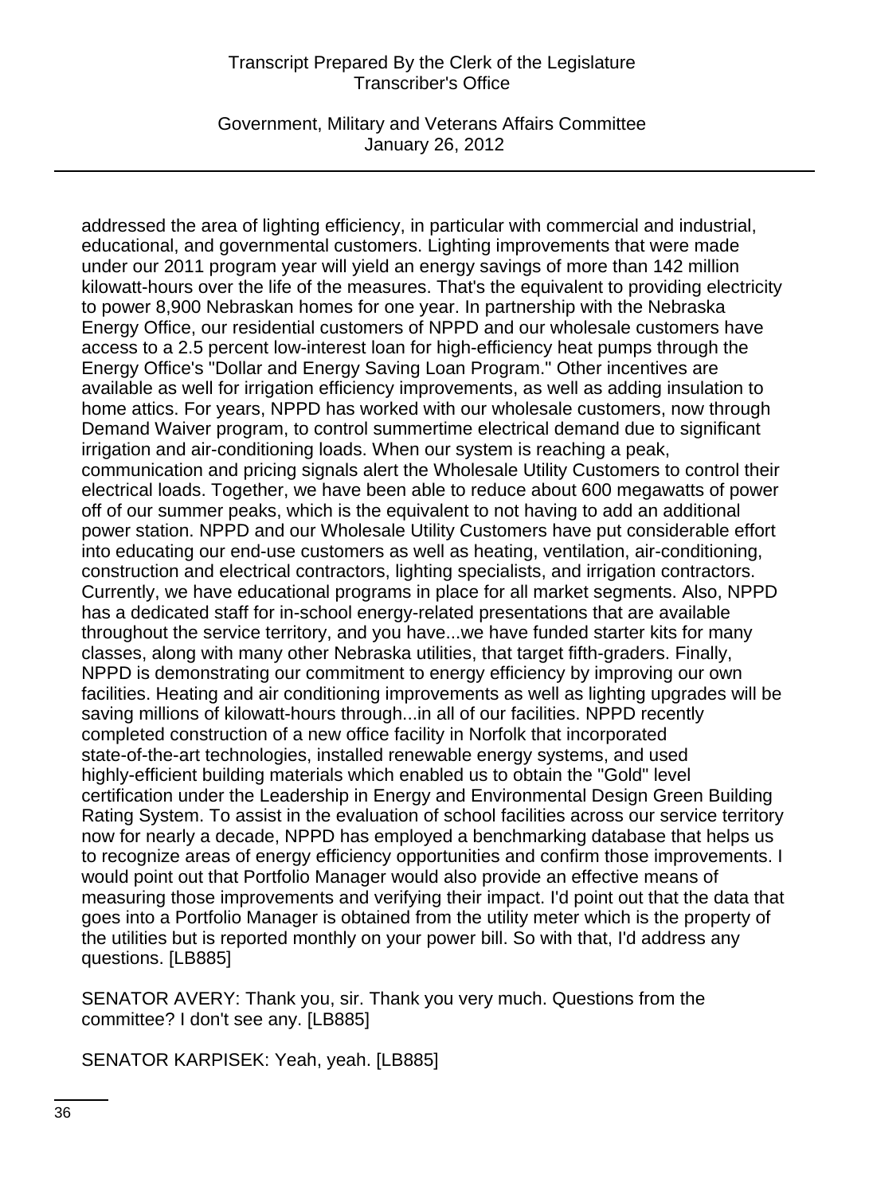addressed the area of lighting efficiency, in particular with commercial and industrial, educational, and governmental customers. Lighting improvements that were made under our 2011 program year will yield an energy savings of more than 142 million kilowatt-hours over the life of the measures. That's the equivalent to providing electricity to power 8,900 Nebraskan homes for one year. In partnership with the Nebraska Energy Office, our residential customers of NPPD and our wholesale customers have access to a 2.5 percent low-interest loan for high-efficiency heat pumps through the Energy Office's "Dollar and Energy Saving Loan Program." Other incentives are available as well for irrigation efficiency improvements, as well as adding insulation to home attics. For years, NPPD has worked with our wholesale customers, now through Demand Waiver program, to control summertime electrical demand due to significant irrigation and air-conditioning loads. When our system is reaching a peak, communication and pricing signals alert the Wholesale Utility Customers to control their electrical loads. Together, we have been able to reduce about 600 megawatts of power off of our summer peaks, which is the equivalent to not having to add an additional power station. NPPD and our Wholesale Utility Customers have put considerable effort into educating our end-use customers as well as heating, ventilation, air-conditioning, construction and electrical contractors, lighting specialists, and irrigation contractors. Currently, we have educational programs in place for all market segments. Also, NPPD has a dedicated staff for in-school energy-related presentations that are available throughout the service territory, and you have...we have funded starter kits for many classes, along with many other Nebraska utilities, that target fifth-graders. Finally, NPPD is demonstrating our commitment to energy efficiency by improving our own facilities. Heating and air conditioning improvements as well as lighting upgrades will be saving millions of kilowatt-hours through...in all of our facilities. NPPD recently completed construction of a new office facility in Norfolk that incorporated state-of-the-art technologies, installed renewable energy systems, and used highly-efficient building materials which enabled us to obtain the "Gold" level certification under the Leadership in Energy and Environmental Design Green Building Rating System. To assist in the evaluation of school facilities across our service territory now for nearly a decade, NPPD has employed a benchmarking database that helps us to recognize areas of energy efficiency opportunities and confirm those improvements. I would point out that Portfolio Manager would also provide an effective means of measuring those improvements and verifying their impact. I'd point out that the data that goes into a Portfolio Manager is obtained from the utility meter which is the property of the utilities but is reported monthly on your power bill. So with that, I'd address any questions. [LB885]

SENATOR AVERY: Thank you, sir. Thank you very much. Questions from the committee? I don't see any. [LB885]

SENATOR KARPISEK: Yeah, yeah. [LB885]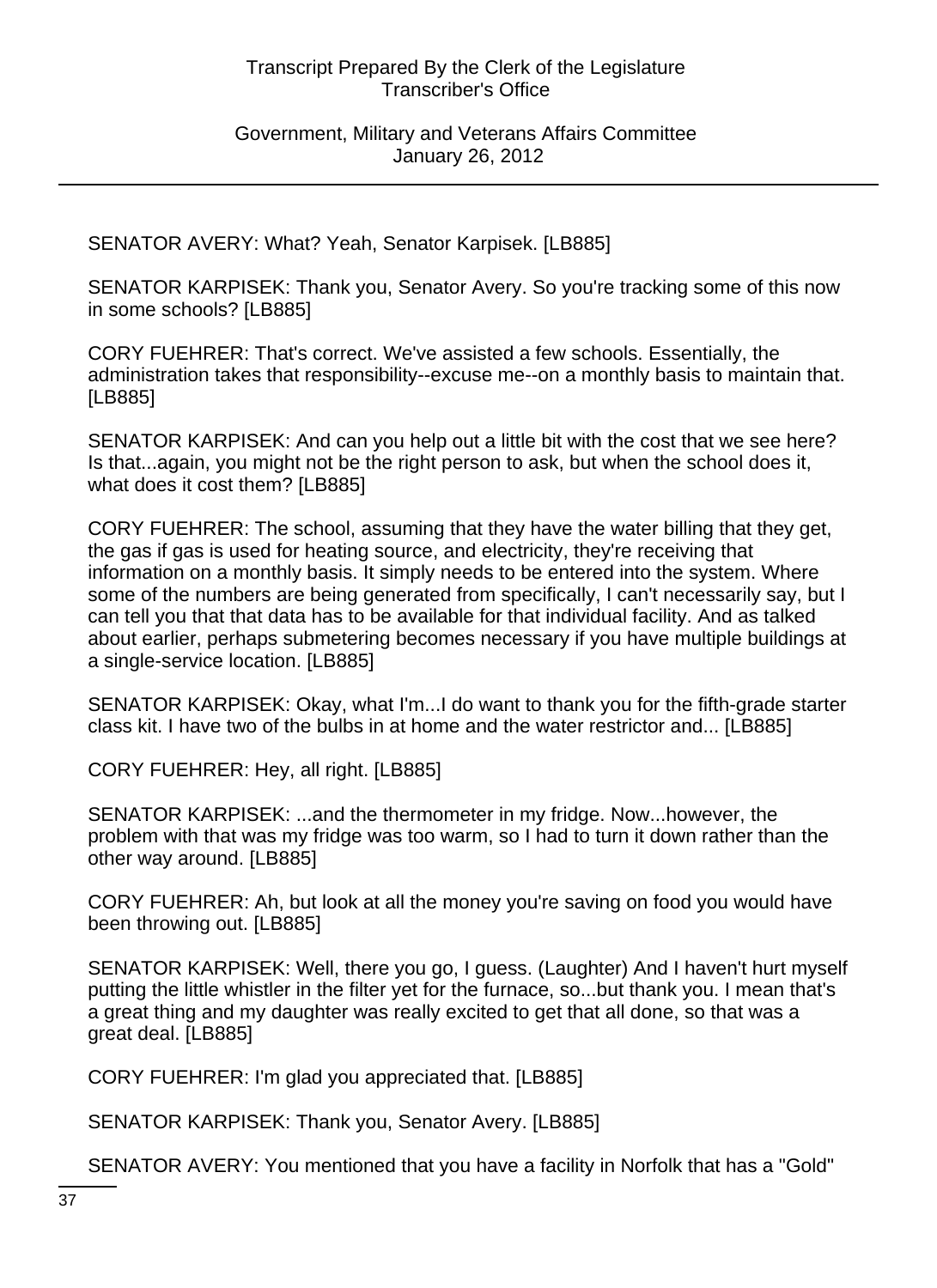SENATOR AVERY: What? Yeah, Senator Karpisek. [LB885]

SENATOR KARPISEK: Thank you, Senator Avery. So you're tracking some of this now in some schools? [LB885]

CORY FUEHRER: That's correct. We've assisted a few schools. Essentially, the administration takes that responsibility--excuse me--on a monthly basis to maintain that. [LB885]

SENATOR KARPISEK: And can you help out a little bit with the cost that we see here? Is that...again, you might not be the right person to ask, but when the school does it, what does it cost them? [LB885]

CORY FUEHRER: The school, assuming that they have the water billing that they get, the gas if gas is used for heating source, and electricity, they're receiving that information on a monthly basis. It simply needs to be entered into the system. Where some of the numbers are being generated from specifically, I can't necessarily say, but I can tell you that that data has to be available for that individual facility. And as talked about earlier, perhaps submetering becomes necessary if you have multiple buildings at a single-service location. [LB885]

SENATOR KARPISEK: Okay, what I'm...I do want to thank you for the fifth-grade starter class kit. I have two of the bulbs in at home and the water restrictor and... [LB885]

CORY FUEHRER: Hey, all right. [LB885]

SENATOR KARPISEK: ...and the thermometer in my fridge. Now...however, the problem with that was my fridge was too warm, so I had to turn it down rather than the other way around. [LB885]

CORY FUEHRER: Ah, but look at all the money you're saving on food you would have been throwing out. [LB885]

SENATOR KARPISEK: Well, there you go, I guess. (Laughter) And I haven't hurt myself putting the little whistler in the filter yet for the furnace, so...but thank you. I mean that's a great thing and my daughter was really excited to get that all done, so that was a great deal. [LB885]

CORY FUEHRER: I'm glad you appreciated that. [LB885]

SENATOR KARPISEK: Thank you, Senator Avery. [LB885]

SENATOR AVERY: You mentioned that you have a facility in Norfolk that has a "Gold"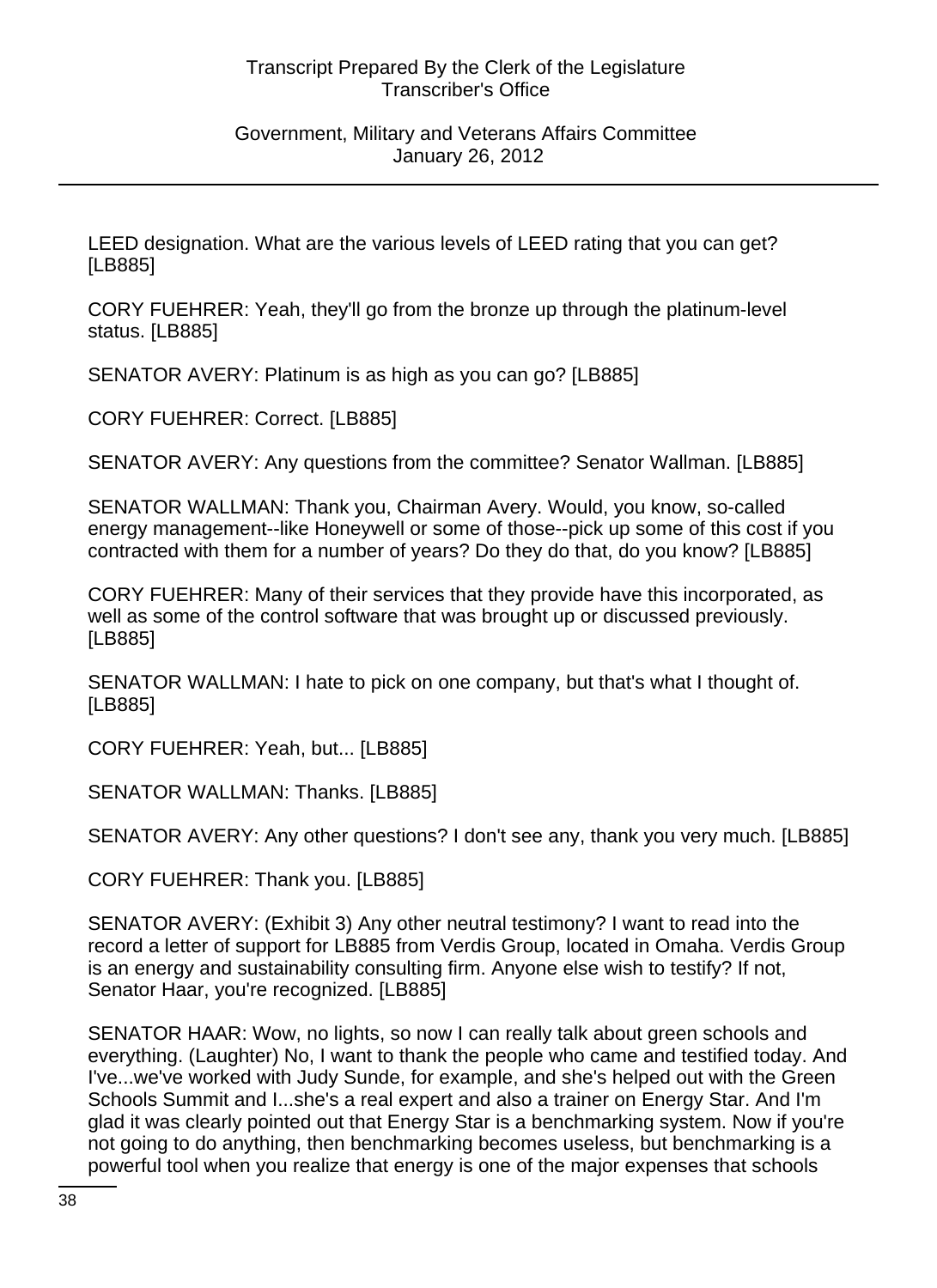LEED designation. What are the various levels of LEED rating that you can get? [LB885]

CORY FUEHRER: Yeah, they'll go from the bronze up through the platinum-level status. [LB885]

SENATOR AVERY: Platinum is as high as you can go? [LB885]

CORY FUEHRER: Correct. [LB885]

SENATOR AVERY: Any questions from the committee? Senator Wallman. [LB885]

SENATOR WALLMAN: Thank you, Chairman Avery. Would, you know, so-called energy management--like Honeywell or some of those--pick up some of this cost if you contracted with them for a number of years? Do they do that, do you know? [LB885]

CORY FUEHRER: Many of their services that they provide have this incorporated, as well as some of the control software that was brought up or discussed previously. [LB885]

SENATOR WALLMAN: I hate to pick on one company, but that's what I thought of. [LB885]

CORY FUEHRER: Yeah, but... [LB885]

SENATOR WALLMAN: Thanks. [LB885]

SENATOR AVERY: Any other questions? I don't see any, thank you very much. [LB885]

CORY FUEHRER: Thank you. [LB885]

SENATOR AVERY: (Exhibit 3) Any other neutral testimony? I want to read into the record a letter of support for LB885 from Verdis Group, located in Omaha. Verdis Group is an energy and sustainability consulting firm. Anyone else wish to testify? If not, Senator Haar, you're recognized. [LB885]

SENATOR HAAR: Wow, no lights, so now I can really talk about green schools and everything. (Laughter) No, I want to thank the people who came and testified today. And I've...we've worked with Judy Sunde, for example, and she's helped out with the Green Schools Summit and I...she's a real expert and also a trainer on Energy Star. And I'm glad it was clearly pointed out that Energy Star is a benchmarking system. Now if you're not going to do anything, then benchmarking becomes useless, but benchmarking is a powerful tool when you realize that energy is one of the major expenses that schools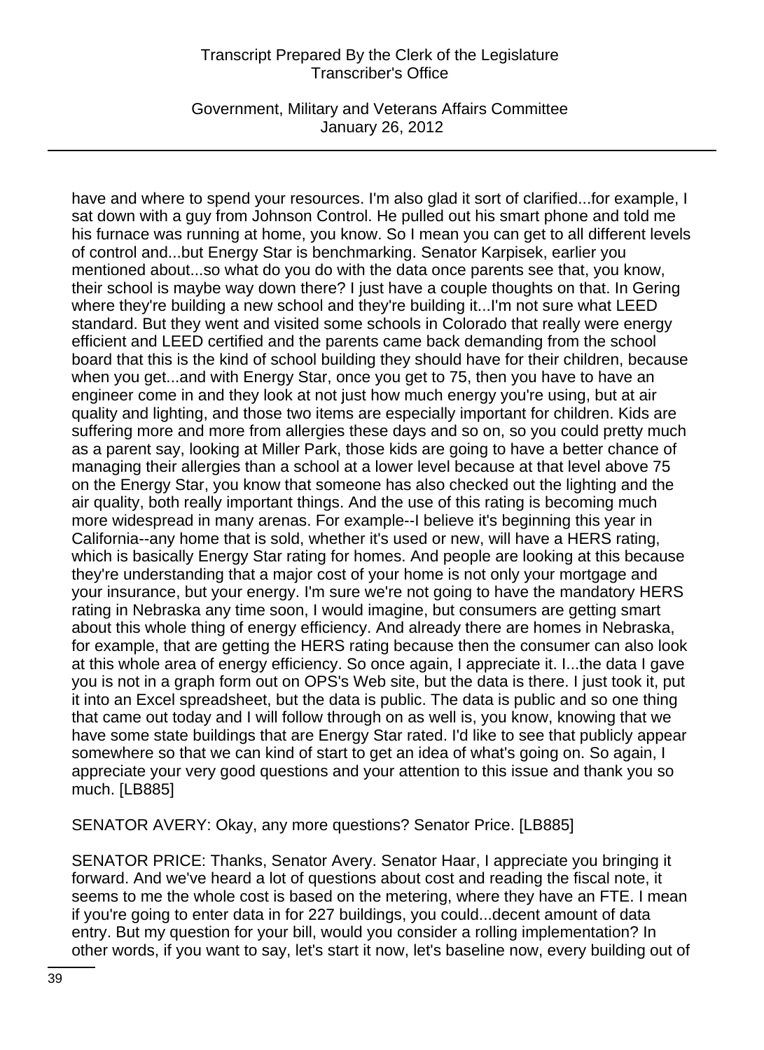have and where to spend your resources. I'm also glad it sort of clarified...for example, I sat down with a guy from Johnson Control. He pulled out his smart phone and told me his furnace was running at home, you know. So I mean you can get to all different levels of control and...but Energy Star is benchmarking. Senator Karpisek, earlier you mentioned about...so what do you do with the data once parents see that, you know, their school is maybe way down there? I just have a couple thoughts on that. In Gering where they're building a new school and they're building it...I'm not sure what LEED standard. But they went and visited some schools in Colorado that really were energy efficient and LEED certified and the parents came back demanding from the school board that this is the kind of school building they should have for their children, because when you get...and with Energy Star, once you get to 75, then you have to have an engineer come in and they look at not just how much energy you're using, but at air quality and lighting, and those two items are especially important for children. Kids are suffering more and more from allergies these days and so on, so you could pretty much as a parent say, looking at Miller Park, those kids are going to have a better chance of managing their allergies than a school at a lower level because at that level above 75 on the Energy Star, you know that someone has also checked out the lighting and the air quality, both really important things. And the use of this rating is becoming much more widespread in many arenas. For example--I believe it's beginning this year in California--any home that is sold, whether it's used or new, will have a HERS rating, which is basically Energy Star rating for homes. And people are looking at this because they're understanding that a major cost of your home is not only your mortgage and your insurance, but your energy. I'm sure we're not going to have the mandatory HERS rating in Nebraska any time soon, I would imagine, but consumers are getting smart about this whole thing of energy efficiency. And already there are homes in Nebraska, for example, that are getting the HERS rating because then the consumer can also look at this whole area of energy efficiency. So once again, I appreciate it. I...the data I gave you is not in a graph form out on OPS's Web site, but the data is there. I just took it, put it into an Excel spreadsheet, but the data is public. The data is public and so one thing that came out today and I will follow through on as well is, you know, knowing that we have some state buildings that are Energy Star rated. I'd like to see that publicly appear somewhere so that we can kind of start to get an idea of what's going on. So again, I appreciate your very good questions and your attention to this issue and thank you so much. [LB885]

SENATOR AVERY: Okay, any more questions? Senator Price. [LB885]

SENATOR PRICE: Thanks, Senator Avery. Senator Haar, I appreciate you bringing it forward. And we've heard a lot of questions about cost and reading the fiscal note, it seems to me the whole cost is based on the metering, where they have an FTE. I mean if you're going to enter data in for 227 buildings, you could...decent amount of data entry. But my question for your bill, would you consider a rolling implementation? In other words, if you want to say, let's start it now, let's baseline now, every building out of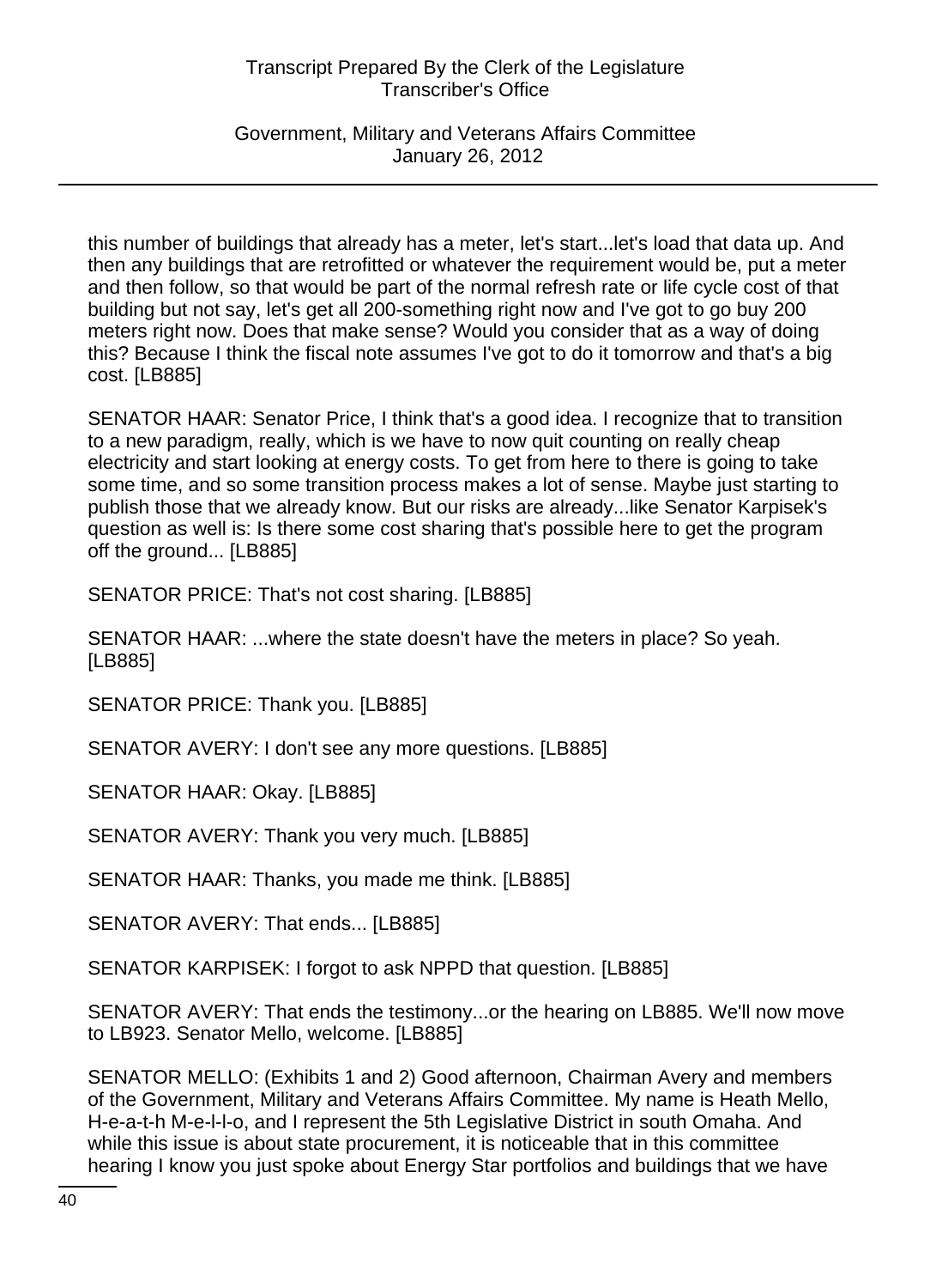this number of buildings that already has a meter, let's start...let's load that data up. And then any buildings that are retrofitted or whatever the requirement would be, put a meter and then follow, so that would be part of the normal refresh rate or life cycle cost of that building but not say, let's get all 200-something right now and I've got to go buy 200 meters right now. Does that make sense? Would you consider that as a way of doing this? Because I think the fiscal note assumes I've got to do it tomorrow and that's a big cost. [LB885]

SENATOR HAAR: Senator Price, I think that's a good idea. I recognize that to transition to a new paradigm, really, which is we have to now quit counting on really cheap electricity and start looking at energy costs. To get from here to there is going to take some time, and so some transition process makes a lot of sense. Maybe just starting to publish those that we already know. But our risks are already...like Senator Karpisek's question as well is: Is there some cost sharing that's possible here to get the program off the ground... [LB885]

SENATOR PRICE: That's not cost sharing. [LB885]

SENATOR HAAR: ...where the state doesn't have the meters in place? So yeah. [LB885]

SENATOR PRICE: Thank you. [LB885]

SENATOR AVERY: I don't see any more questions. [LB885]

SENATOR HAAR: Okay. [LB885]

SENATOR AVERY: Thank you very much. [LB885]

SENATOR HAAR: Thanks, you made me think. [LB885]

SENATOR AVERY: That ends... [LB885]

SENATOR KARPISEK: I forgot to ask NPPD that question. [LB885]

SENATOR AVERY: That ends the testimony...or the hearing on LB885. We'll now move to LB923. Senator Mello, welcome. [LB885]

SENATOR MELLO: (Exhibits 1 and 2) Good afternoon, Chairman Avery and members of the Government, Military and Veterans Affairs Committee. My name is Heath Mello, H-e-a-t-h M-e-l-l-o, and I represent the 5th Legislative District in south Omaha. And while this issue is about state procurement, it is noticeable that in this committee hearing I know you just spoke about Energy Star portfolios and buildings that we have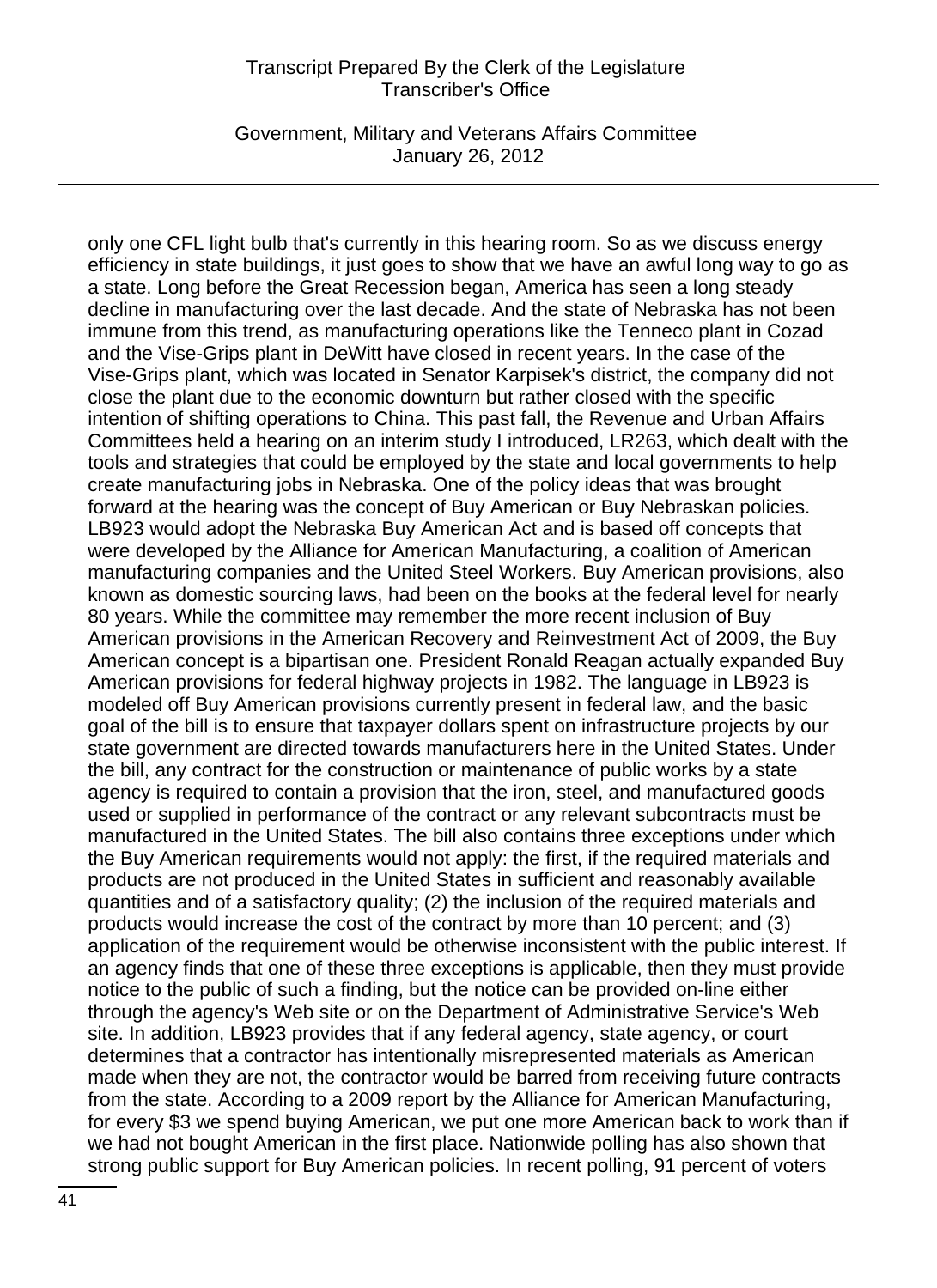only one CFL light bulb that's currently in this hearing room. So as we discuss energy efficiency in state buildings, it just goes to show that we have an awful long way to go as a state. Long before the Great Recession began, America has seen a long steady decline in manufacturing over the last decade. And the state of Nebraska has not been immune from this trend, as manufacturing operations like the Tenneco plant in Cozad and the Vise-Grips plant in DeWitt have closed in recent years. In the case of the Vise-Grips plant, which was located in Senator Karpisek's district, the company did not close the plant due to the economic downturn but rather closed with the specific intention of shifting operations to China. This past fall, the Revenue and Urban Affairs Committees held a hearing on an interim study I introduced, LR263, which dealt with the tools and strategies that could be employed by the state and local governments to help create manufacturing jobs in Nebraska. One of the policy ideas that was brought forward at the hearing was the concept of Buy American or Buy Nebraskan policies. LB923 would adopt the Nebraska Buy American Act and is based off concepts that were developed by the Alliance for American Manufacturing, a coalition of American manufacturing companies and the United Steel Workers. Buy American provisions, also known as domestic sourcing laws, had been on the books at the federal level for nearly 80 years. While the committee may remember the more recent inclusion of Buy American provisions in the American Recovery and Reinvestment Act of 2009, the Buy American concept is a bipartisan one. President Ronald Reagan actually expanded Buy American provisions for federal highway projects in 1982. The language in LB923 is modeled off Buy American provisions currently present in federal law, and the basic goal of the bill is to ensure that taxpayer dollars spent on infrastructure projects by our state government are directed towards manufacturers here in the United States. Under the bill, any contract for the construction or maintenance of public works by a state agency is required to contain a provision that the iron, steel, and manufactured goods used or supplied in performance of the contract or any relevant subcontracts must be manufactured in the United States. The bill also contains three exceptions under which the Buy American requirements would not apply: the first, if the required materials and products are not produced in the United States in sufficient and reasonably available quantities and of a satisfactory quality; (2) the inclusion of the required materials and products would increase the cost of the contract by more than 10 percent; and (3) application of the requirement would be otherwise inconsistent with the public interest. If an agency finds that one of these three exceptions is applicable, then they must provide notice to the public of such a finding, but the notice can be provided on-line either through the agency's Web site or on the Department of Administrative Service's Web site. In addition, LB923 provides that if any federal agency, state agency, or court determines that a contractor has intentionally misrepresented materials as American made when they are not, the contractor would be barred from receiving future contracts from the state. According to a 2009 report by the Alliance for American Manufacturing, for every $3 we spend buying American, we put one more American back to work than if we had not bought American in the first place. Nationwide polling has also shown that strong public support for Buy American policies. In recent polling, 91 percent of voters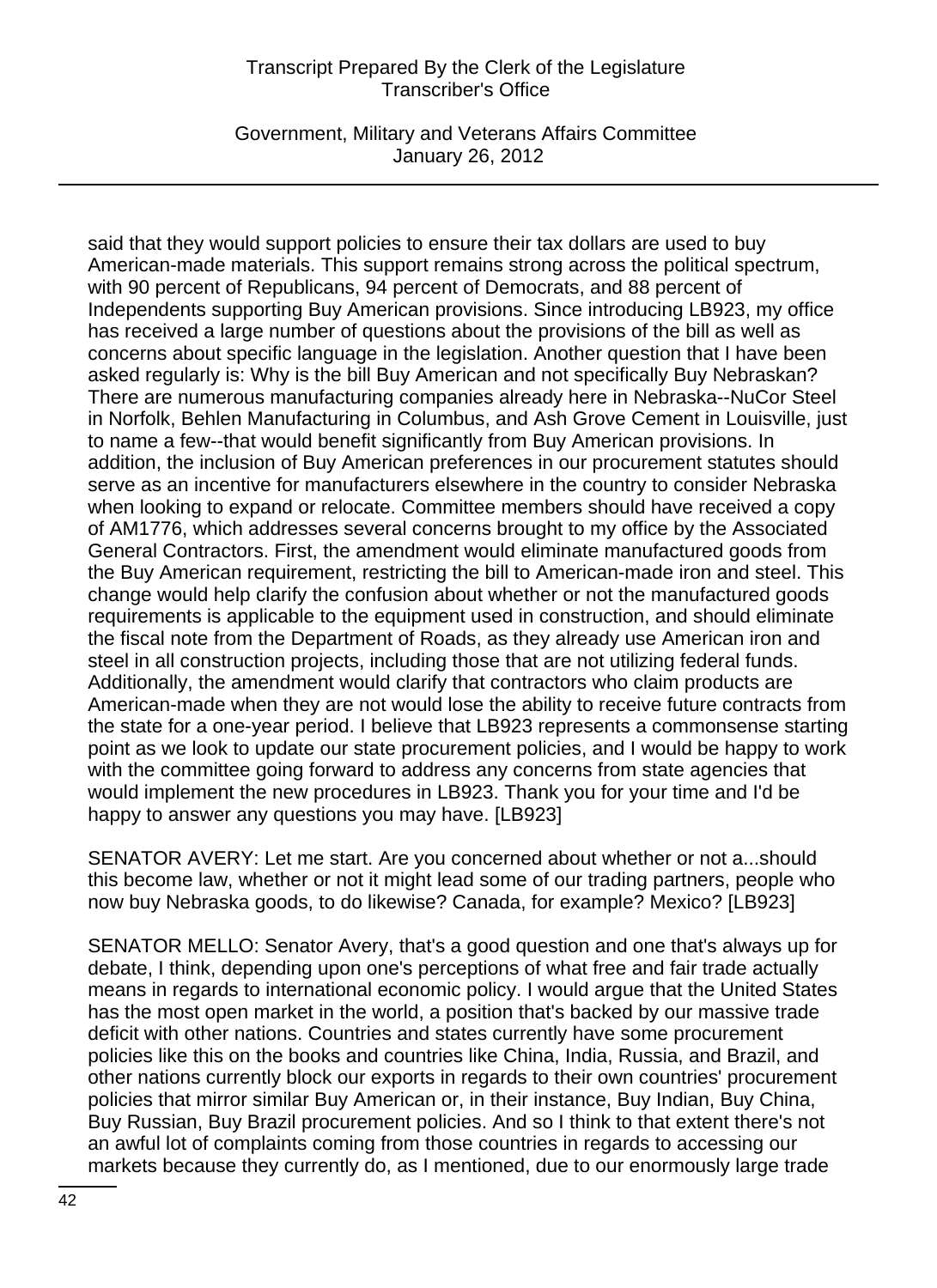said that they would support policies to ensure their tax dollars are used to buy American-made materials. This support remains strong across the political spectrum, with 90 percent of Republicans, 94 percent of Democrats, and 88 percent of Independents supporting Buy American provisions. Since introducing LB923, my office has received a large number of questions about the provisions of the bill as well as concerns about specific language in the legislation. Another question that I have been asked regularly is: Why is the bill Buy American and not specifically Buy Nebraskan? There are numerous manufacturing companies already here in Nebraska--NuCor Steel in Norfolk, Behlen Manufacturing in Columbus, and Ash Grove Cement in Louisville, just to name a few--that would benefit significantly from Buy American provisions. In addition, the inclusion of Buy American preferences in our procurement statutes should serve as an incentive for manufacturers elsewhere in the country to consider Nebraska when looking to expand or relocate. Committee members should have received a copy of AM1776, which addresses several concerns brought to my office by the Associated General Contractors. First, the amendment would eliminate manufactured goods from the Buy American requirement, restricting the bill to American-made iron and steel. This change would help clarify the confusion about whether or not the manufactured goods requirements is applicable to the equipment used in construction, and should eliminate the fiscal note from the Department of Roads, as they already use American iron and steel in all construction projects, including those that are not utilizing federal funds. Additionally, the amendment would clarify that contractors who claim products are American-made when they are not would lose the ability to receive future contracts from the state for a one-year period. I believe that LB923 represents a commonsense starting point as we look to update our state procurement policies, and I would be happy to work with the committee going forward to address any concerns from state agencies that would implement the new procedures in LB923. Thank you for your time and I'd be happy to answer any questions you may have. [LB923]

SENATOR AVERY: Let me start. Are you concerned about whether or not a...should this become law, whether or not it might lead some of our trading partners, people who now buy Nebraska goods, to do likewise? Canada, for example? Mexico? [LB923]

SENATOR MELLO: Senator Avery, that's a good question and one that's always up for debate, I think, depending upon one's perceptions of what free and fair trade actually means in regards to international economic policy. I would argue that the United States has the most open market in the world, a position that's backed by our massive trade deficit with other nations. Countries and states currently have some procurement policies like this on the books and countries like China, India, Russia, and Brazil, and other nations currently block our exports in regards to their own countries' procurement policies that mirror similar Buy American or, in their instance, Buy Indian, Buy China, Buy Russian, Buy Brazil procurement policies. And so I think to that extent there's not an awful lot of complaints coming from those countries in regards to accessing our markets because they currently do, as I mentioned, due to our enormously large trade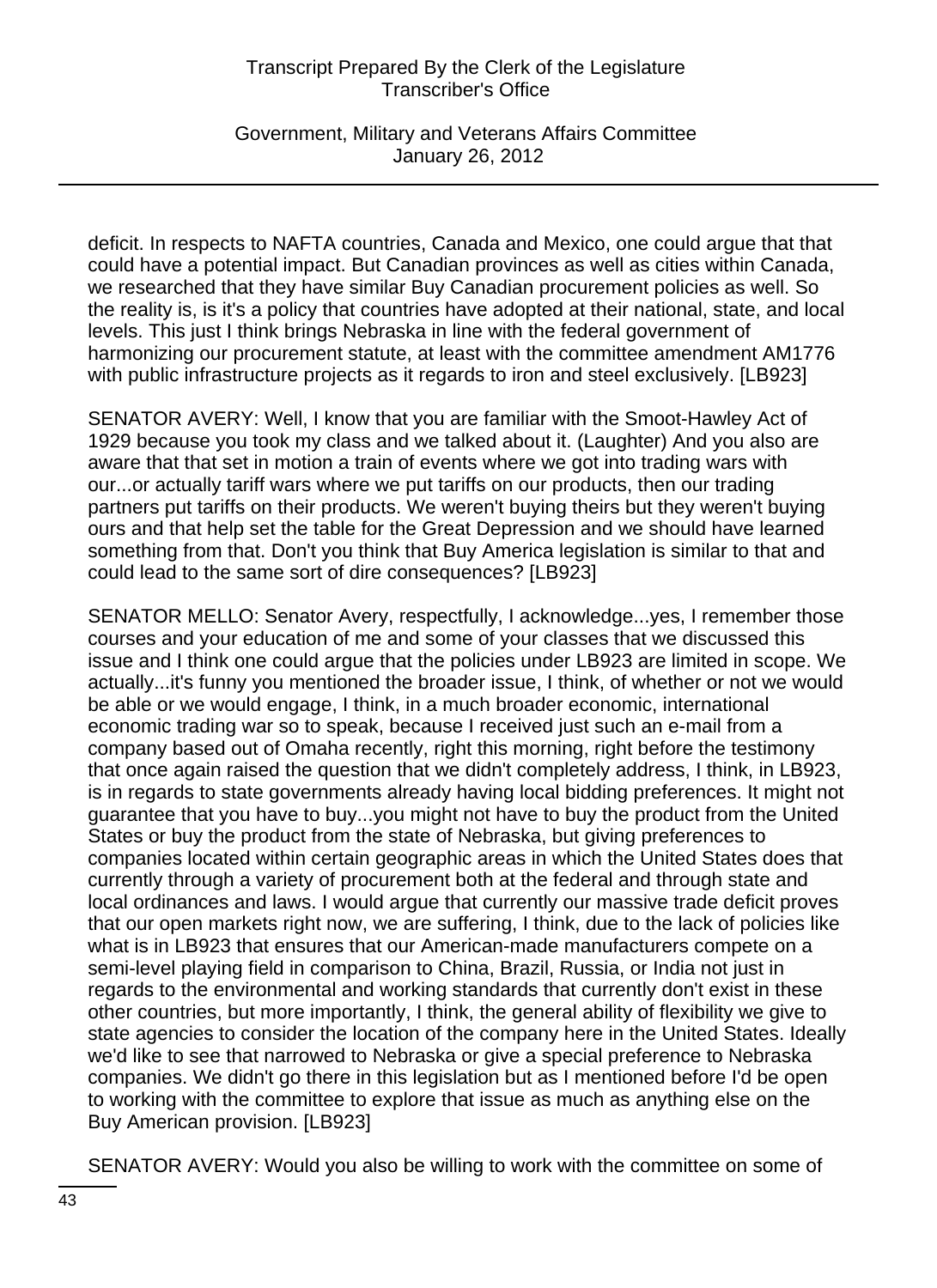deficit. In respects to NAFTA countries, Canada and Mexico, one could argue that that could have a potential impact. But Canadian provinces as well as cities within Canada, we researched that they have similar Buy Canadian procurement policies as well. So the reality is, is it's a policy that countries have adopted at their national, state, and local levels. This just I think brings Nebraska in line with the federal government of harmonizing our procurement statute, at least with the committee amendment AM1776 with public infrastructure projects as it regards to iron and steel exclusively. [LB923]

SENATOR AVERY: Well, I know that you are familiar with the Smoot-Hawley Act of 1929 because you took my class and we talked about it. (Laughter) And you also are aware that that set in motion a train of events where we got into trading wars with our...or actually tariff wars where we put tariffs on our products, then our trading partners put tariffs on their products. We weren't buying theirs but they weren't buying ours and that help set the table for the Great Depression and we should have learned something from that. Don't you think that Buy America legislation is similar to that and could lead to the same sort of dire consequences? [LB923]

SENATOR MELLO: Senator Avery, respectfully, I acknowledge...yes, I remember those courses and your education of me and some of your classes that we discussed this issue and I think one could argue that the policies under LB923 are limited in scope. We actually...it's funny you mentioned the broader issue, I think, of whether or not we would be able or we would engage, I think, in a much broader economic, international economic trading war so to speak, because I received just such an e-mail from a company based out of Omaha recently, right this morning, right before the testimony that once again raised the question that we didn't completely address, I think, in LB923, is in regards to state governments already having local bidding preferences. It might not guarantee that you have to buy...you might not have to buy the product from the United States or buy the product from the state of Nebraska, but giving preferences to companies located within certain geographic areas in which the United States does that currently through a variety of procurement both at the federal and through state and local ordinances and laws. I would argue that currently our massive trade deficit proves that our open markets right now, we are suffering, I think, due to the lack of policies like what is in LB923 that ensures that our American-made manufacturers compete on a semi-level playing field in comparison to China, Brazil, Russia, or India not just in regards to the environmental and working standards that currently don't exist in these other countries, but more importantly, I think, the general ability of flexibility we give to state agencies to consider the location of the company here in the United States. Ideally we'd like to see that narrowed to Nebraska or give a special preference to Nebraska companies. We didn't go there in this legislation but as I mentioned before I'd be open to working with the committee to explore that issue as much as anything else on the Buy American provision. [LB923]

SENATOR AVERY: Would you also be willing to work with the committee on some of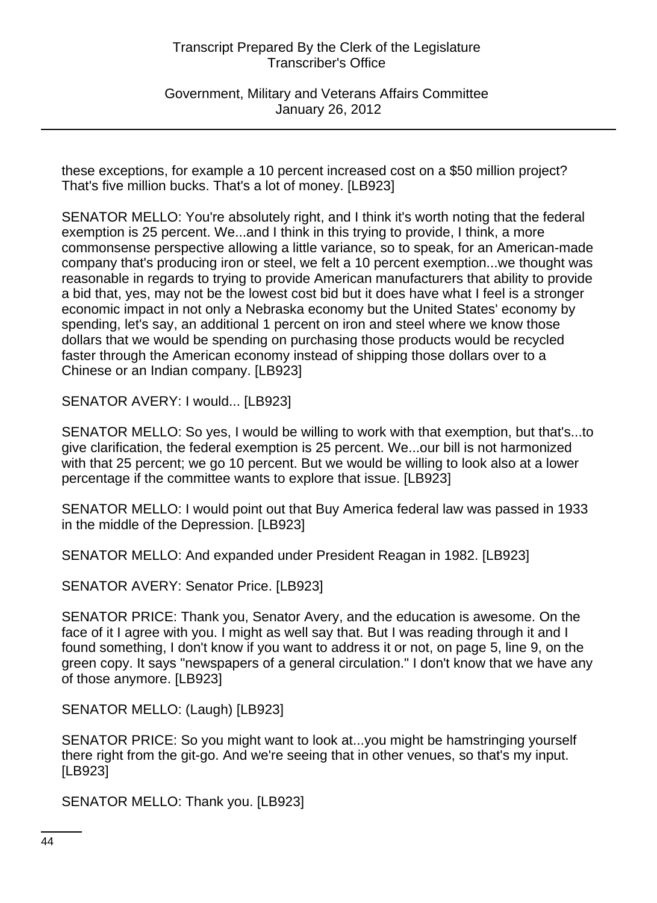these exceptions, for example a 10 percent increased cost on a $50 million project? That's five million bucks. That's a lot of money. [LB923]

SENATOR MELLO: You're absolutely right, and I think it's worth noting that the federal exemption is 25 percent. We...and I think in this trying to provide, I think, a more commonsense perspective allowing a little variance, so to speak, for an American-made company that's producing iron or steel, we felt a 10 percent exemption...we thought was reasonable in regards to trying to provide American manufacturers that ability to provide a bid that, yes, may not be the lowest cost bid but it does have what I feel is a stronger economic impact in not only a Nebraska economy but the United States' economy by spending, let's say, an additional 1 percent on iron and steel where we know those dollars that we would be spending on purchasing those products would be recycled faster through the American economy instead of shipping those dollars over to a Chinese or an Indian company. [LB923]

SENATOR AVERY: I would... [LB923]

SENATOR MELLO: So yes, I would be willing to work with that exemption, but that's...to give clarification, the federal exemption is 25 percent. We...our bill is not harmonized with that 25 percent; we go 10 percent. But we would be willing to look also at a lower percentage if the committee wants to explore that issue. [LB923]

SENATOR MELLO: I would point out that Buy America federal law was passed in 1933 in the middle of the Depression. [LB923]

SENATOR MELLO: And expanded under President Reagan in 1982. [LB923]

SENATOR AVERY: Senator Price. [LB923]

SENATOR PRICE: Thank you, Senator Avery, and the education is awesome. On the face of it I agree with you. I might as well say that. But I was reading through it and I found something, I don't know if you want to address it or not, on page 5, line 9, on the green copy. It says "newspapers of a general circulation." I don't know that we have any of those anymore. [LB923]

SENATOR MELLO: (Laugh) [LB923]

SENATOR PRICE: So you might want to look at...you might be hamstringing yourself there right from the git-go. And we're seeing that in other venues, so that's my input. [LB923]

SENATOR MELLO: Thank you. [LB923]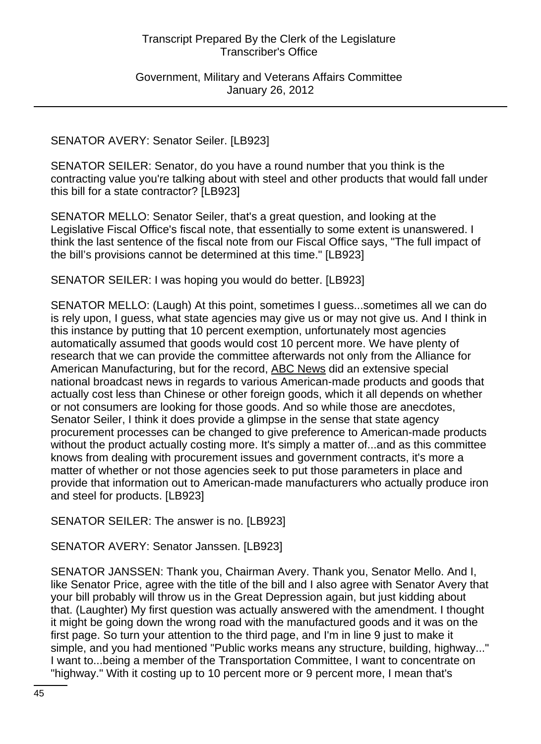SENATOR AVERY: Senator Seiler. [LB923]

SENATOR SEILER: Senator, do you have a round number that you think is the contracting value you're talking about with steel and other products that would fall under this bill for a state contractor? [LB923]

SENATOR MELLO: Senator Seiler, that's a great question, and looking at the Legislative Fiscal Office's fiscal note, that essentially to some extent is unanswered. I think the last sentence of the fiscal note from our Fiscal Office says, "The full impact of the bill's provisions cannot be determined at this time." [LB923]

SENATOR SEILER: I was hoping you would do better. [LB923]

SENATOR MELLO: (Laugh) At this point, sometimes I guess...sometimes all we can do is rely upon, I guess, what state agencies may give us or may not give us. And I think in this instance by putting that 10 percent exemption, unfortunately most agencies automatically assumed that goods would cost 10 percent more. We have plenty of research that we can provide the committee afterwards not only from the Alliance for American Manufacturing, but for the record, ABC News did an extensive special national broadcast news in regards to various American-made products and goods that actually cost less than Chinese or other foreign goods, which it all depends on whether or not consumers are looking for those goods. And so while those are anecdotes, Senator Seiler, I think it does provide a glimpse in the sense that state agency procurement processes can be changed to give preference to American-made products without the product actually costing more. It's simply a matter of...and as this committee knows from dealing with procurement issues and government contracts, it's more a matter of whether or not those agencies seek to put those parameters in place and provide that information out to American-made manufacturers who actually produce iron and steel for products. [LB923]

SENATOR SEILER: The answer is no. [LB923]

SENATOR AVERY: Senator Janssen. [LB923]

SENATOR JANSSEN: Thank you, Chairman Avery. Thank you, Senator Mello. And I, like Senator Price, agree with the title of the bill and I also agree with Senator Avery that your bill probably will throw us in the Great Depression again, but just kidding about that. (Laughter) My first question was actually answered with the amendment. I thought it might be going down the wrong road with the manufactured goods and it was on the first page. So turn your attention to the third page, and I'm in line 9 just to make it simple, and you had mentioned "Public works means any structure, building, highway..." I want to...being a member of the Transportation Committee, I want to concentrate on "highway." With it costing up to 10 percent more or 9 percent more, I mean that's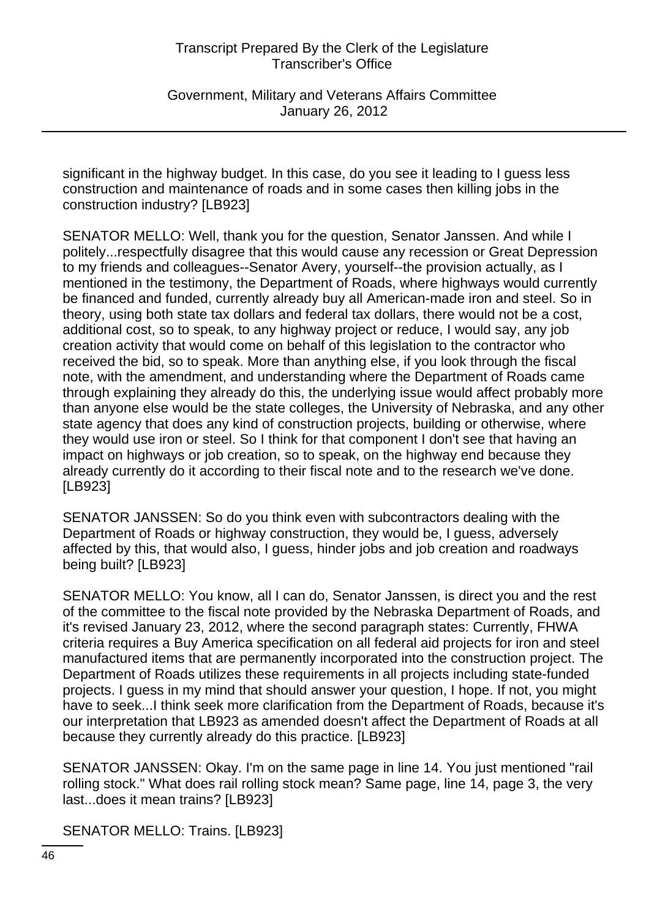significant in the highway budget. In this case, do you see it leading to I guess less construction and maintenance of roads and in some cases then killing jobs in the construction industry? [LB923]

SENATOR MELLO: Well, thank you for the question, Senator Janssen. And while I politely...respectfully disagree that this would cause any recession or Great Depression to my friends and colleagues--Senator Avery, yourself--the provision actually, as I mentioned in the testimony, the Department of Roads, where highways would currently be financed and funded, currently already buy all American-made iron and steel. So in theory, using both state tax dollars and federal tax dollars, there would not be a cost, additional cost, so to speak, to any highway project or reduce, I would say, any job creation activity that would come on behalf of this legislation to the contractor who received the bid, so to speak. More than anything else, if you look through the fiscal note, with the amendment, and understanding where the Department of Roads came through explaining they already do this, the underlying issue would affect probably more than anyone else would be the state colleges, the University of Nebraska, and any other state agency that does any kind of construction projects, building or otherwise, where they would use iron or steel. So I think for that component I don't see that having an impact on highways or job creation, so to speak, on the highway end because they already currently do it according to their fiscal note and to the research we've done. [LB923]

SENATOR JANSSEN: So do you think even with subcontractors dealing with the Department of Roads or highway construction, they would be, I guess, adversely affected by this, that would also, I guess, hinder jobs and job creation and roadways being built? [LB923]

SENATOR MELLO: You know, all I can do, Senator Janssen, is direct you and the rest of the committee to the fiscal note provided by the Nebraska Department of Roads, and it's revised January 23, 2012, where the second paragraph states: Currently, FHWA criteria requires a Buy America specification on all federal aid projects for iron and steel manufactured items that are permanently incorporated into the construction project. The Department of Roads utilizes these requirements in all projects including state-funded projects. I guess in my mind that should answer your question, I hope. If not, you might have to seek...I think seek more clarification from the Department of Roads, because it's our interpretation that LB923 as amended doesn't affect the Department of Roads at all because they currently already do this practice. [LB923]

SENATOR JANSSEN: Okay. I'm on the same page in line 14. You just mentioned "rail rolling stock." What does rail rolling stock mean? Same page, line 14, page 3, the very last...does it mean trains? [LB923]

SENATOR MELLO: Trains. [LB923]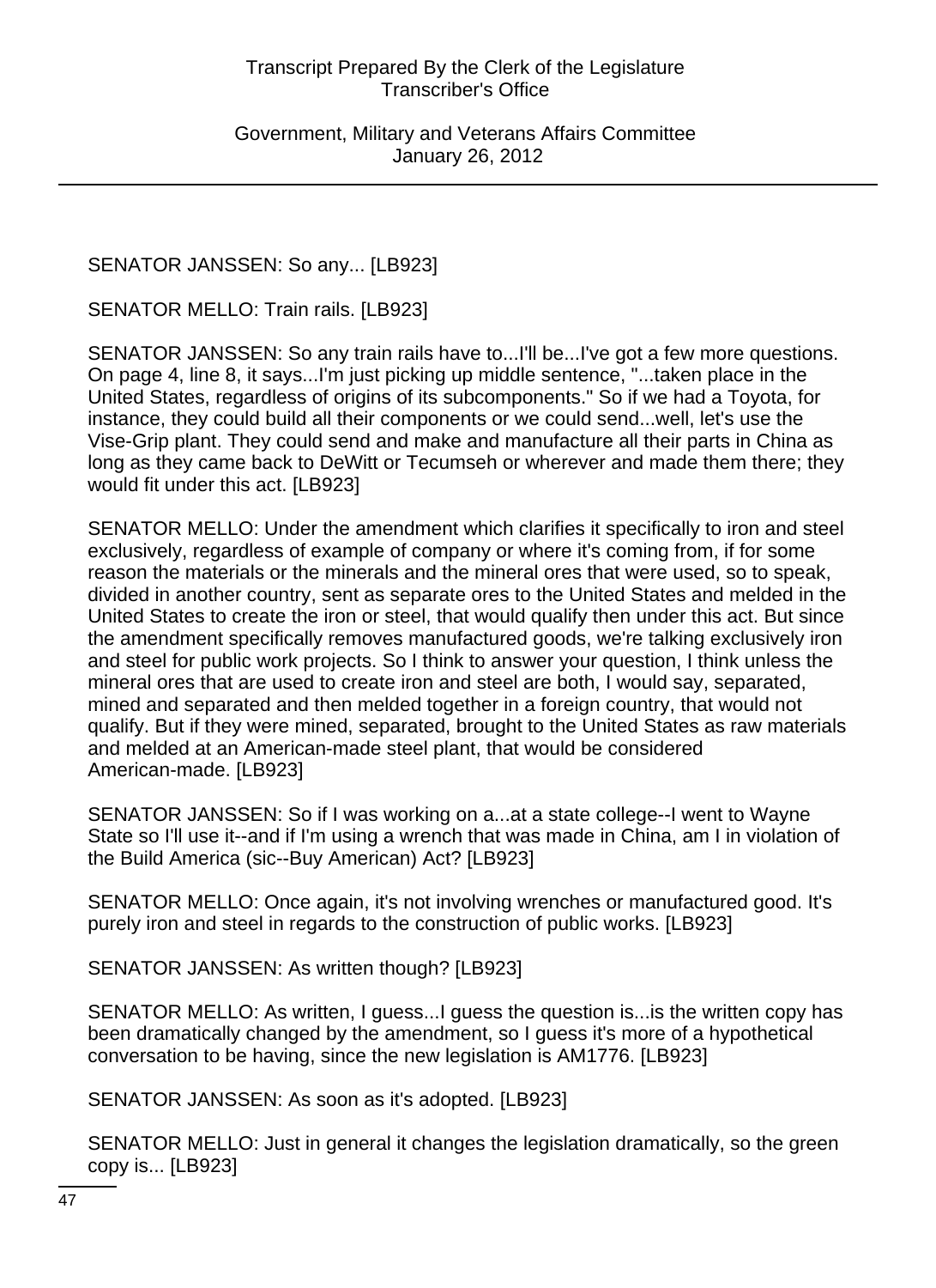SENATOR JANSSEN: So any... [LB923]

SENATOR MELLO: Train rails. [LB923]

SENATOR JANSSEN: So any train rails have to...I'll be...I've got a few more questions. On page 4, line 8, it says...I'm just picking up middle sentence, "...taken place in the United States, regardless of origins of its subcomponents." So if we had a Toyota, for instance, they could build all their components or we could send...well, let's use the Vise-Grip plant. They could send and make and manufacture all their parts in China as long as they came back to DeWitt or Tecumseh or wherever and made them there; they would fit under this act. [LB923]

SENATOR MELLO: Under the amendment which clarifies it specifically to iron and steel exclusively, regardless of example of company or where it's coming from, if for some reason the materials or the minerals and the mineral ores that were used, so to speak, divided in another country, sent as separate ores to the United States and melded in the United States to create the iron or steel, that would qualify then under this act. But since the amendment specifically removes manufactured goods, we're talking exclusively iron and steel for public work projects. So I think to answer your question, I think unless the mineral ores that are used to create iron and steel are both, I would say, separated, mined and separated and then melded together in a foreign country, that would not qualify. But if they were mined, separated, brought to the United States as raw materials and melded at an American-made steel plant, that would be considered American-made. [LB923]

SENATOR JANSSEN: So if I was working on a...at a state college--I went to Wayne State so I'll use it--and if I'm using a wrench that was made in China, am I in violation of the Build America (sic--Buy American) Act? [LB923]

SENATOR MELLO: Once again, it's not involving wrenches or manufactured good. It's purely iron and steel in regards to the construction of public works. [LB923]

SENATOR JANSSEN: As written though? [LB923]

SENATOR MELLO: As written, I guess...I guess the question is...is the written copy has been dramatically changed by the amendment, so I guess it's more of a hypothetical conversation to be having, since the new legislation is AM1776. [LB923]

SENATOR JANSSEN: As soon as it's adopted. [LB923]

SENATOR MELLO: Just in general it changes the legislation dramatically, so the green copy is... [LB923]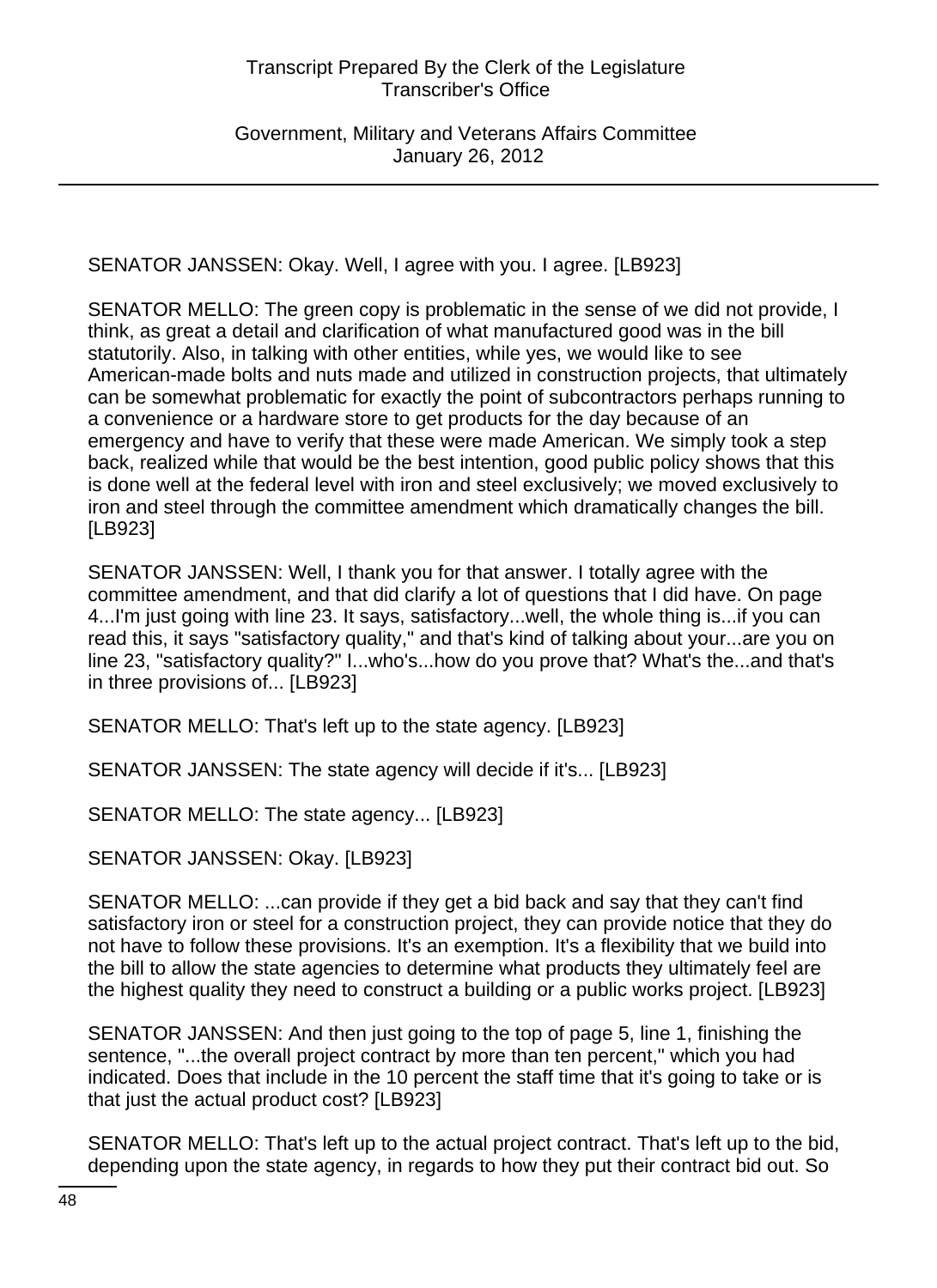SENATOR JANSSEN: Okay. Well, I agree with you. I agree. [LB923]

SENATOR MELLO: The green copy is problematic in the sense of we did not provide, I think, as great a detail and clarification of what manufactured good was in the bill statutorily. Also, in talking with other entities, while yes, we would like to see American-made bolts and nuts made and utilized in construction projects, that ultimately can be somewhat problematic for exactly the point of subcontractors perhaps running to a convenience or a hardware store to get products for the day because of an emergency and have to verify that these were made American. We simply took a step back, realized while that would be the best intention, good public policy shows that this is done well at the federal level with iron and steel exclusively; we moved exclusively to iron and steel through the committee amendment which dramatically changes the bill. [LB923]

SENATOR JANSSEN: Well, I thank you for that answer. I totally agree with the committee amendment, and that did clarify a lot of questions that I did have. On page 4...I'm just going with line 23. It says, satisfactory...well, the whole thing is...if you can read this, it says "satisfactory quality," and that's kind of talking about your...are you on line 23, "satisfactory quality?" I...who's...how do you prove that? What's the...and that's in three provisions of... [LB923]

SENATOR MELLO: That's left up to the state agency. [LB923]

SENATOR JANSSEN: The state agency will decide if it's... [LB923]

SENATOR MELLO: The state agency... [LB923]

SENATOR JANSSEN: Okay. [LB923]

SENATOR MELLO: ...can provide if they get a bid back and say that they can't find satisfactory iron or steel for a construction project, they can provide notice that they do not have to follow these provisions. It's an exemption. It's a flexibility that we build into the bill to allow the state agencies to determine what products they ultimately feel are the highest quality they need to construct a building or a public works project. [LB923]

SENATOR JANSSEN: And then just going to the top of page 5, line 1, finishing the sentence, "...the overall project contract by more than ten percent," which you had indicated. Does that include in the 10 percent the staff time that it's going to take or is that just the actual product cost? [LB923]

SENATOR MELLO: That's left up to the actual project contract. That's left up to the bid, depending upon the state agency, in regards to how they put their contract bid out. So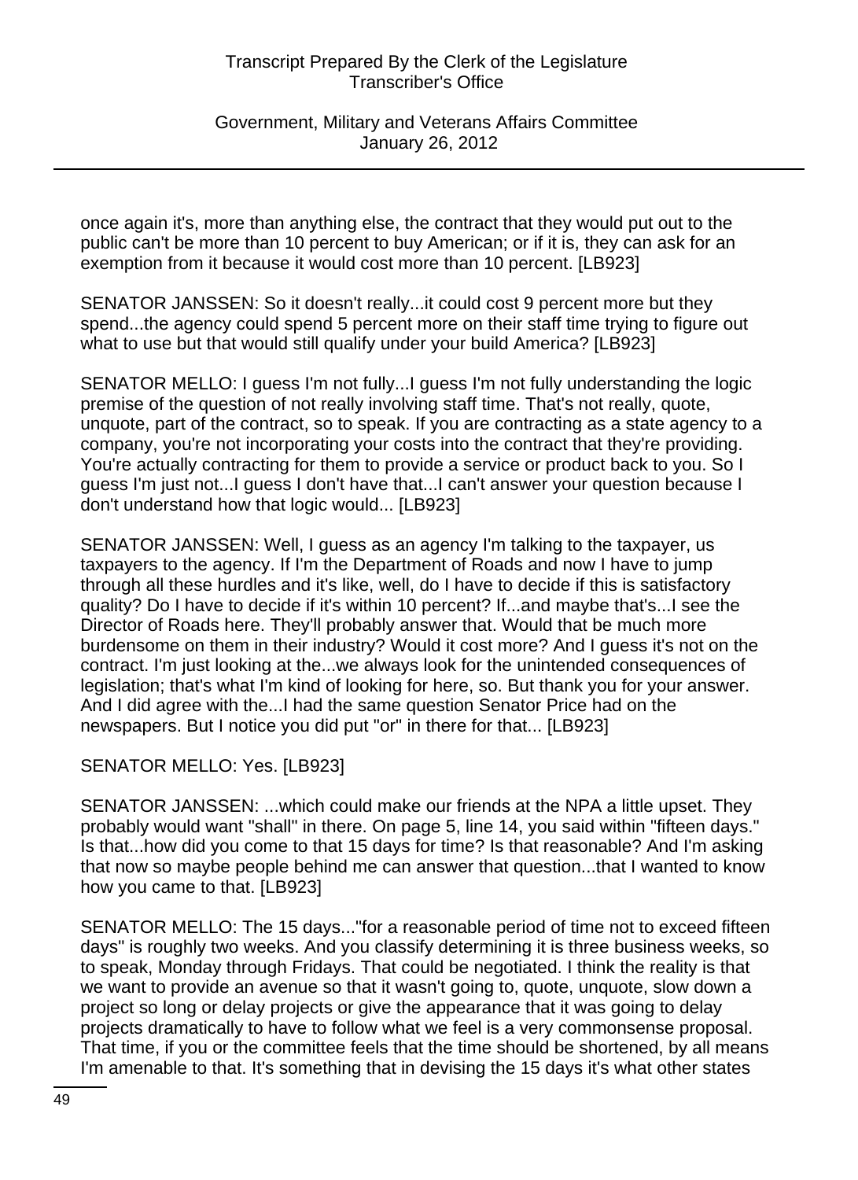once again it's, more than anything else, the contract that they would put out to the public can't be more than 10 percent to buy American; or if it is, they can ask for an exemption from it because it would cost more than 10 percent. [LB923]

SENATOR JANSSEN: So it doesn't really...it could cost 9 percent more but they spend...the agency could spend 5 percent more on their staff time trying to figure out what to use but that would still qualify under your build America? [LB923]

SENATOR MELLO: I guess I'm not fully...I guess I'm not fully understanding the logic premise of the question of not really involving staff time. That's not really, quote, unquote, part of the contract, so to speak. If you are contracting as a state agency to a company, you're not incorporating your costs into the contract that they're providing. You're actually contracting for them to provide a service or product back to you. So I guess I'm just not...I guess I don't have that...I can't answer your question because I don't understand how that logic would... [LB923]

SENATOR JANSSEN: Well, I guess as an agency I'm talking to the taxpayer, us taxpayers to the agency. If I'm the Department of Roads and now I have to jump through all these hurdles and it's like, well, do I have to decide if this is satisfactory quality? Do I have to decide if it's within 10 percent? If...and maybe that's...I see the Director of Roads here. They'll probably answer that. Would that be much more burdensome on them in their industry? Would it cost more? And I guess it's not on the contract. I'm just looking at the...we always look for the unintended consequences of legislation; that's what I'm kind of looking for here, so. But thank you for your answer. And I did agree with the...I had the same question Senator Price had on the newspapers. But I notice you did put "or" in there for that... [LB923]

SENATOR MELLO: Yes. [LB923]

SENATOR JANSSEN: ...which could make our friends at the NPA a little upset. They probably would want "shall" in there. On page 5, line 14, you said within "fifteen days." Is that...how did you come to that 15 days for time? Is that reasonable? And I'm asking that now so maybe people behind me can answer that question...that I wanted to know how you came to that. [LB923]

SENATOR MELLO: The 15 days..."for a reasonable period of time not to exceed fifteen days" is roughly two weeks. And you classify determining it is three business weeks, so to speak, Monday through Fridays. That could be negotiated. I think the reality is that we want to provide an avenue so that it wasn't going to, quote, unquote, slow down a project so long or delay projects or give the appearance that it was going to delay projects dramatically to have to follow what we feel is a very commonsense proposal. That time, if you or the committee feels that the time should be shortened, by all means I'm amenable to that. It's something that in devising the 15 days it's what other states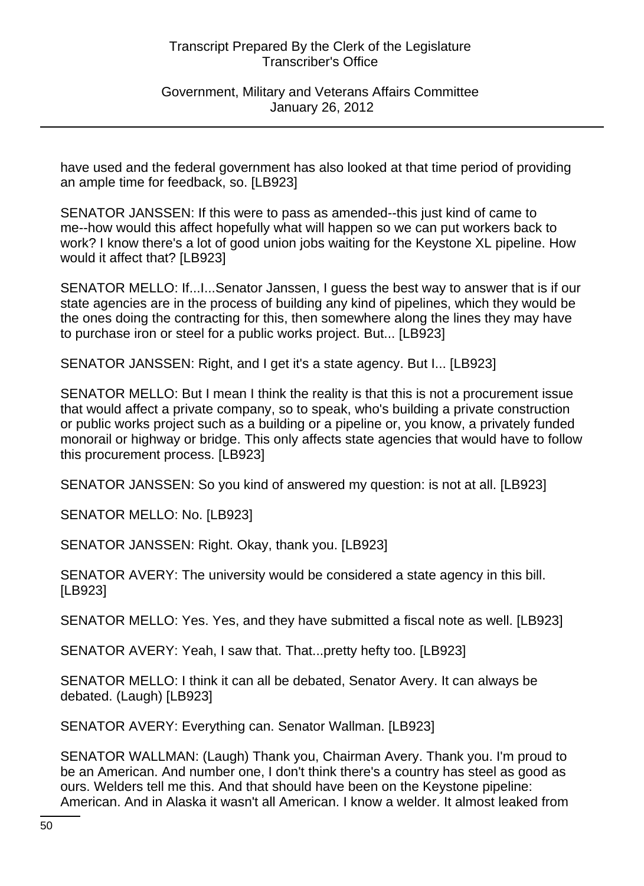have used and the federal government has also looked at that time period of providing an ample time for feedback, so. [LB923]

SENATOR JANSSEN: If this were to pass as amended--this just kind of came to me--how would this affect hopefully what will happen so we can put workers back to work? I know there's a lot of good union jobs waiting for the Keystone XL pipeline. How would it affect that? [LB923]

SENATOR MELLO: If...I...Senator Janssen, I guess the best way to answer that is if our state agencies are in the process of building any kind of pipelines, which they would be the ones doing the contracting for this, then somewhere along the lines they may have to purchase iron or steel for a public works project. But... [LB923]

SENATOR JANSSEN: Right, and I get it's a state agency. But I... [LB923]

SENATOR MELLO: But I mean I think the reality is that this is not a procurement issue that would affect a private company, so to speak, who's building a private construction or public works project such as a building or a pipeline or, you know, a privately funded monorail or highway or bridge. This only affects state agencies that would have to follow this procurement process. [LB923]

SENATOR JANSSEN: So you kind of answered my question: is not at all. [LB923]

SENATOR MELLO: No. [LB923]

SENATOR JANSSEN: Right. Okay, thank you. [LB923]

SENATOR AVERY: The university would be considered a state agency in this bill. [LB923]

SENATOR MELLO: Yes. Yes, and they have submitted a fiscal note as well. [LB923]

SENATOR AVERY: Yeah, I saw that. That...pretty hefty too. [LB923]

SENATOR MELLO: I think it can all be debated, Senator Avery. It can always be debated. (Laugh) [LB923]

SENATOR AVERY: Everything can. Senator Wallman. [LB923]

SENATOR WALLMAN: (Laugh) Thank you, Chairman Avery. Thank you. I'm proud to be an American. And number one, I don't think there's a country has steel as good as ours. Welders tell me this. And that should have been on the Keystone pipeline: American. And in Alaska it wasn't all American. I know a welder. It almost leaked from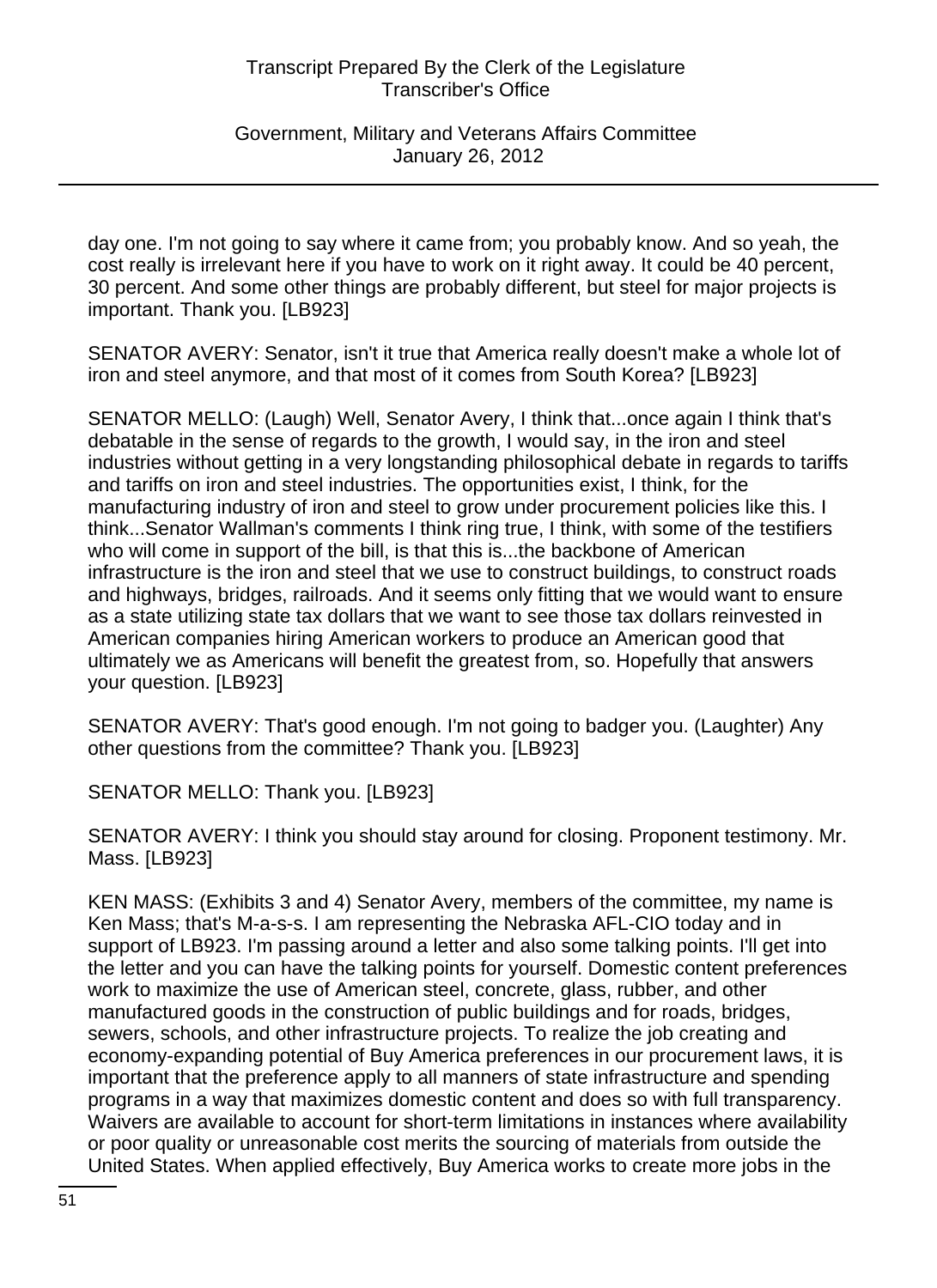day one. I'm not going to say where it came from; you probably know. And so yeah, the cost really is irrelevant here if you have to work on it right away. It could be 40 percent, 30 percent. And some other things are probably different, but steel for major projects is important. Thank you. [LB923]

SENATOR AVERY: Senator, isn't it true that America really doesn't make a whole lot of iron and steel anymore, and that most of it comes from South Korea? [LB923]

SENATOR MELLO: (Laugh) Well, Senator Avery, I think that...once again I think that's debatable in the sense of regards to the growth, I would say, in the iron and steel industries without getting in a very longstanding philosophical debate in regards to tariffs and tariffs on iron and steel industries. The opportunities exist, I think, for the manufacturing industry of iron and steel to grow under procurement policies like this. I think...Senator Wallman's comments I think ring true, I think, with some of the testifiers who will come in support of the bill, is that this is...the backbone of American infrastructure is the iron and steel that we use to construct buildings, to construct roads and highways, bridges, railroads. And it seems only fitting that we would want to ensure as a state utilizing state tax dollars that we want to see those tax dollars reinvested in American companies hiring American workers to produce an American good that ultimately we as Americans will benefit the greatest from, so. Hopefully that answers your question. [LB923]

SENATOR AVERY: That's good enough. I'm not going to badger you. (Laughter) Any other questions from the committee? Thank you. [LB923]

SENATOR MELLO: Thank you. [LB923]

SENATOR AVERY: I think you should stay around for closing. Proponent testimony. Mr. Mass. [LB923]

KEN MASS: (Exhibits 3 and 4) Senator Avery, members of the committee, my name is Ken Mass; that's M-a-s-s. I am representing the Nebraska AFL-CIO today and in support of LB923. I'm passing around a letter and also some talking points. I'll get into the letter and you can have the talking points for yourself. Domestic content preferences work to maximize the use of American steel, concrete, glass, rubber, and other manufactured goods in the construction of public buildings and for roads, bridges, sewers, schools, and other infrastructure projects. To realize the job creating and economy-expanding potential of Buy America preferences in our procurement laws, it is important that the preference apply to all manners of state infrastructure and spending programs in a way that maximizes domestic content and does so with full transparency. Waivers are available to account for short-term limitations in instances where availability or poor quality or unreasonable cost merits the sourcing of materials from outside the United States. When applied effectively, Buy America works to create more jobs in the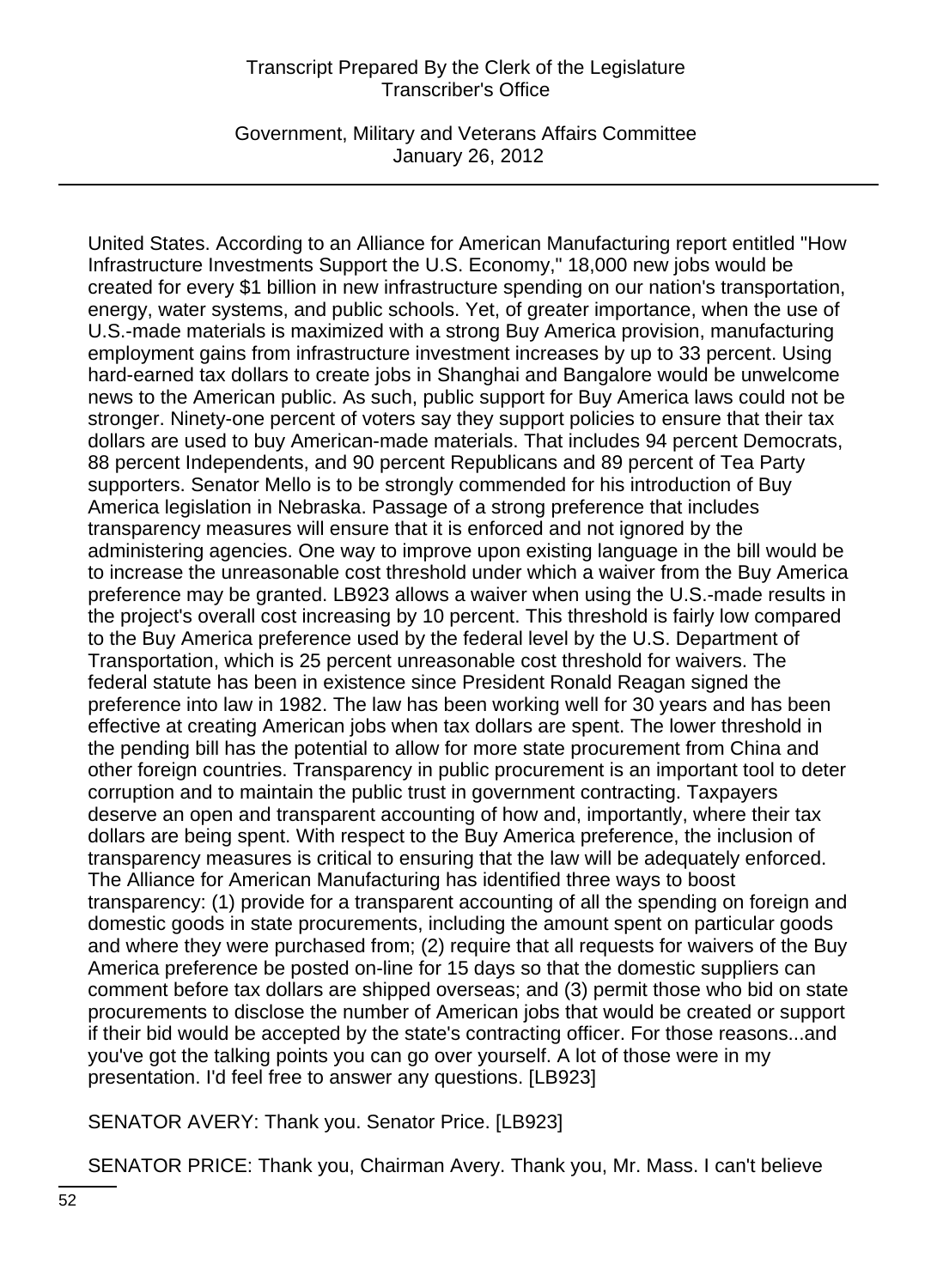United States. According to an Alliance for American Manufacturing report entitled "How Infrastructure Investments Support the U.S. Economy," 18,000 new jobs would be created for every $1 billion in new infrastructure spending on our nation's transportation, energy, water systems, and public schools. Yet, of greater importance, when the use of U.S.-made materials is maximized with a strong Buy America provision, manufacturing employment gains from infrastructure investment increases by up to 33 percent. Using hard-earned tax dollars to create jobs in Shanghai and Bangalore would be unwelcome news to the American public. As such, public support for Buy America laws could not be stronger. Ninety-one percent of voters say they support policies to ensure that their tax dollars are used to buy American-made materials. That includes 94 percent Democrats, 88 percent Independents, and 90 percent Republicans and 89 percent of Tea Party supporters. Senator Mello is to be strongly commended for his introduction of Buy America legislation in Nebraska. Passage of a strong preference that includes transparency measures will ensure that it is enforced and not ignored by the administering agencies. One way to improve upon existing language in the bill would be to increase the unreasonable cost threshold under which a waiver from the Buy America preference may be granted. LB923 allows a waiver when using the U.S.-made results in the project's overall cost increasing by 10 percent. This threshold is fairly low compared to the Buy America preference used by the federal level by the U.S. Department of Transportation, which is 25 percent unreasonable cost threshold for waivers. The federal statute has been in existence since President Ronald Reagan signed the preference into law in 1982. The law has been working well for 30 years and has been effective at creating American jobs when tax dollars are spent. The lower threshold in the pending bill has the potential to allow for more state procurement from China and other foreign countries. Transparency in public procurement is an important tool to deter corruption and to maintain the public trust in government contracting. Taxpayers deserve an open and transparent accounting of how and, importantly, where their tax dollars are being spent. With respect to the Buy America preference, the inclusion of transparency measures is critical to ensuring that the law will be adequately enforced. The Alliance for American Manufacturing has identified three ways to boost transparency: (1) provide for a transparent accounting of all the spending on foreign and domestic goods in state procurements, including the amount spent on particular goods and where they were purchased from; (2) require that all requests for waivers of the Buy America preference be posted on-line for 15 days so that the domestic suppliers can comment before tax dollars are shipped overseas; and (3) permit those who bid on state procurements to disclose the number of American jobs that would be created or support if their bid would be accepted by the state's contracting officer. For those reasons...and you've got the talking points you can go over yourself. A lot of those were in my presentation. I'd feel free to answer any questions. [LB923]

SENATOR AVERY: Thank you. Senator Price. [LB923]

SENATOR PRICE: Thank you, Chairman Avery. Thank you, Mr. Mass. I can't believe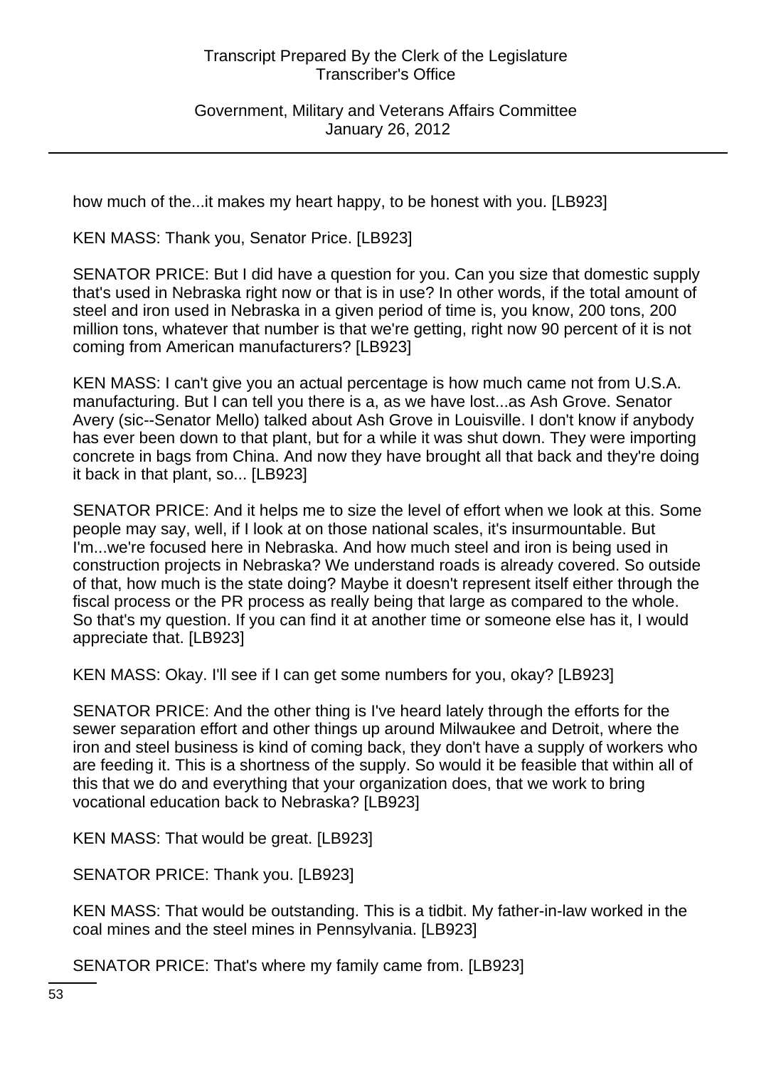how much of the...it makes my heart happy, to be honest with you. [LB923]

KEN MASS: Thank you, Senator Price. [LB923]

SENATOR PRICE: But I did have a question for you. Can you size that domestic supply that's used in Nebraska right now or that is in use? In other words, if the total amount of steel and iron used in Nebraska in a given period of time is, you know, 200 tons, 200 million tons, whatever that number is that we're getting, right now 90 percent of it is not coming from American manufacturers? [LB923]

KEN MASS: I can't give you an actual percentage is how much came not from U.S.A. manufacturing. But I can tell you there is a, as we have lost...as Ash Grove. Senator Avery (sic--Senator Mello) talked about Ash Grove in Louisville. I don't know if anybody has ever been down to that plant, but for a while it was shut down. They were importing concrete in bags from China. And now they have brought all that back and they're doing it back in that plant, so... [LB923]

SENATOR PRICE: And it helps me to size the level of effort when we look at this. Some people may say, well, if I look at on those national scales, it's insurmountable. But I'm...we're focused here in Nebraska. And how much steel and iron is being used in construction projects in Nebraska? We understand roads is already covered. So outside of that, how much is the state doing? Maybe it doesn't represent itself either through the fiscal process or the PR process as really being that large as compared to the whole. So that's my question. If you can find it at another time or someone else has it, I would appreciate that. [LB923]

KEN MASS: Okay. I'll see if I can get some numbers for you, okay? [LB923]

SENATOR PRICE: And the other thing is I've heard lately through the efforts for the sewer separation effort and other things up around Milwaukee and Detroit, where the iron and steel business is kind of coming back, they don't have a supply of workers who are feeding it. This is a shortness of the supply. So would it be feasible that within all of this that we do and everything that your organization does, that we work to bring vocational education back to Nebraska? [LB923]

KEN MASS: That would be great. [LB923]

SENATOR PRICE: Thank you. [LB923]

KEN MASS: That would be outstanding. This is a tidbit. My father-in-law worked in the coal mines and the steel mines in Pennsylvania. [LB923]

SENATOR PRICE: That's where my family came from. [LB923]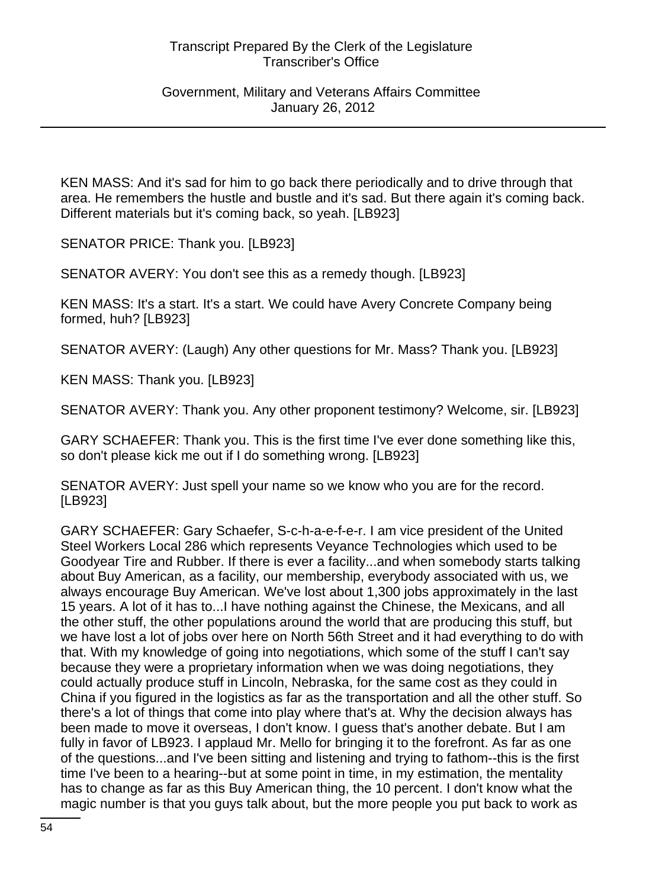KEN MASS: And it's sad for him to go back there periodically and to drive through that area. He remembers the hustle and bustle and it's sad. But there again it's coming back. Different materials but it's coming back, so yeah. [LB923]

SENATOR PRICE: Thank you. [LB923]

SENATOR AVERY: You don't see this as a remedy though. [LB923]

KEN MASS: It's a start. It's a start. We could have Avery Concrete Company being formed, huh? [LB923]

SENATOR AVERY: (Laugh) Any other questions for Mr. Mass? Thank you. [LB923]

KEN MASS: Thank you. [LB923]

SENATOR AVERY: Thank you. Any other proponent testimony? Welcome, sir. [LB923]

GARY SCHAEFER: Thank you. This is the first time I've ever done something like this, so don't please kick me out if I do something wrong. [LB923]

SENATOR AVERY: Just spell your name so we know who you are for the record. [LB923]

GARY SCHAEFER: Gary Schaefer, S-c-h-a-e-f-e-r. I am vice president of the United Steel Workers Local 286 which represents Veyance Technologies which used to be Goodyear Tire and Rubber. If there is ever a facility...and when somebody starts talking about Buy American, as a facility, our membership, everybody associated with us, we always encourage Buy American. We've lost about 1,300 jobs approximately in the last 15 years. A lot of it has to...I have nothing against the Chinese, the Mexicans, and all the other stuff, the other populations around the world that are producing this stuff, but we have lost a lot of jobs over here on North 56th Street and it had everything to do with that. With my knowledge of going into negotiations, which some of the stuff I can't say because they were a proprietary information when we was doing negotiations, they could actually produce stuff in Lincoln, Nebraska, for the same cost as they could in China if you figured in the logistics as far as the transportation and all the other stuff. So there's a lot of things that come into play where that's at. Why the decision always has been made to move it overseas, I don't know. I guess that's another debate. But I am fully in favor of LB923. I applaud Mr. Mello for bringing it to the forefront. As far as one of the questions...and I've been sitting and listening and trying to fathom--this is the first time I've been to a hearing--but at some point in time, in my estimation, the mentality has to change as far as this Buy American thing, the 10 percent. I don't know what the magic number is that you guys talk about, but the more people you put back to work as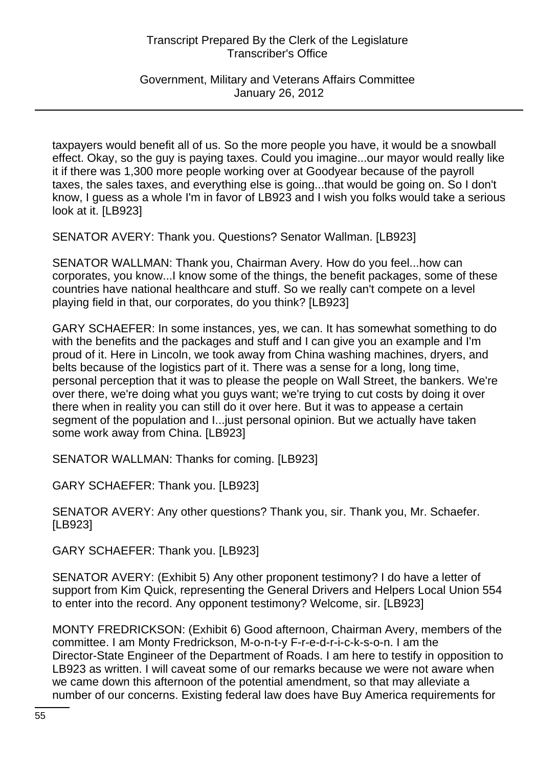taxpayers would benefit all of us. So the more people you have, it would be a snowball effect. Okay, so the guy is paying taxes. Could you imagine...our mayor would really like it if there was 1,300 more people working over at Goodyear because of the payroll taxes, the sales taxes, and everything else is going...that would be going on. So I don't know, I guess as a whole I'm in favor of LB923 and I wish you folks would take a serious look at it. [LB923]

SENATOR AVERY: Thank you. Questions? Senator Wallman. [LB923]

SENATOR WALLMAN: Thank you, Chairman Avery. How do you feel...how can corporates, you know...I know some of the things, the benefit packages, some of these countries have national healthcare and stuff. So we really can't compete on a level playing field in that, our corporates, do you think? [LB923]

GARY SCHAEFER: In some instances, yes, we can. It has somewhat something to do with the benefits and the packages and stuff and I can give you an example and I'm proud of it. Here in Lincoln, we took away from China washing machines, dryers, and belts because of the logistics part of it. There was a sense for a long, long time, personal perception that it was to please the people on Wall Street, the bankers. We're over there, we're doing what you guys want; we're trying to cut costs by doing it over there when in reality you can still do it over here. But it was to appease a certain segment of the population and I...just personal opinion. But we actually have taken some work away from China. [LB923]

SENATOR WALLMAN: Thanks for coming. [LB923]

GARY SCHAEFER: Thank you. [LB923]

SENATOR AVERY: Any other questions? Thank you, sir. Thank you, Mr. Schaefer. [LB923]

GARY SCHAEFER: Thank you. [LB923]

SENATOR AVERY: (Exhibit 5) Any other proponent testimony? I do have a letter of support from Kim Quick, representing the General Drivers and Helpers Local Union 554 to enter into the record. Any opponent testimony? Welcome, sir. [LB923]

MONTY FREDRICKSON: (Exhibit 6) Good afternoon, Chairman Avery, members of the committee. I am Monty Fredrickson, M-o-n-t-y F-r-e-d-r-i-c-k-s-o-n. I am the Director-State Engineer of the Department of Roads. I am here to testify in opposition to LB923 as written. I will caveat some of our remarks because we were not aware when we came down this afternoon of the potential amendment, so that may alleviate a number of our concerns. Existing federal law does have Buy America requirements for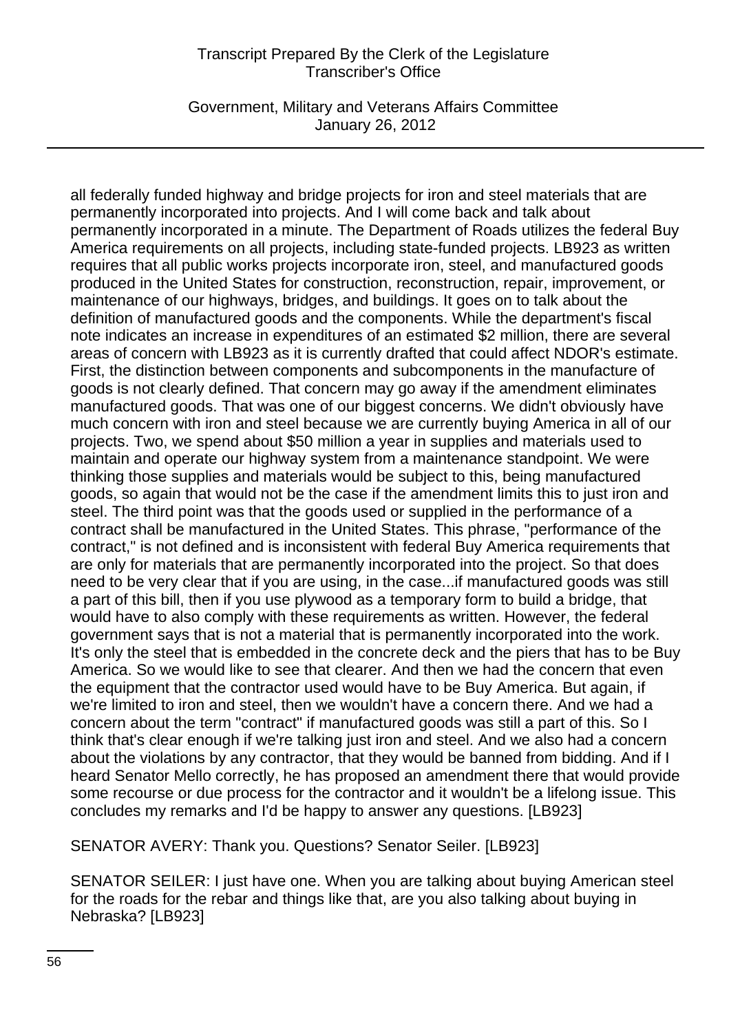all federally funded highway and bridge projects for iron and steel materials that are permanently incorporated into projects. And I will come back and talk about permanently incorporated in a minute. The Department of Roads utilizes the federal Buy America requirements on all projects, including state-funded projects. LB923 as written requires that all public works projects incorporate iron, steel, and manufactured goods produced in the United States for construction, reconstruction, repair, improvement, or maintenance of our highways, bridges, and buildings. It goes on to talk about the definition of manufactured goods and the components. While the department's fiscal note indicates an increase in expenditures of an estimated $2 million, there are several areas of concern with LB923 as it is currently drafted that could affect NDOR's estimate. First, the distinction between components and subcomponents in the manufacture of goods is not clearly defined. That concern may go away if the amendment eliminates manufactured goods. That was one of our biggest concerns. We didn't obviously have much concern with iron and steel because we are currently buying America in all of our projects. Two, we spend about $50 million a year in supplies and materials used to maintain and operate our highway system from a maintenance standpoint. We were thinking those supplies and materials would be subject to this, being manufactured goods, so again that would not be the case if the amendment limits this to just iron and steel. The third point was that the goods used or supplied in the performance of a contract shall be manufactured in the United States. This phrase, "performance of the contract," is not defined and is inconsistent with federal Buy America requirements that are only for materials that are permanently incorporated into the project. So that does need to be very clear that if you are using, in the case...if manufactured goods was still a part of this bill, then if you use plywood as a temporary form to build a bridge, that would have to also comply with these requirements as written. However, the federal government says that is not a material that is permanently incorporated into the work. It's only the steel that is embedded in the concrete deck and the piers that has to be Buy America. So we would like to see that clearer. And then we had the concern that even the equipment that the contractor used would have to be Buy America. But again, if we're limited to iron and steel, then we wouldn't have a concern there. And we had a concern about the term "contract" if manufactured goods was still a part of this. So I think that's clear enough if we're talking just iron and steel. And we also had a concern about the violations by any contractor, that they would be banned from bidding. And if I heard Senator Mello correctly, he has proposed an amendment there that would provide some recourse or due process for the contractor and it wouldn't be a lifelong issue. This concludes my remarks and I'd be happy to answer any questions. [LB923]

SENATOR AVERY: Thank you. Questions? Senator Seiler. [LB923]

SENATOR SEILER: I just have one. When you are talking about buying American steel for the roads for the rebar and things like that, are you also talking about buying in Nebraska? [LB923]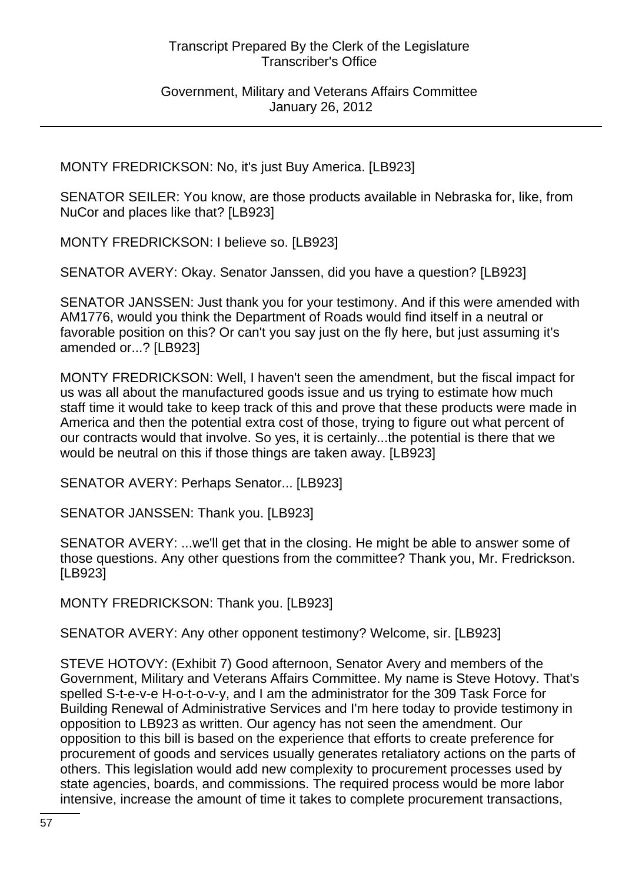MONTY FREDRICKSON: No, it's just Buy America. [LB923]

SENATOR SEILER: You know, are those products available in Nebraska for, like, from NuCor and places like that? [LB923]

MONTY FREDRICKSON: I believe so. [LB923]

SENATOR AVERY: Okay. Senator Janssen, did you have a question? [LB923]

SENATOR JANSSEN: Just thank you for your testimony. And if this were amended with AM1776, would you think the Department of Roads would find itself in a neutral or favorable position on this? Or can't you say just on the fly here, but just assuming it's amended or...? [LB923]

MONTY FREDRICKSON: Well, I haven't seen the amendment, but the fiscal impact for us was all about the manufactured goods issue and us trying to estimate how much staff time it would take to keep track of this and prove that these products were made in America and then the potential extra cost of those, trying to figure out what percent of our contracts would that involve. So yes, it is certainly...the potential is there that we would be neutral on this if those things are taken away. [LB923]

SENATOR AVERY: Perhaps Senator... [LB923]

SENATOR JANSSEN: Thank you. [LB923]

SENATOR AVERY: ...we'll get that in the closing. He might be able to answer some of those questions. Any other questions from the committee? Thank you, Mr. Fredrickson. [LB923]

MONTY FREDRICKSON: Thank you. [LB923]

SENATOR AVERY: Any other opponent testimony? Welcome, sir. [LB923]

STEVE HOTOVY: (Exhibit 7) Good afternoon, Senator Avery and members of the Government, Military and Veterans Affairs Committee. My name is Steve Hotovy. That's spelled S-t-e-v-e H-o-t-o-v-y, and I am the administrator for the 309 Task Force for Building Renewal of Administrative Services and I'm here today to provide testimony in opposition to LB923 as written. Our agency has not seen the amendment. Our opposition to this bill is based on the experience that efforts to create preference for procurement of goods and services usually generates retaliatory actions on the parts of others. This legislation would add new complexity to procurement processes used by state agencies, boards, and commissions. The required process would be more labor intensive, increase the amount of time it takes to complete procurement transactions,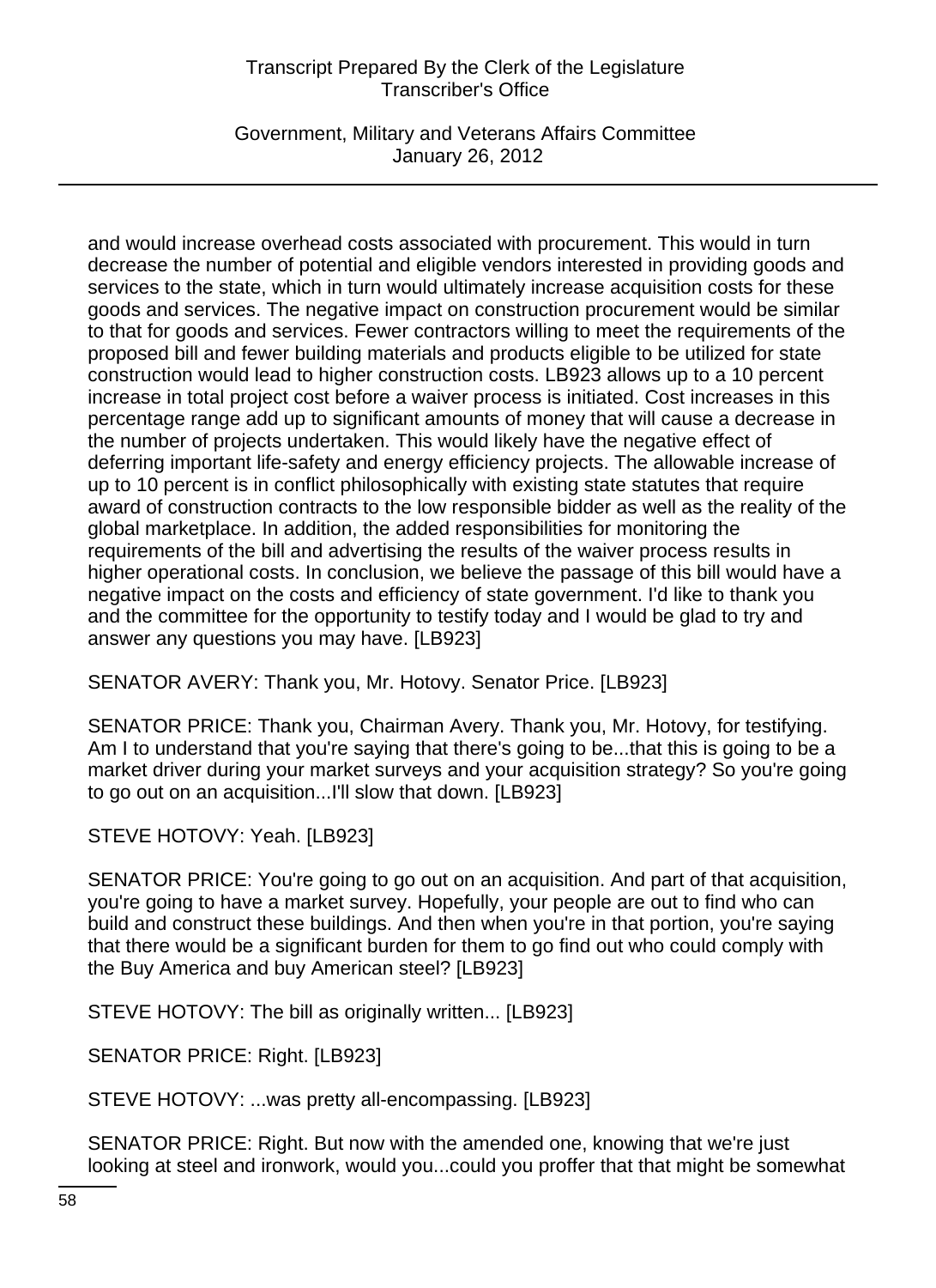and would increase overhead costs associated with procurement. This would in turn decrease the number of potential and eligible vendors interested in providing goods and services to the state, which in turn would ultimately increase acquisition costs for these goods and services. The negative impact on construction procurement would be similar to that for goods and services. Fewer contractors willing to meet the requirements of the proposed bill and fewer building materials and products eligible to be utilized for state construction would lead to higher construction costs. LB923 allows up to a 10 percent increase in total project cost before a waiver process is initiated. Cost increases in this percentage range add up to significant amounts of money that will cause a decrease in the number of projects undertaken. This would likely have the negative effect of deferring important life-safety and energy efficiency projects. The allowable increase of up to 10 percent is in conflict philosophically with existing state statutes that require award of construction contracts to the low responsible bidder as well as the reality of the global marketplace. In addition, the added responsibilities for monitoring the requirements of the bill and advertising the results of the waiver process results in higher operational costs. In conclusion, we believe the passage of this bill would have a negative impact on the costs and efficiency of state government. I'd like to thank you and the committee for the opportunity to testify today and I would be glad to try and answer any questions you may have. [LB923]

SENATOR AVERY: Thank you, Mr. Hotovy. Senator Price. [LB923]

SENATOR PRICE: Thank you, Chairman Avery. Thank you, Mr. Hotovy, for testifying. Am I to understand that you're saying that there's going to be...that this is going to be a market driver during your market surveys and your acquisition strategy? So you're going to go out on an acquisition...I'll slow that down. [LB923]

STEVE HOTOVY: Yeah. [LB923]

SENATOR PRICE: You're going to go out on an acquisition. And part of that acquisition, you're going to have a market survey. Hopefully, your people are out to find who can build and construct these buildings. And then when you're in that portion, you're saying that there would be a significant burden for them to go find out who could comply with the Buy America and buy American steel? [LB923]

STEVE HOTOVY: The bill as originally written... [LB923]

SENATOR PRICE: Right. [LB923]

STEVE HOTOVY: ...was pretty all-encompassing. [LB923]

SENATOR PRICE: Right. But now with the amended one, knowing that we're just looking at steel and ironwork, would you...could you proffer that that might be somewhat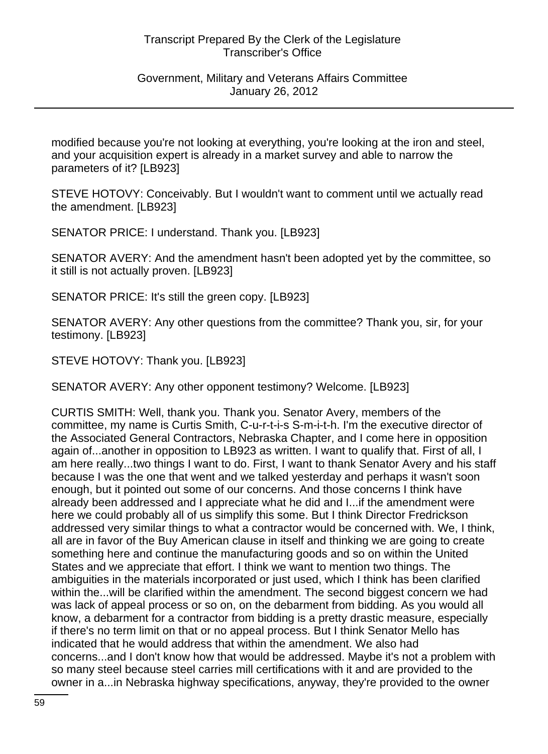modified because you're not looking at everything, you're looking at the iron and steel, and your acquisition expert is already in a market survey and able to narrow the parameters of it? [LB923]

STEVE HOTOVY: Conceivably. But I wouldn't want to comment until we actually read the amendment. [LB923]

SENATOR PRICE: I understand. Thank you. [LB923]

SENATOR AVERY: And the amendment hasn't been adopted yet by the committee, so it still is not actually proven. [LB923]

SENATOR PRICE: It's still the green copy. [LB923]

SENATOR AVERY: Any other questions from the committee? Thank you, sir, for your testimony. [LB923]

STEVE HOTOVY: Thank you. [LB923]

SENATOR AVERY: Any other opponent testimony? Welcome. [LB923]

CURTIS SMITH: Well, thank you. Thank you. Senator Avery, members of the committee, my name is Curtis Smith, C-u-r-t-i-s S-m-i-t-h. I'm the executive director of the Associated General Contractors, Nebraska Chapter, and I come here in opposition again of...another in opposition to LB923 as written. I want to qualify that. First of all, I am here really...two things I want to do. First, I want to thank Senator Avery and his staff because I was the one that went and we talked yesterday and perhaps it wasn't soon enough, but it pointed out some of our concerns. And those concerns I think have already been addressed and I appreciate what he did and I...if the amendment were here we could probably all of us simplify this some. But I think Director Fredrickson addressed very similar things to what a contractor would be concerned with. We, I think, all are in favor of the Buy American clause in itself and thinking we are going to create something here and continue the manufacturing goods and so on within the United States and we appreciate that effort. I think we want to mention two things. The ambiguities in the materials incorporated or just used, which I think has been clarified within the...will be clarified within the amendment. The second biggest concern we had was lack of appeal process or so on, on the debarment from bidding. As you would all know, a debarment for a contractor from bidding is a pretty drastic measure, especially if there's no term limit on that or no appeal process. But I think Senator Mello has indicated that he would address that within the amendment. We also had concerns...and I don't know how that would be addressed. Maybe it's not a problem with so many steel because steel carries mill certifications with it and are provided to the owner in a...in Nebraska highway specifications, anyway, they're provided to the owner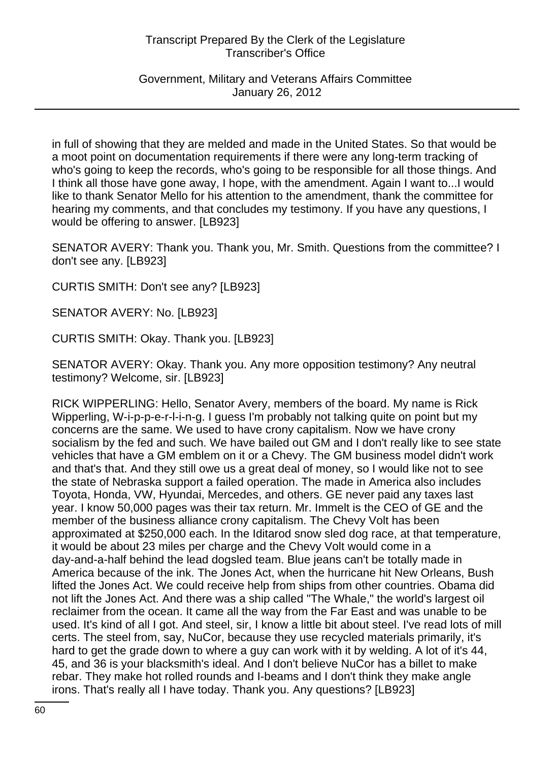in full of showing that they are melded and made in the United States. So that would be a moot point on documentation requirements if there were any long-term tracking of who's going to keep the records, who's going to be responsible for all those things. And I think all those have gone away, I hope, with the amendment. Again I want to...I would like to thank Senator Mello for his attention to the amendment, thank the committee for hearing my comments, and that concludes my testimony. If you have any questions, I would be offering to answer. [LB923]

SENATOR AVERY: Thank you. Thank you, Mr. Smith. Questions from the committee? I don't see any. [LB923]

CURTIS SMITH: Don't see any? [LB923]

SENATOR AVERY: No. [LB923]

CURTIS SMITH: Okay. Thank you. [LB923]

SENATOR AVERY: Okay. Thank you. Any more opposition testimony? Any neutral testimony? Welcome, sir. [LB923]

RICK WIPPERLING: Hello, Senator Avery, members of the board. My name is Rick Wipperling, W-i-p-p-e-r-l-i-n-g. I guess I'm probably not talking quite on point but my concerns are the same. We used to have crony capitalism. Now we have crony socialism by the fed and such. We have bailed out GM and I don't really like to see state vehicles that have a GM emblem on it or a Chevy. The GM business model didn't work and that's that. And they still owe us a great deal of money, so I would like not to see the state of Nebraska support a failed operation. The made in America also includes Toyota, Honda, VW, Hyundai, Mercedes, and others. GE never paid any taxes last year. I know 50,000 pages was their tax return. Mr. Immelt is the CEO of GE and the member of the business alliance crony capitalism. The Chevy Volt has been approximated at $250,000 each. In the Iditarod snow sled dog race, at that temperature, it would be about 23 miles per charge and the Chevy Volt would come in a day-and-a-half behind the lead dogsled team. Blue jeans can't be totally made in America because of the ink. The Jones Act, when the hurricane hit New Orleans, Bush lifted the Jones Act. We could receive help from ships from other countries. Obama did not lift the Jones Act. And there was a ship called "The Whale," the world's largest oil reclaimer from the ocean. It came all the way from the Far East and was unable to be used. It's kind of all I got. And steel, sir, I know a little bit about steel. I've read lots of mill certs. The steel from, say, NuCor, because they use recycled materials primarily, it's hard to get the grade down to where a guy can work with it by welding. A lot of it's 44, 45, and 36 is your blacksmith's ideal. And I don't believe NuCor has a billet to make rebar. They make hot rolled rounds and I-beams and I don't think they make angle irons. That's really all I have today. Thank you. Any questions? [LB923]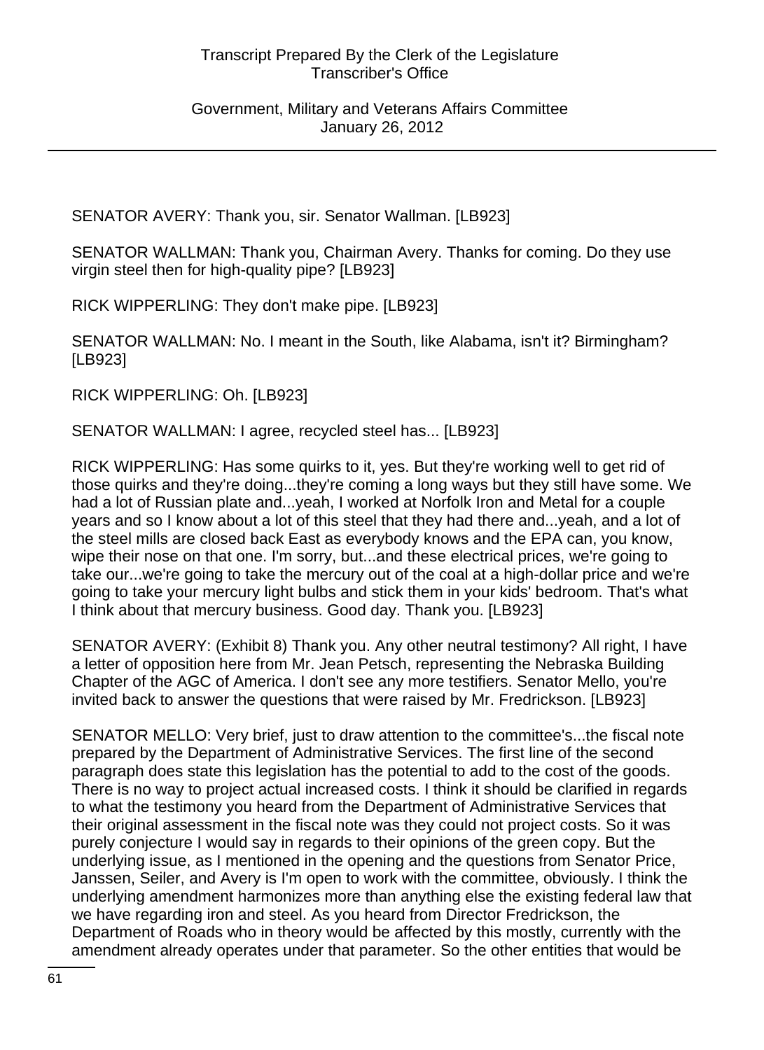SENATOR AVERY: Thank you, sir. Senator Wallman. [LB923]

SENATOR WALLMAN: Thank you, Chairman Avery. Thanks for coming. Do they use virgin steel then for high-quality pipe? [LB923]

RICK WIPPERLING: They don't make pipe. [LB923]

SENATOR WALLMAN: No. I meant in the South, like Alabama, isn't it? Birmingham? [LB923]

RICK WIPPERLING: Oh. [LB923]

SENATOR WALLMAN: I agree, recycled steel has... [LB923]

RICK WIPPERLING: Has some quirks to it, yes. But they're working well to get rid of those quirks and they're doing...they're coming a long ways but they still have some. We had a lot of Russian plate and...yeah, I worked at Norfolk Iron and Metal for a couple years and so I know about a lot of this steel that they had there and...yeah, and a lot of the steel mills are closed back East as everybody knows and the EPA can, you know, wipe their nose on that one. I'm sorry, but...and these electrical prices, we're going to take our...we're going to take the mercury out of the coal at a high-dollar price and we're going to take your mercury light bulbs and stick them in your kids' bedroom. That's what I think about that mercury business. Good day. Thank you. [LB923]

SENATOR AVERY: (Exhibit 8) Thank you. Any other neutral testimony? All right, I have a letter of opposition here from Mr. Jean Petsch, representing the Nebraska Building Chapter of the AGC of America. I don't see any more testifiers. Senator Mello, you're invited back to answer the questions that were raised by Mr. Fredrickson. [LB923]

SENATOR MELLO: Very brief, just to draw attention to the committee's...the fiscal note prepared by the Department of Administrative Services. The first line of the second paragraph does state this legislation has the potential to add to the cost of the goods. There is no way to project actual increased costs. I think it should be clarified in regards to what the testimony you heard from the Department of Administrative Services that their original assessment in the fiscal note was they could not project costs. So it was purely conjecture I would say in regards to their opinions of the green copy. But the underlying issue, as I mentioned in the opening and the questions from Senator Price, Janssen, Seiler, and Avery is I'm open to work with the committee, obviously. I think the underlying amendment harmonizes more than anything else the existing federal law that we have regarding iron and steel. As you heard from Director Fredrickson, the Department of Roads who in theory would be affected by this mostly, currently with the amendment already operates under that parameter. So the other entities that would be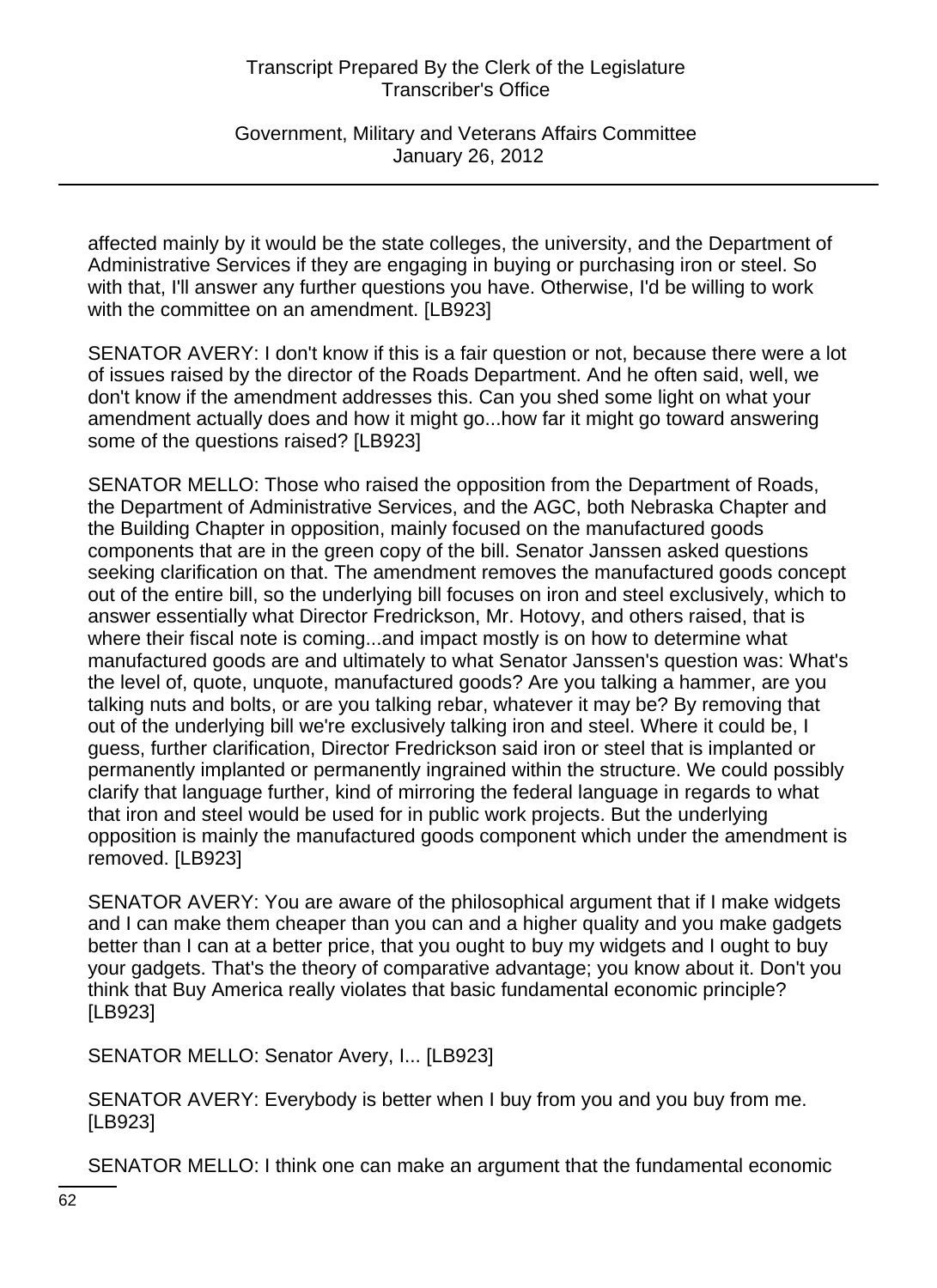affected mainly by it would be the state colleges, the university, and the Department of Administrative Services if they are engaging in buying or purchasing iron or steel. So with that, I'll answer any further questions you have. Otherwise, I'd be willing to work with the committee on an amendment. [LB923]

SENATOR AVERY: I don't know if this is a fair question or not, because there were a lot of issues raised by the director of the Roads Department. And he often said, well, we don't know if the amendment addresses this. Can you shed some light on what your amendment actually does and how it might go...how far it might go toward answering some of the questions raised? [LB923]

SENATOR MELLO: Those who raised the opposition from the Department of Roads, the Department of Administrative Services, and the AGC, both Nebraska Chapter and the Building Chapter in opposition, mainly focused on the manufactured goods components that are in the green copy of the bill. Senator Janssen asked questions seeking clarification on that. The amendment removes the manufactured goods concept out of the entire bill, so the underlying bill focuses on iron and steel exclusively, which to answer essentially what Director Fredrickson, Mr. Hotovy, and others raised, that is where their fiscal note is coming...and impact mostly is on how to determine what manufactured goods are and ultimately to what Senator Janssen's question was: What's the level of, quote, unquote, manufactured goods? Are you talking a hammer, are you talking nuts and bolts, or are you talking rebar, whatever it may be? By removing that out of the underlying bill we're exclusively talking iron and steel. Where it could be, I guess, further clarification, Director Fredrickson said iron or steel that is implanted or permanently implanted or permanently ingrained within the structure. We could possibly clarify that language further, kind of mirroring the federal language in regards to what that iron and steel would be used for in public work projects. But the underlying opposition is mainly the manufactured goods component which under the amendment is removed. [LB923]

SENATOR AVERY: You are aware of the philosophical argument that if I make widgets and I can make them cheaper than you can and a higher quality and you make gadgets better than I can at a better price, that you ought to buy my widgets and I ought to buy your gadgets. That's the theory of comparative advantage; you know about it. Don't you think that Buy America really violates that basic fundamental economic principle? [LB923]

SENATOR MELLO: Senator Avery, I... [LB923]

SENATOR AVERY: Everybody is better when I buy from you and you buy from me. [LB923]

SENATOR MELLO: I think one can make an argument that the fundamental economic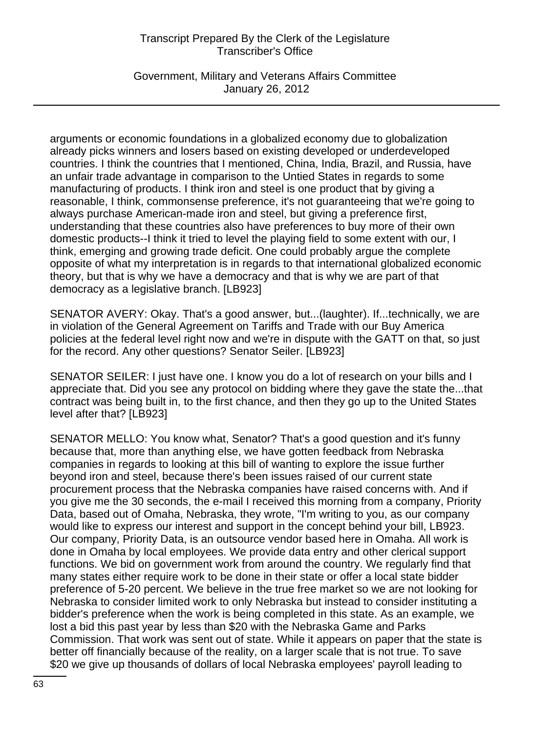arguments or economic foundations in a globalized economy due to globalization already picks winners and losers based on existing developed or underdeveloped countries. I think the countries that I mentioned, China, India, Brazil, and Russia, have an unfair trade advantage in comparison to the Untied States in regards to some manufacturing of products. I think iron and steel is one product that by giving a reasonable, I think, commonsense preference, it's not guaranteeing that we're going to always purchase American-made iron and steel, but giving a preference first, understanding that these countries also have preferences to buy more of their own domestic products--I think it tried to level the playing field to some extent with our, I think, emerging and growing trade deficit. One could probably argue the complete opposite of what my interpretation is in regards to that international globalized economic theory, but that is why we have a democracy and that is why we are part of that democracy as a legislative branch. [LB923]

SENATOR AVERY: Okay. That's a good answer, but...(laughter). If...technically, we are in violation of the General Agreement on Tariffs and Trade with our Buy America policies at the federal level right now and we're in dispute with the GATT on that, so just for the record. Any other questions? Senator Seiler. [LB923]

SENATOR SEILER: I just have one. I know you do a lot of research on your bills and I appreciate that. Did you see any protocol on bidding where they gave the state the...that contract was being built in, to the first chance, and then they go up to the United States level after that? [LB923]

SENATOR MELLO: You know what, Senator? That's a good question and it's funny because that, more than anything else, we have gotten feedback from Nebraska companies in regards to looking at this bill of wanting to explore the issue further beyond iron and steel, because there's been issues raised of our current state procurement process that the Nebraska companies have raised concerns with. And if you give me the 30 seconds, the e-mail I received this morning from a company, Priority Data, based out of Omaha, Nebraska, they wrote, "I'm writing to you, as our company would like to express our interest and support in the concept behind your bill, LB923. Our company, Priority Data, is an outsource vendor based here in Omaha. All work is done in Omaha by local employees. We provide data entry and other clerical support functions. We bid on government work from around the country. We regularly find that many states either require work to be done in their state or offer a local state bidder preference of 5-20 percent. We believe in the true free market so we are not looking for Nebraska to consider limited work to only Nebraska but instead to consider instituting a bidder's preference when the work is being completed in this state. As an example, we lost a bid this past year by less than $20 with the Nebraska Game and Parks Commission. That work was sent out of state. While it appears on paper that the state is better off financially because of the reality, on a larger scale that is not true. To save $20 we give up thousands of dollars of local Nebraska employees' payroll leading to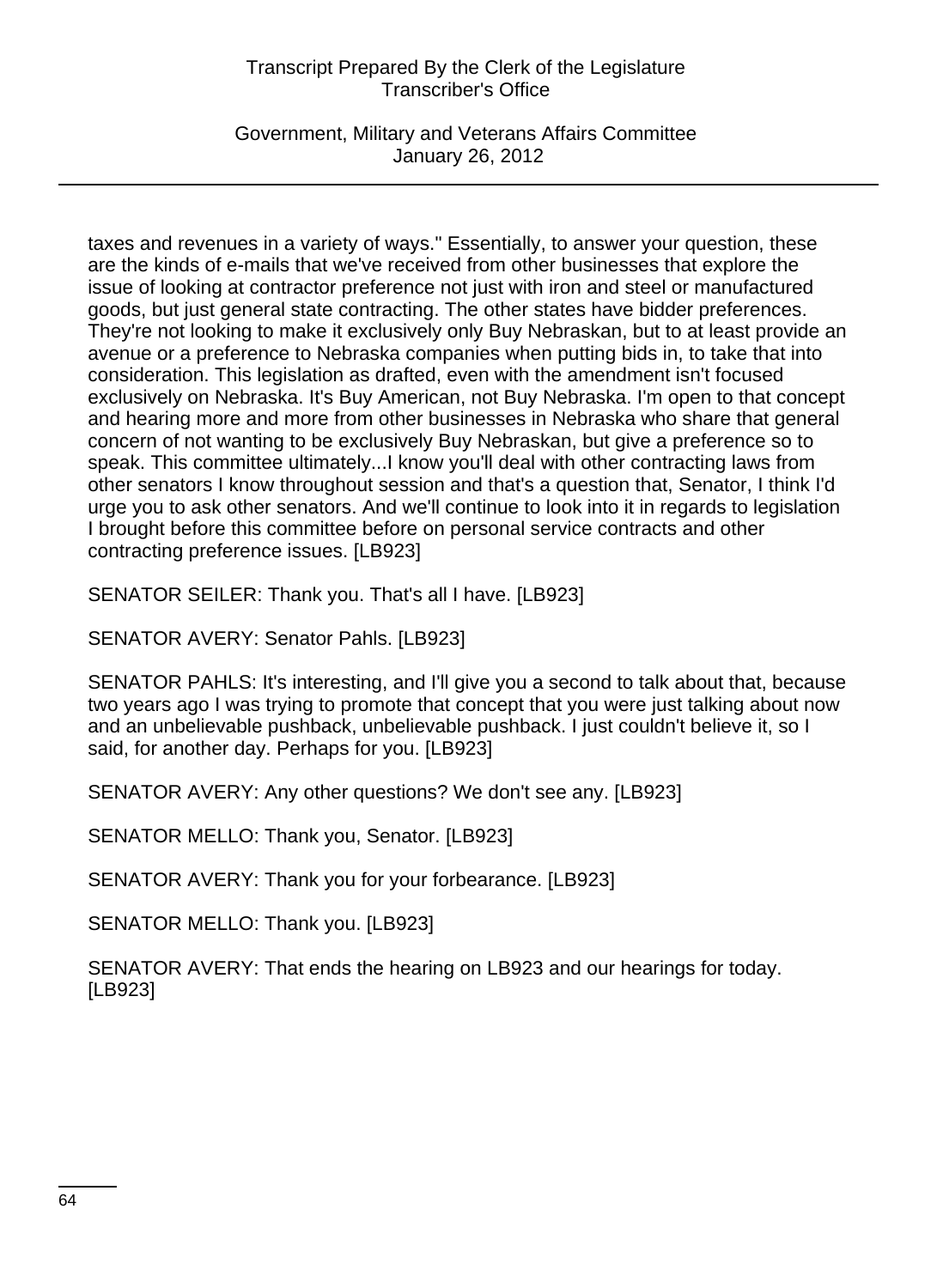taxes and revenues in a variety of ways." Essentially, to answer your question, these are the kinds of e-mails that we've received from other businesses that explore the issue of looking at contractor preference not just with iron and steel or manufactured goods, but just general state contracting. The other states have bidder preferences. They're not looking to make it exclusively only Buy Nebraskan, but to at least provide an avenue or a preference to Nebraska companies when putting bids in, to take that into consideration. This legislation as drafted, even with the amendment isn't focused exclusively on Nebraska. It's Buy American, not Buy Nebraska. I'm open to that concept and hearing more and more from other businesses in Nebraska who share that general concern of not wanting to be exclusively Buy Nebraskan, but give a preference so to speak. This committee ultimately...I know you'll deal with other contracting laws from other senators I know throughout session and that's a question that, Senator, I think I'd urge you to ask other senators. And we'll continue to look into it in regards to legislation I brought before this committee before on personal service contracts and other contracting preference issues. [LB923]

SENATOR SEILER: Thank you. That's all I have. [LB923]

SENATOR AVERY: Senator Pahls. [LB923]

SENATOR PAHLS: It's interesting, and I'll give you a second to talk about that, because two years ago I was trying to promote that concept that you were just talking about now and an unbelievable pushback, unbelievable pushback. I just couldn't believe it, so I said, for another day. Perhaps for you. [LB923]

SENATOR AVERY: Any other questions? We don't see any. [LB923]

SENATOR MELLO: Thank you, Senator. [LB923]

SENATOR AVERY: Thank you for your forbearance. [LB923]

SENATOR MELLO: Thank you. [LB923]

SENATOR AVERY: That ends the hearing on LB923 and our hearings for today. [LB923]